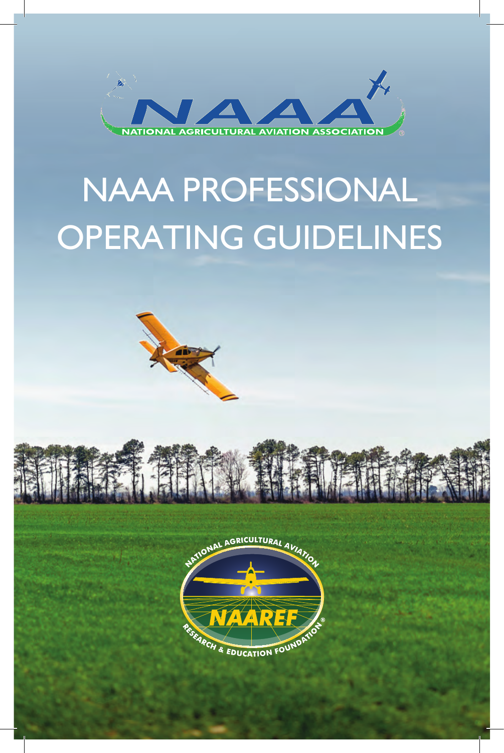NAAA

NATIONAL AGRICULTURAL AVIATION ASSOCIATION

# NAAA PROFESSIONAL OPERATING GUIDELINES

NATIONAL AGRICULTURAL AVIATION

NAAREF

RESEARCH & EDUCATION FOUNDATION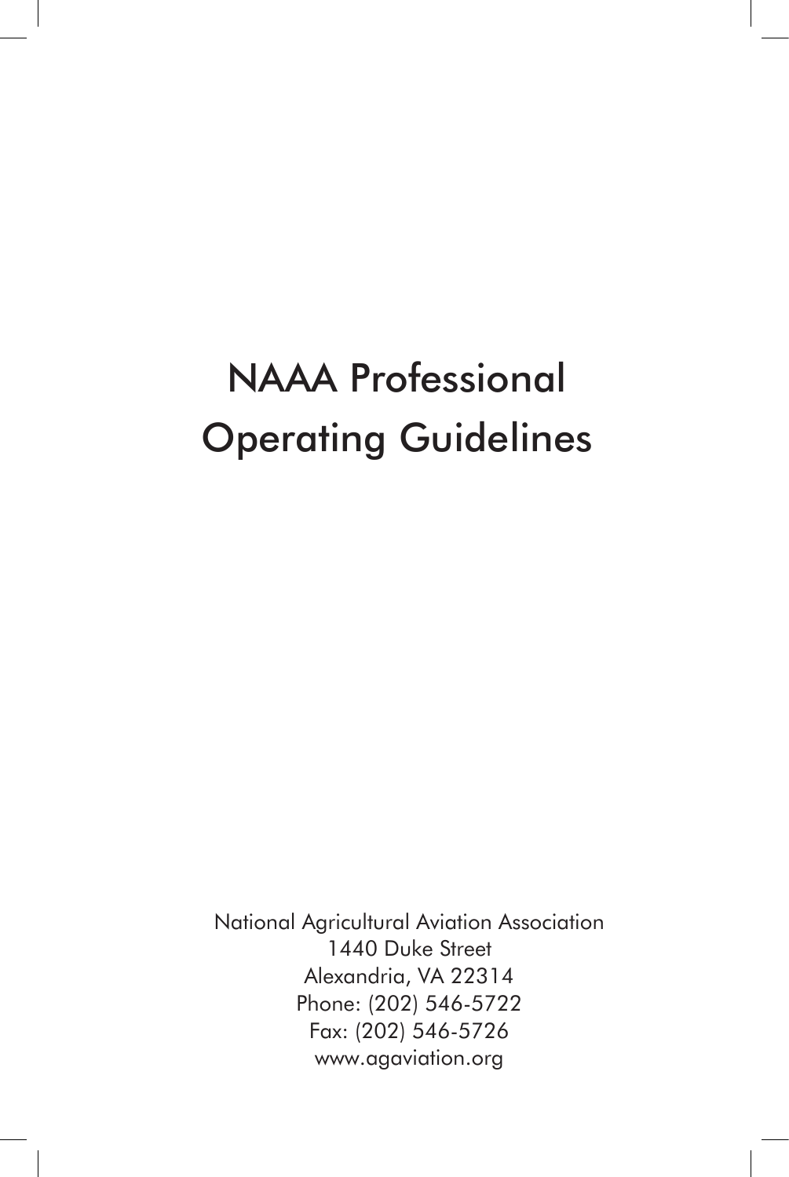# NAAA Professional Operating Guidelines

National Agricultural Aviation Association
1440 Duke Street
Alexandria, VA 22314
Phone: (202) 546-5722
Fax: (202) 546-5726
www.agaviation.org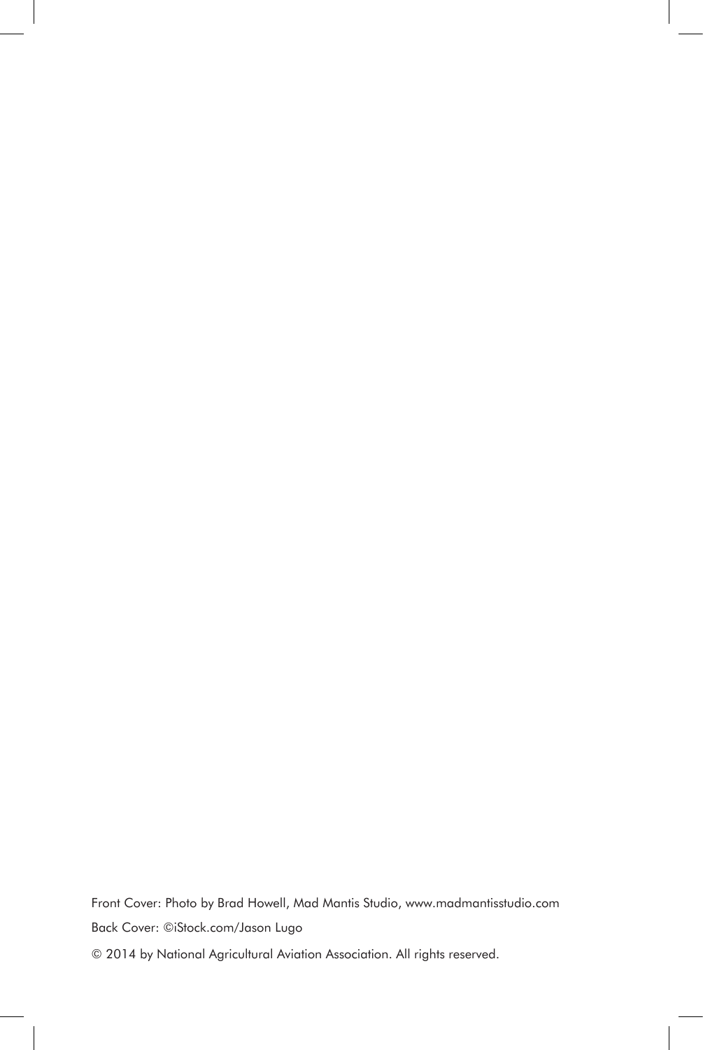Front Cover: Photo by Brad Howell, Mad Mantis Studio, www.madmantisstudio.com

Back Cover: ©iStock.com/Jason Lugo

© 2014 by National Agricultural Aviation Association. All rights reserved.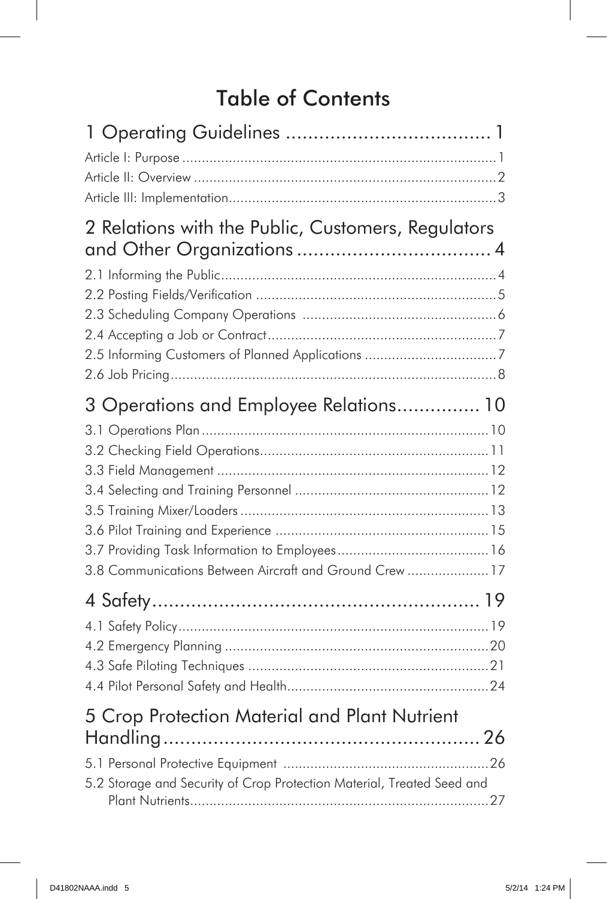# Table of Contents

## 1 Operating Guidelines ..................................... 1

Article I: Purpose ..................................................................................1
Article II: Overview ..............................................................................2
Article III: Implementation.....................................................................3

## 2 Relations with the Public, Customers, Regulators and Other Organizations .................................. 4

2.1 Informing the Public.......................................................................4
2.2 Posting Fields/Verification .............................................................5
2.3 Scheduling Company Operations ..................................................6
2.4 Accepting a Job or Contract...........................................................7
2.5 Informing Customers of Planned Applications ..................................7
2.6 Job Pricing....................................................................................8

## 3 Operations and Employee Relations............... 10

3.1 Operations Plan..........................................................................10
3.2 Checking Field Operations...........................................................11
3.3 Field Management ......................................................................12
3.4 Selecting and Training Personnel ..................................................12
3.5 Training Mixer/Loaders ................................................................13
3.6 Pilot Training and Experience .......................................................15
3.7 Providing Task Information to Employees.......................................16
3.8 Communications Between Aircraft and Ground Crew .....................17

## 4 Safety.......................................................... 19

4.1 Safety Policy................................................................................19
4.2 Emergency Planning ....................................................................20
4.3 Safe Piloting Techniques ..............................................................21
4.4 Pilot Personal Safety and Health....................................................24

## 5 Crop Protection Material and Plant Nutrient Handling......................................................... 26

5.1 Personal Protective Equipment .....................................................26
5.2 Storage and Security of Crop Protection Material, Treated Seed and Plant Nutrients.............................................................................27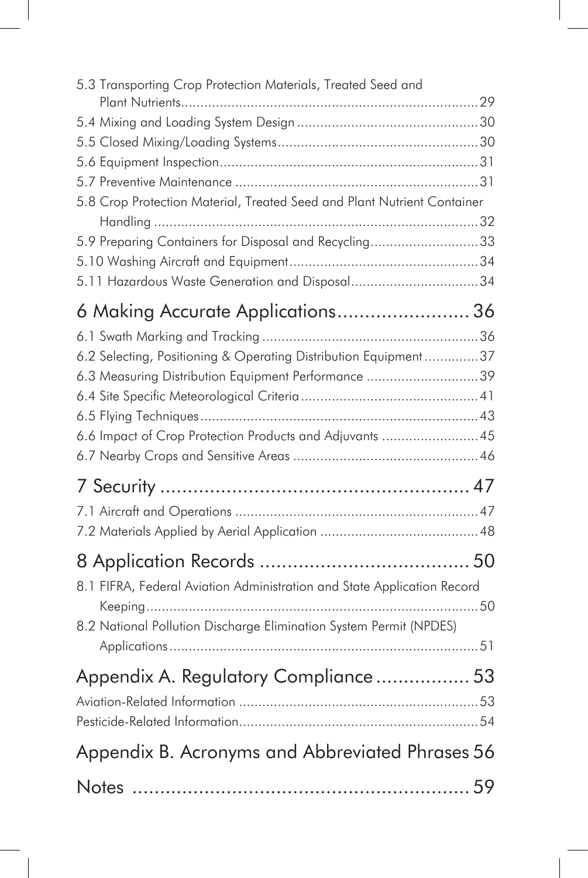5.3 Transporting Crop Protection Materials, Treated Seed and Plant Nutrients....29
5.4 Mixing and Loading System Design....30
5.5 Closed Mixing/Loading Systems....30
5.6 Equipment Inspection....31
5.7 Preventive Maintenance....31
5.8 Crop Protection Material, Treated Seed and Plant Nutrient Container Handling....32
5.9 Preparing Containers for Disposal and Recycling....33
5.10 Washing Aircraft and Equipment....34
5.11 Hazardous Waste Generation and Disposal....34

## 6 Making Accurate Applications....36

6.1 Swath Marking and Tracking....36
6.2 Selecting, Positioning & Operating Distribution Equipment....37
6.3 Measuring Distribution Equipment Performance....39
6.4 Site Specific Meteorological Criteria....41
6.5 Flying Techniques....43
6.6 Impact of Crop Protection Products and Adjuvants....45
6.7 Nearby Crops and Sensitive Areas....46

## 7 Security....47

7.1 Aircraft and Operations....47
7.2 Materials Applied by Aerial Application....48

## 8 Application Records....50

8.1 FIFRA, Federal Aviation Administration and State Application Record Keeping....50
8.2 National Pollution Discharge Elimination System Permit (NPDES) Applications....51

## Appendix A. Regulatory Compliance....53

Aviation-Related Information....53
Pesticide-Related Information....54

## Appendix B. Acronyms and Abbreviated Phrases....56

## Notes....59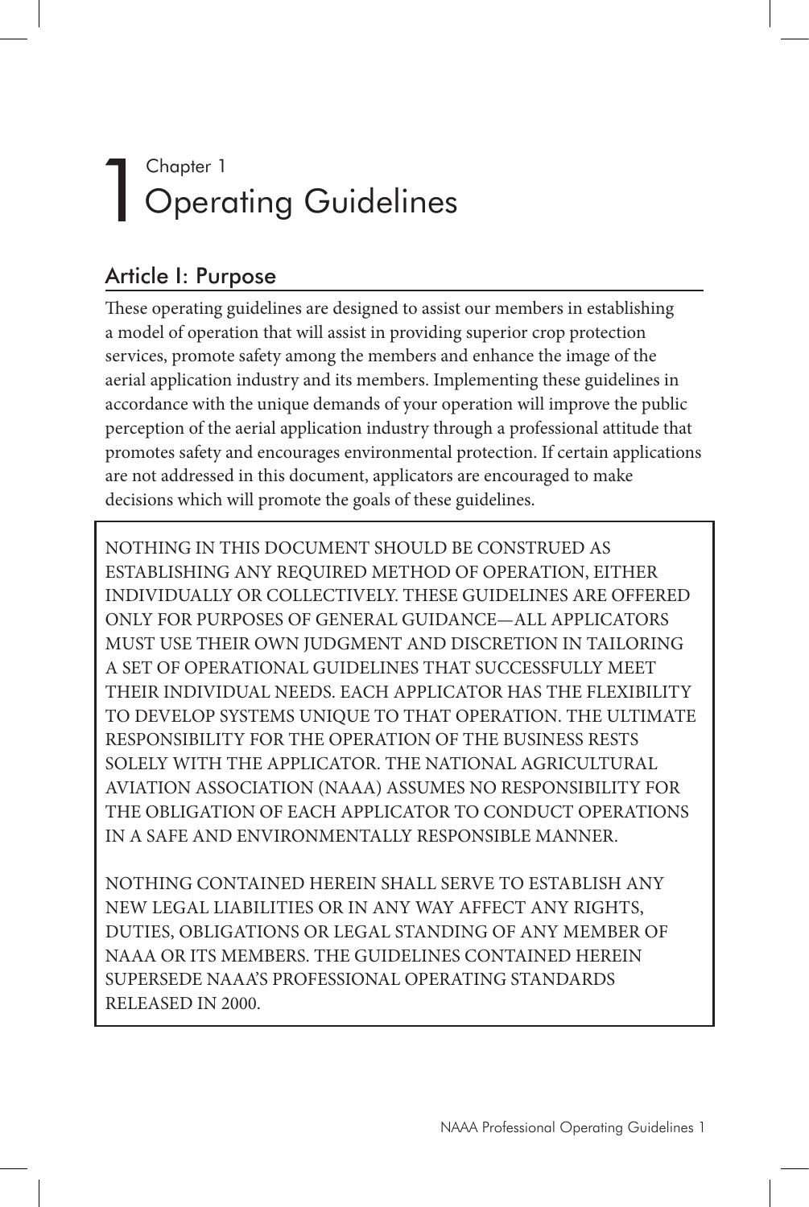# Chapter 1
# Operating Guidelines

## Article I: Purpose

These operating guidelines are designed to assist our members in establishing a model of operation that will assist in providing superior crop protection services, promote safety among the members and enhance the image of the aerial application industry and its members. Implementing these guidelines in accordance with the unique demands of your operation will improve the public perception of the aerial application industry through a professional attitude that promotes safety and encourages environmental protection. If certain applications are not addressed in this document, applicators are encouraged to make decisions which will promote the goals of these guidelines.

NOTHING IN THIS DOCUMENT SHOULD BE CONSTRUED AS ESTABLISHING ANY REQUIRED METHOD OF OPERATION, EITHER INDIVIDUALLY OR COLLECTIVELY. THESE GUIDELINES ARE OFFERED ONLY FOR PURPOSES OF GENERAL GUIDANCE—ALL APPLICATORS MUST USE THEIR OWN JUDGMENT AND DISCRETION IN TAILORING A SET OF OPERATIONAL GUIDELINES THAT SUCCESSFULLY MEET THEIR INDIVIDUAL NEEDS. EACH APPLICATOR HAS THE FLEXIBILITY TO DEVELOP SYSTEMS UNIQUE TO THAT OPERATION. THE ULTIMATE RESPONSIBILITY FOR THE OPERATION OF THE BUSINESS RESTS SOLELY WITH THE APPLICATOR. THE NATIONAL AGRICULTURAL AVIATION ASSOCIATION (NAAA) ASSUMES NO RESPONSIBILITY FOR THE OBLIGATION OF EACH APPLICATOR TO CONDUCT OPERATIONS IN A SAFE AND ENVIRONMENTALLY RESPONSIBLE MANNER.

NOTHING CONTAINED HEREIN SHALL SERVE TO ESTABLISH ANY NEW LEGAL LIABILITIES OR IN ANY WAY AFFECT ANY RIGHTS, DUTIES, OBLIGATIONS OR LEGAL STANDING OF ANY MEMBER OF NAAA OR ITS MEMBERS. THE GUIDELINES CONTAINED HEREIN SUPERSEDE NAAA'S PROFESSIONAL OPERATING STANDARDS RELEASED IN 2000.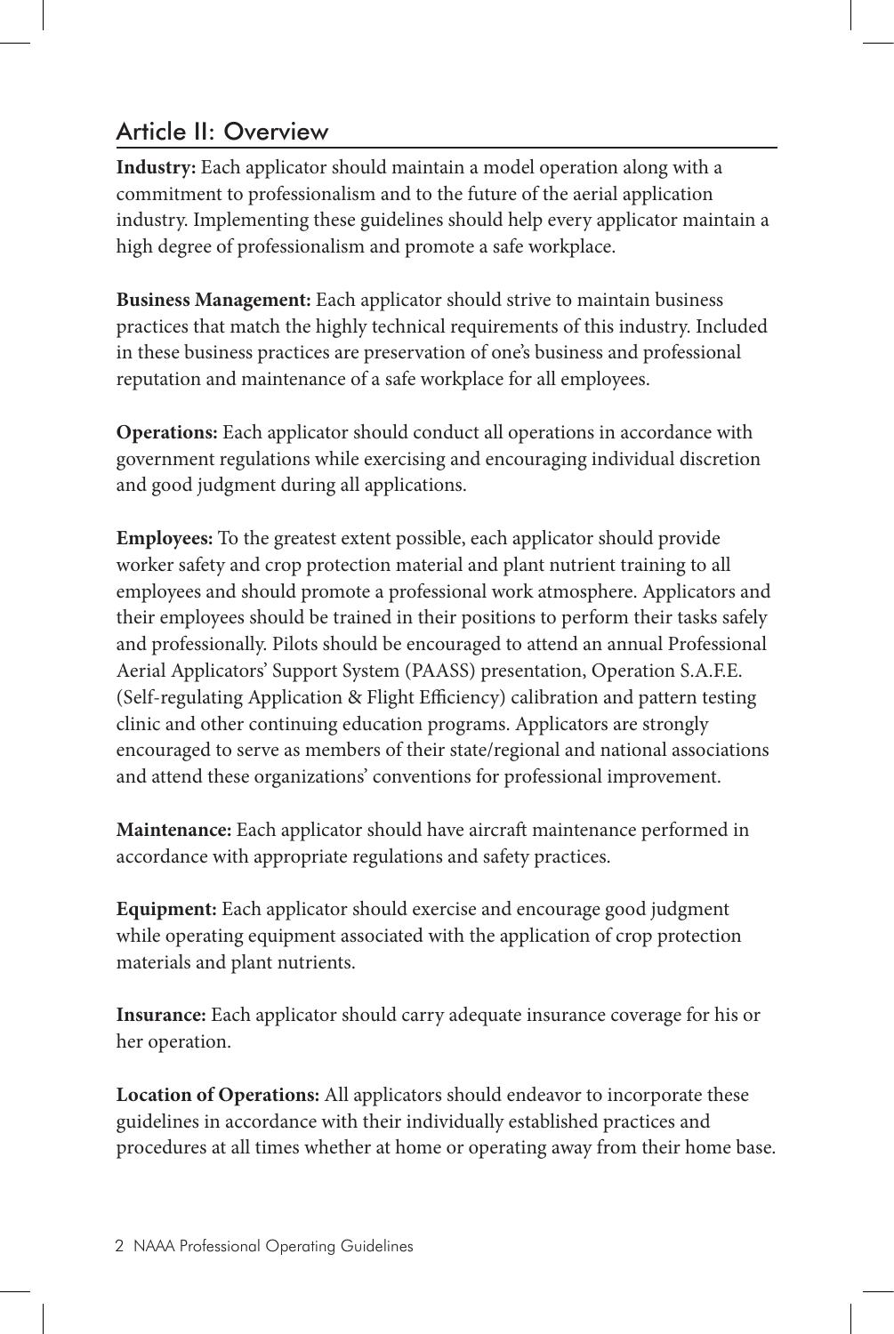## Article II: Overview

**Industry:** Each applicator should maintain a model operation along with a commitment to professionalism and to the future of the aerial application industry. Implementing these guidelines should help every applicator maintain a high degree of professionalism and promote a safe workplace.

**Business Management:** Each applicator should strive to maintain business practices that match the highly technical requirements of this industry. Included in these business practices are preservation of one's business and professional reputation and maintenance of a safe workplace for all employees.

**Operations:** Each applicator should conduct all operations in accordance with government regulations while exercising and encouraging individual discretion and good judgment during all applications.

**Employees:** To the greatest extent possible, each applicator should provide worker safety and crop protection material and plant nutrient training to all employees and should promote a professional work atmosphere. Applicators and their employees should be trained in their positions to perform their tasks safely and professionally. Pilots should be encouraged to attend an annual Professional Aerial Applicators' Support System (PAASS) presentation, Operation S.A.F.E. (Self-regulating Application & Flight Efficiency) calibration and pattern testing clinic and other continuing education programs. Applicators are strongly encouraged to serve as members of their state/regional and national associations and attend these organizations' conventions for professional improvement.

**Maintenance:** Each applicator should have aircraft maintenance performed in accordance with appropriate regulations and safety practices.

**Equipment:** Each applicator should exercise and encourage good judgment while operating equipment associated with the application of crop protection materials and plant nutrients.

**Insurance:** Each applicator should carry adequate insurance coverage for his or her operation.

**Location of Operations:** All applicators should endeavor to incorporate these guidelines in accordance with their individually established practices and procedures at all times whether at home or operating away from their home base.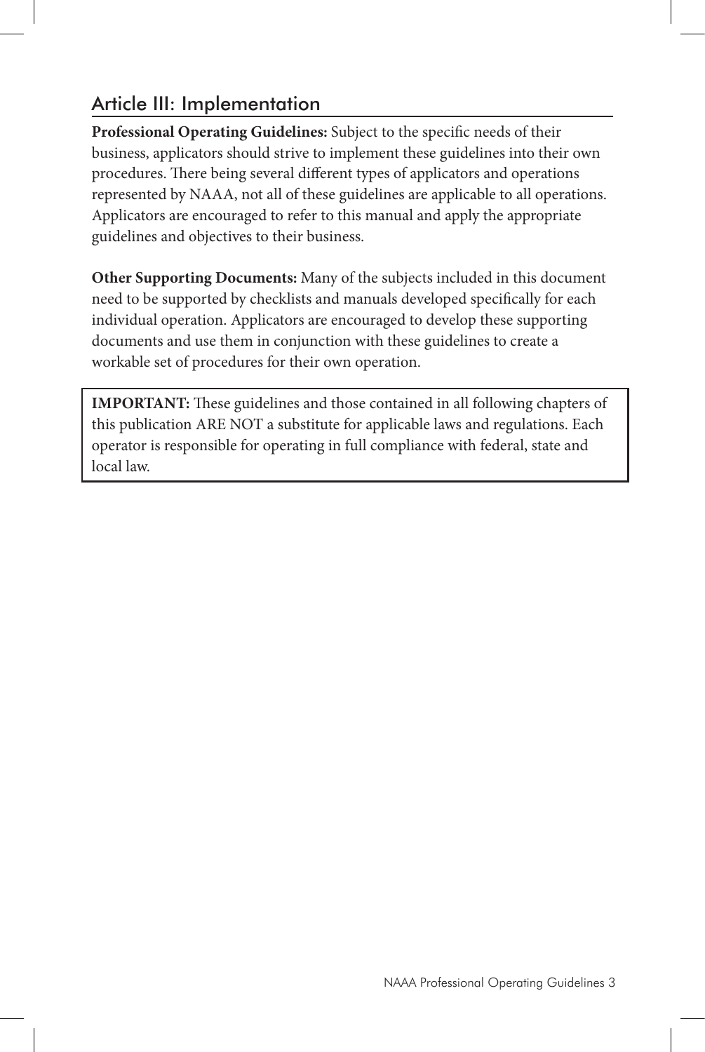## Article III: Implementation

**Professional Operating Guidelines:** Subject to the specific needs of their business, applicators should strive to implement these guidelines into their own procedures. There being several different types of applicators and operations represented by NAAA, not all of these guidelines are applicable to all operations. Applicators are encouraged to refer to this manual and apply the appropriate guidelines and objectives to their business.

**Other Supporting Documents:** Many of the subjects included in this document need to be supported by checklists and manuals developed specifically for each individual operation. Applicators are encouraged to develop these supporting documents and use them in conjunction with these guidelines to create a workable set of procedures for their own operation.

> **IMPORTANT:** These guidelines and those contained in all following chapters of this publication ARE NOT a substitute for applicable laws and regulations. Each operator is responsible for operating in full compliance with federal, state and local law.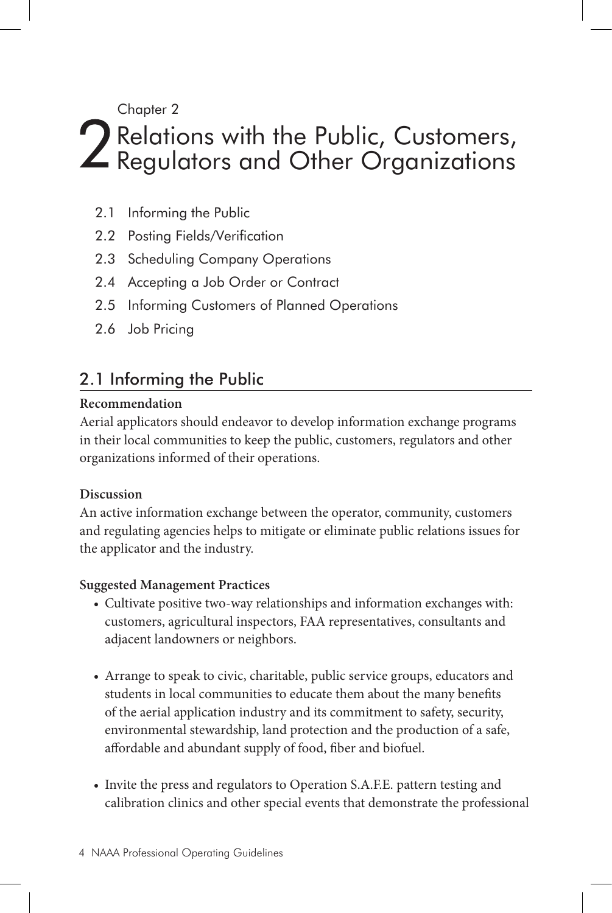Chapter 2

# 2 Relations with the Public, Customers, Regulators and Other Organizations

- 2.1 Informing the Public
- 2.2 Posting Fields/Verification
- 2.3 Scheduling Company Operations
- 2.4 Accepting a Job Order or Contract
- 2.5 Informing Customers of Planned Operations
- 2.6 Job Pricing

## 2.1 Informing the Public

**Recommendation**

Aerial applicators should endeavor to develop information exchange programs in their local communities to keep the public, customers, regulators and other organizations informed of their operations.

**Discussion**

An active information exchange between the operator, community, customers and regulating agencies helps to mitigate or eliminate public relations issues for the applicator and the industry.

**Suggested Management Practices**

- Cultivate positive two-way relationships and information exchanges with: customers, agricultural inspectors, FAA representatives, consultants and adjacent landowners or neighbors.
- Arrange to speak to civic, charitable, public service groups, educators and students in local communities to educate them about the many benefits of the aerial application industry and its commitment to safety, security, environmental stewardship, land protection and the production of a safe, affordable and abundant supply of food, fiber and biofuel.
- Invite the press and regulators to Operation S.A.F.E. pattern testing and calibration clinics and other special events that demonstrate the professional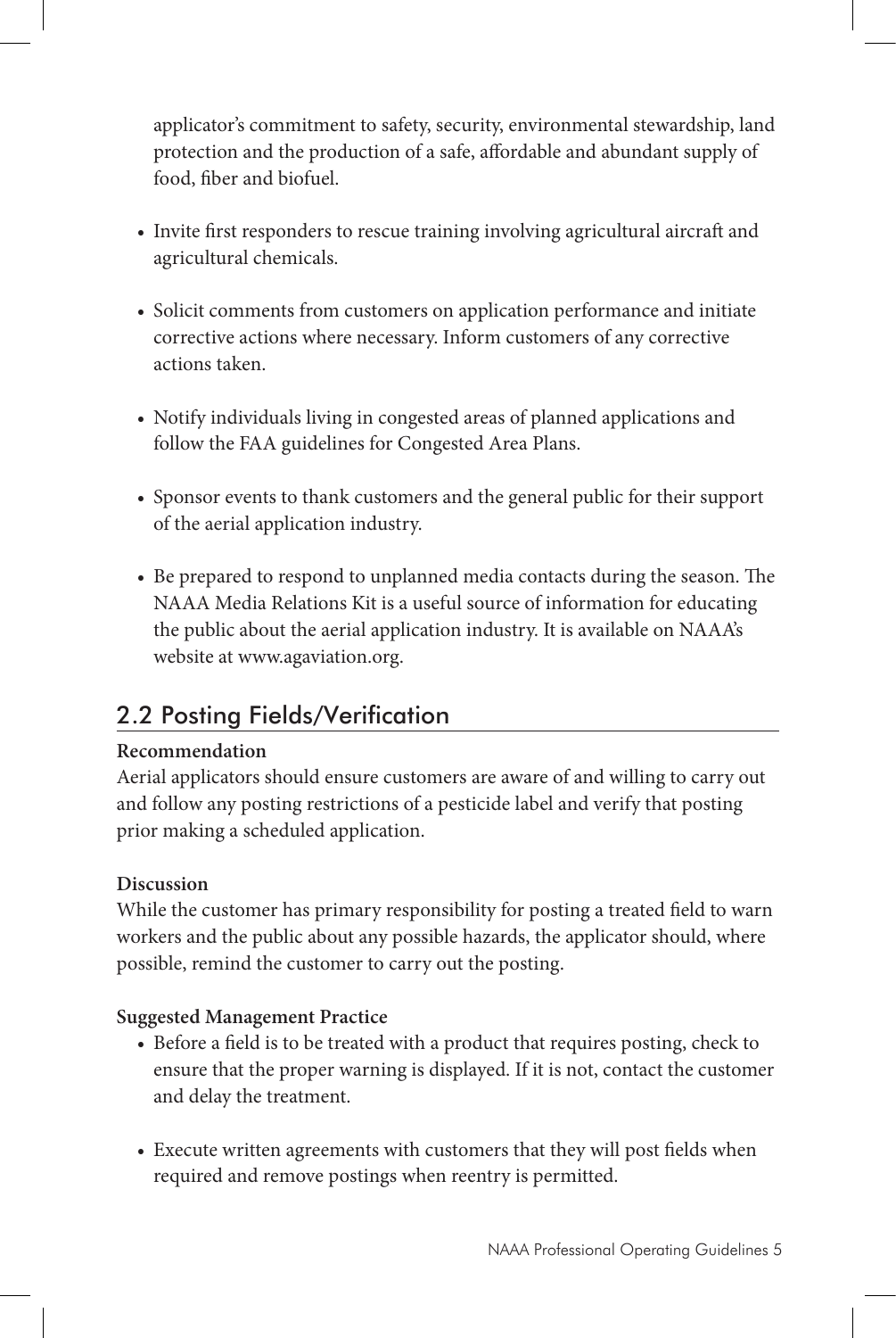applicator's commitment to safety, security, environmental stewardship, land protection and the production of a safe, affordable and abundant supply of food, fiber and biofuel.

- Invite first responders to rescue training involving agricultural aircraft and agricultural chemicals.

- Solicit comments from customers on application performance and initiate corrective actions where necessary. Inform customers of any corrective actions taken.

- Notify individuals living in congested areas of planned applications and follow the FAA guidelines for Congested Area Plans.

- Sponsor events to thank customers and the general public for their support of the aerial application industry.

- Be prepared to respond to unplanned media contacts during the season. The NAAA Media Relations Kit is a useful source of information for educating the public about the aerial application industry. It is available on NAAA's website at www.agaviation.org.

## 2.2 Posting Fields/Verification

**Recommendation**

Aerial applicators should ensure customers are aware of and willing to carry out and follow any posting restrictions of a pesticide label and verify that posting prior making a scheduled application.

**Discussion**

While the customer has primary responsibility for posting a treated field to warn workers and the public about any possible hazards, the applicator should, where possible, remind the customer to carry out the posting.

**Suggested Management Practice**

- Before a field is to be treated with a product that requires posting, check to ensure that the proper warning is displayed. If it is not, contact the customer and delay the treatment.

- Execute written agreements with customers that they will post fields when required and remove postings when reentry is permitted.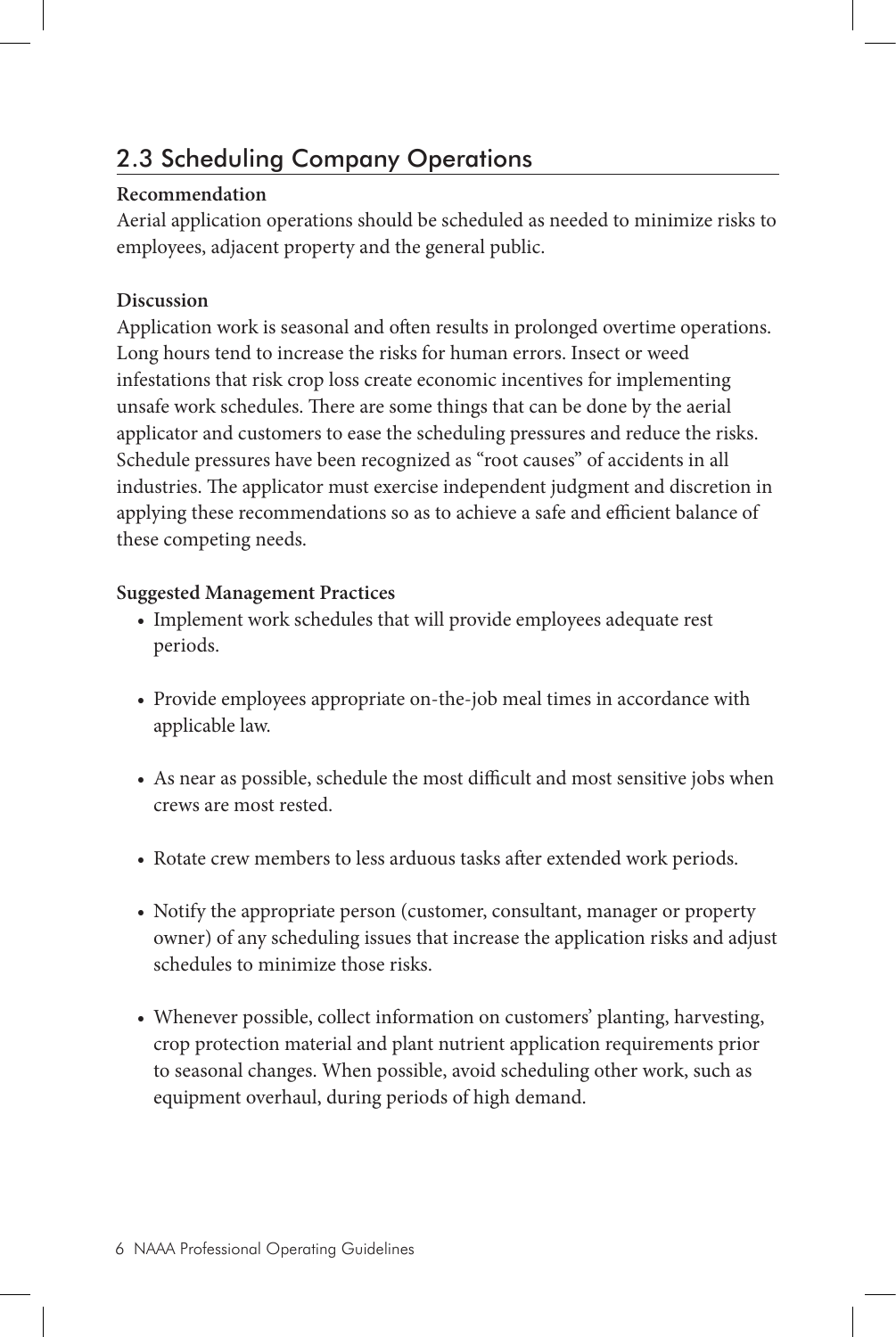## 2.3 Scheduling Company Operations

**Recommendation**

Aerial application operations should be scheduled as needed to minimize risks to employees, adjacent property and the general public.

**Discussion**

Application work is seasonal and often results in prolonged overtime operations. Long hours tend to increase the risks for human errors. Insect or weed infestations that risk crop loss create economic incentives for implementing unsafe work schedules. There are some things that can be done by the aerial applicator and customers to ease the scheduling pressures and reduce the risks. Schedule pressures have been recognized as "root causes" of accidents in all industries. The applicator must exercise independent judgment and discretion in applying these recommendations so as to achieve a safe and efficient balance of these competing needs.

**Suggested Management Practices**

- Implement work schedules that will provide employees adequate rest periods.
- Provide employees appropriate on-the-job meal times in accordance with applicable law.
- As near as possible, schedule the most difficult and most sensitive jobs when crews are most rested.
- Rotate crew members to less arduous tasks after extended work periods.
- Notify the appropriate person (customer, consultant, manager or property owner) of any scheduling issues that increase the application risks and adjust schedules to minimize those risks.
- Whenever possible, collect information on customers' planting, harvesting, crop protection material and plant nutrient application requirements prior to seasonal changes. When possible, avoid scheduling other work, such as equipment overhaul, during periods of high demand.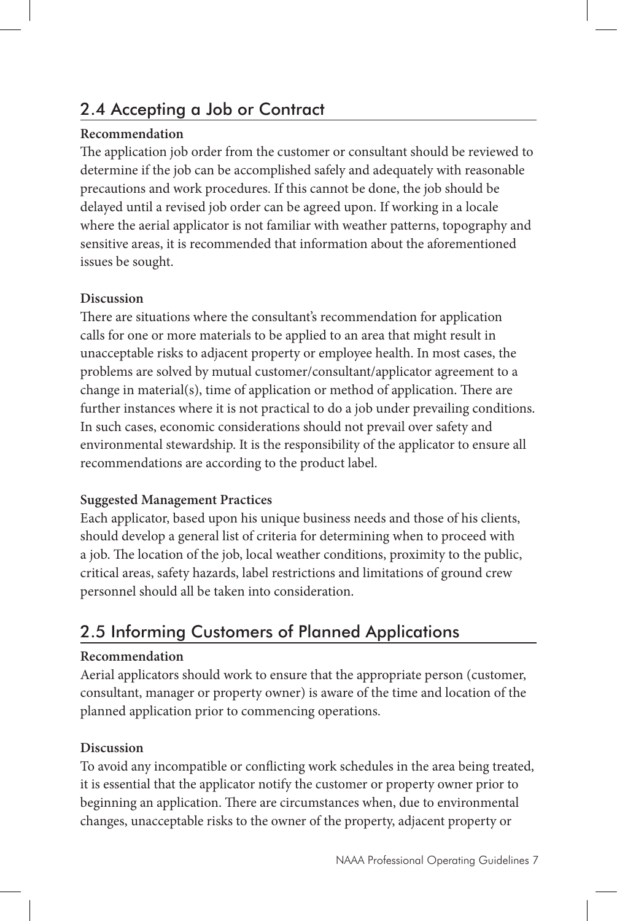## 2.4 Accepting a Job or Contract

**Recommendation**

The application job order from the customer or consultant should be reviewed to determine if the job can be accomplished safely and adequately with reasonable precautions and work procedures. If this cannot be done, the job should be delayed until a revised job order can be agreed upon. If working in a locale where the aerial applicator is not familiar with weather patterns, topography and sensitive areas, it is recommended that information about the aforementioned issues be sought.

**Discussion**

There are situations where the consultant's recommendation for application calls for one or more materials to be applied to an area that might result in unacceptable risks to adjacent property or employee health. In most cases, the problems are solved by mutual customer/consultant/applicator agreement to a change in material(s), time of application or method of application. There are further instances where it is not practical to do a job under prevailing conditions. In such cases, economic considerations should not prevail over safety and environmental stewardship. It is the responsibility of the applicator to ensure all recommendations are according to the product label.

**Suggested Management Practices**

Each applicator, based upon his unique business needs and those of his clients, should develop a general list of criteria for determining when to proceed with a job. The location of the job, local weather conditions, proximity to the public, critical areas, safety hazards, label restrictions and limitations of ground crew personnel should all be taken into consideration.

## 2.5 Informing Customers of Planned Applications

**Recommendation**

Aerial applicators should work to ensure that the appropriate person (customer, consultant, manager or property owner) is aware of the time and location of the planned application prior to commencing operations.

**Discussion**

To avoid any incompatible or conflicting work schedules in the area being treated, it is essential that the applicator notify the customer or property owner prior to beginning an application. There are circumstances when, due to environmental changes, unacceptable risks to the owner of the property, adjacent property or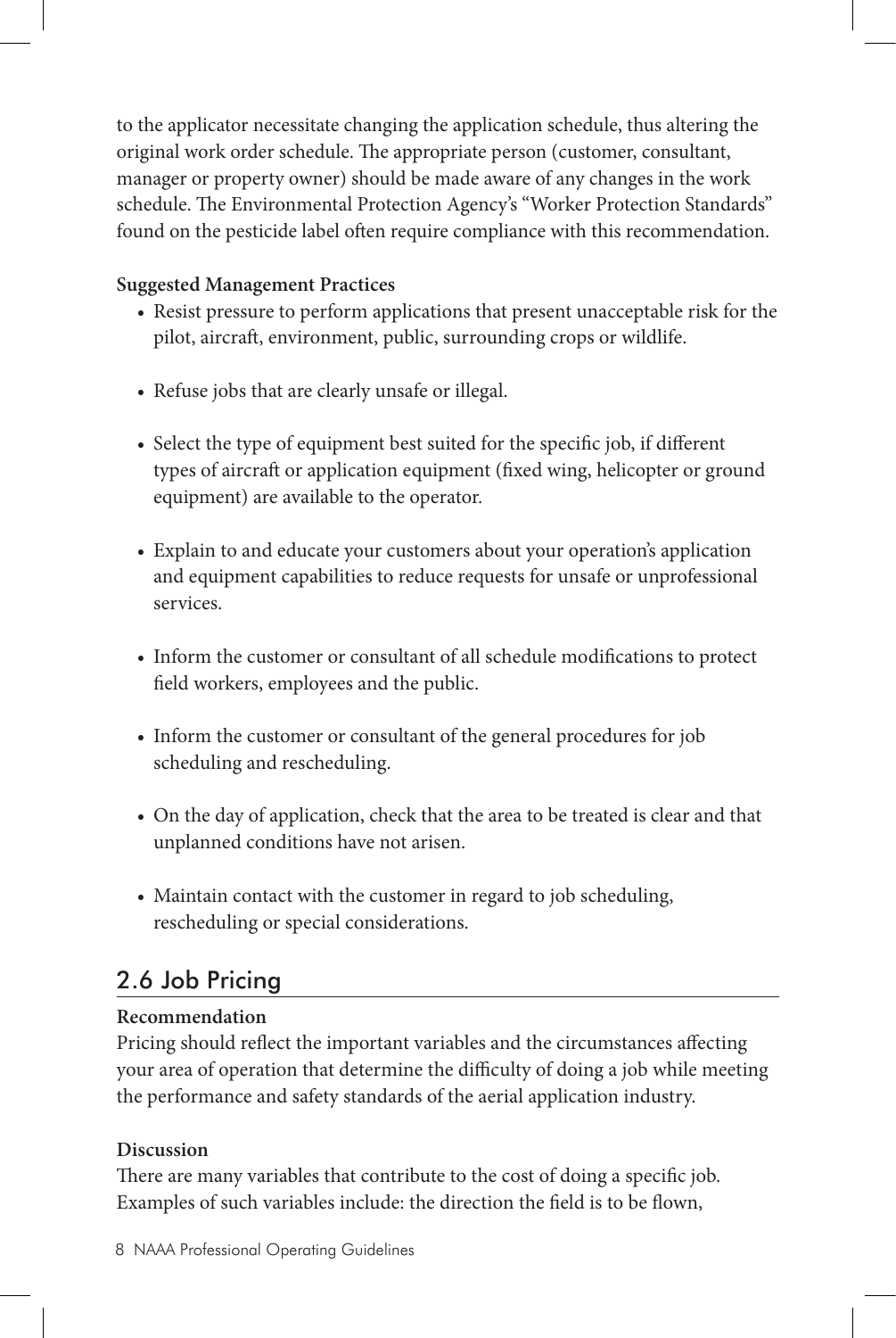to the applicator necessitate changing the application schedule, thus altering the original work order schedule. The appropriate person (customer, consultant, manager or property owner) should be made aware of any changes in the work schedule. The Environmental Protection Agency's "Worker Protection Standards" found on the pesticide label often require compliance with this recommendation.

**Suggested Management Practices**

- Resist pressure to perform applications that present unacceptable risk for the pilot, aircraft, environment, public, surrounding crops or wildlife.
- Refuse jobs that are clearly unsafe or illegal.
- Select the type of equipment best suited for the specific job, if different types of aircraft or application equipment (fixed wing, helicopter or ground equipment) are available to the operator.
- Explain to and educate your customers about your operation's application and equipment capabilities to reduce requests for unsafe or unprofessional services.
- Inform the customer or consultant of all schedule modifications to protect field workers, employees and the public.
- Inform the customer or consultant of the general procedures for job scheduling and rescheduling.
- On the day of application, check that the area to be treated is clear and that unplanned conditions have not arisen.
- Maintain contact with the customer in regard to job scheduling, rescheduling or special considerations.

## 2.6 Job Pricing

**Recommendation**

Pricing should reflect the important variables and the circumstances affecting your area of operation that determine the difficulty of doing a job while meeting the performance and safety standards of the aerial application industry.

**Discussion**

There are many variables that contribute to the cost of doing a specific job. Examples of such variables include: the direction the field is to be flown,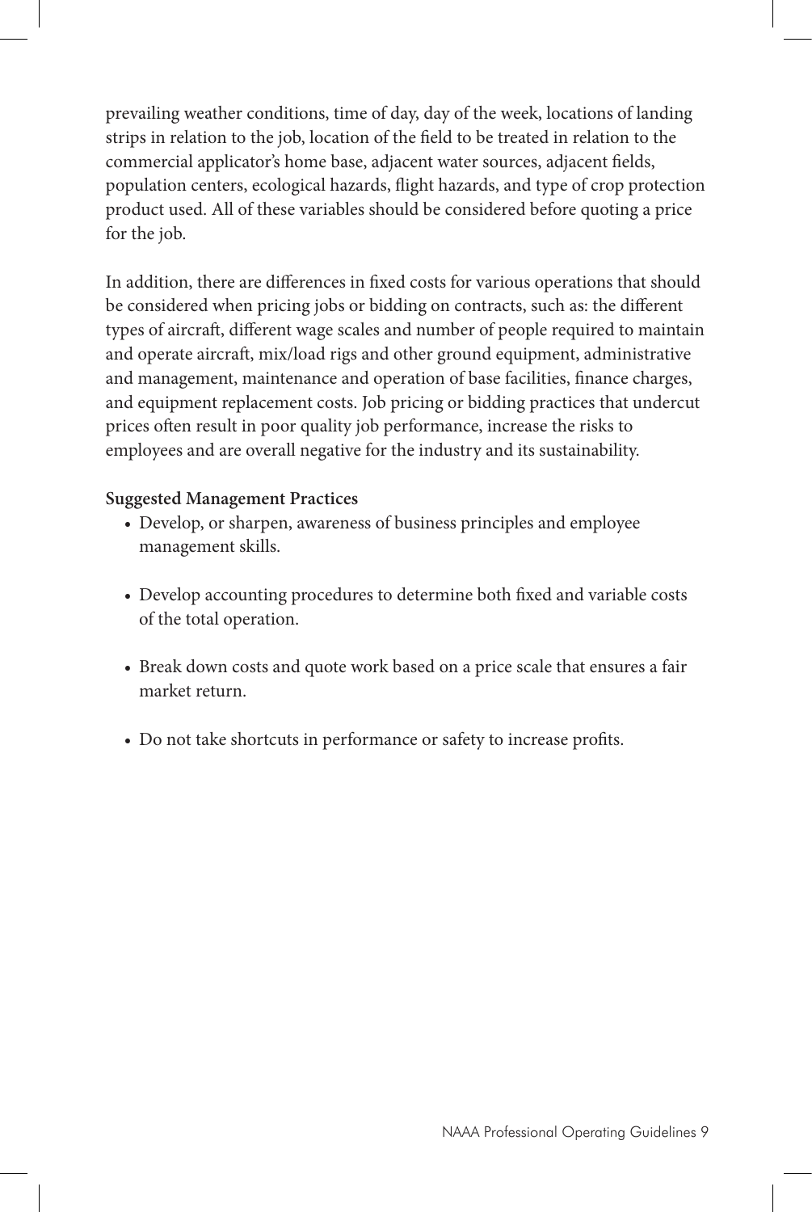prevailing weather conditions, time of day, day of the week, locations of landing strips in relation to the job, location of the field to be treated in relation to the commercial applicator's home base, adjacent water sources, adjacent fields, population centers, ecological hazards, flight hazards, and type of crop protection product used. All of these variables should be considered before quoting a price for the job.

In addition, there are differences in fixed costs for various operations that should be considered when pricing jobs or bidding on contracts, such as: the different types of aircraft, different wage scales and number of people required to maintain and operate aircraft, mix/load rigs and other ground equipment, administrative and management, maintenance and operation of base facilities, finance charges, and equipment replacement costs. Job pricing or bidding practices that undercut prices often result in poor quality job performance, increase the risks to employees and are overall negative for the industry and its sustainability.

**Suggested Management Practices**

- Develop, or sharpen, awareness of business principles and employee management skills.
- Develop accounting procedures to determine both fixed and variable costs of the total operation.
- Break down costs and quote work based on a price scale that ensures a fair market return.
- Do not take shortcuts in performance or safety to increase profits.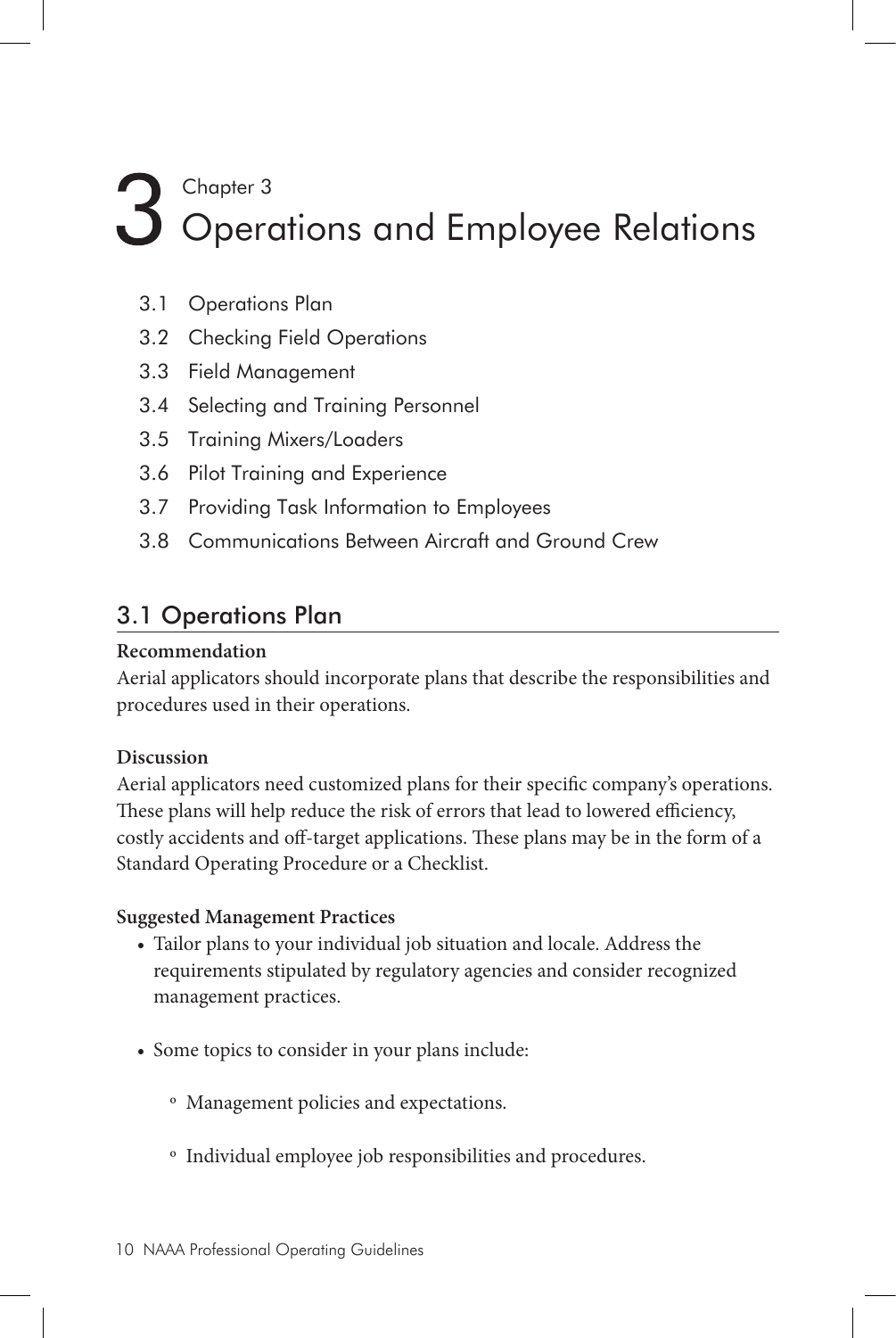# 3 Chapter 3 Operations and Employee Relations

- 3.1 Operations Plan
- 3.2 Checking Field Operations
- 3.3 Field Management
- 3.4 Selecting and Training Personnel
- 3.5 Training Mixers/Loaders
- 3.6 Pilot Training and Experience
- 3.7 Providing Task Information to Employees
- 3.8 Communications Between Aircraft and Ground Crew

## 3.1 Operations Plan

**Recommendation**

Aerial applicators should incorporate plans that describe the responsibilities and procedures used in their operations.

**Discussion**

Aerial applicators need customized plans for their specific company's operations. These plans will help reduce the risk of errors that lead to lowered efficiency, costly accidents and off-target applications. These plans may be in the form of a Standard Operating Procedure or a Checklist.

**Suggested Management Practices**

- Tailor plans to your individual job situation and locale. Address the requirements stipulated by regulatory agencies and consider recognized management practices.
- Some topics to consider in your plans include:
  - Management policies and expectations.
  - Individual employee job responsibilities and procedures.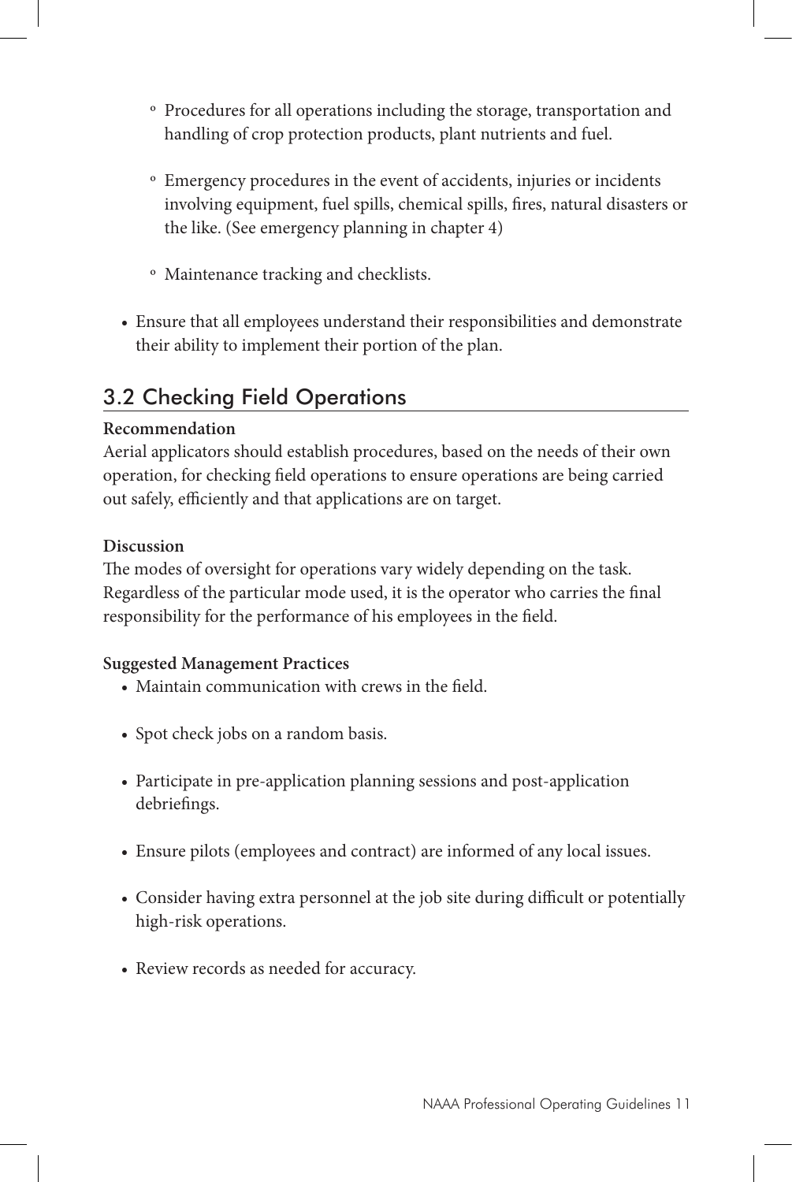- Procedures for all operations including the storage, transportation and handling of crop protection products, plant nutrients and fuel.

  - Emergency procedures in the event of accidents, injuries or incidents involving equipment, fuel spills, chemical spills, fires, natural disasters or the like. (See emergency planning in chapter 4)

  - Maintenance tracking and checklists.

- Ensure that all employees understand their responsibilities and demonstrate their ability to implement their portion of the plan.

## 3.2 Checking Field Operations

**Recommendation**

Aerial applicators should establish procedures, based on the needs of their own operation, for checking field operations to ensure operations are being carried out safely, efficiently and that applications are on target.

**Discussion**

The modes of oversight for operations vary widely depending on the task. Regardless of the particular mode used, it is the operator who carries the final responsibility for the performance of his employees in the field.

**Suggested Management Practices**

- Maintain communication with crews in the field.

- Spot check jobs on a random basis.

- Participate in pre-application planning sessions and post-application debriefings.

- Ensure pilots (employees and contract) are informed of any local issues.

- Consider having extra personnel at the job site during difficult or potentially high-risk operations.

- Review records as needed for accuracy.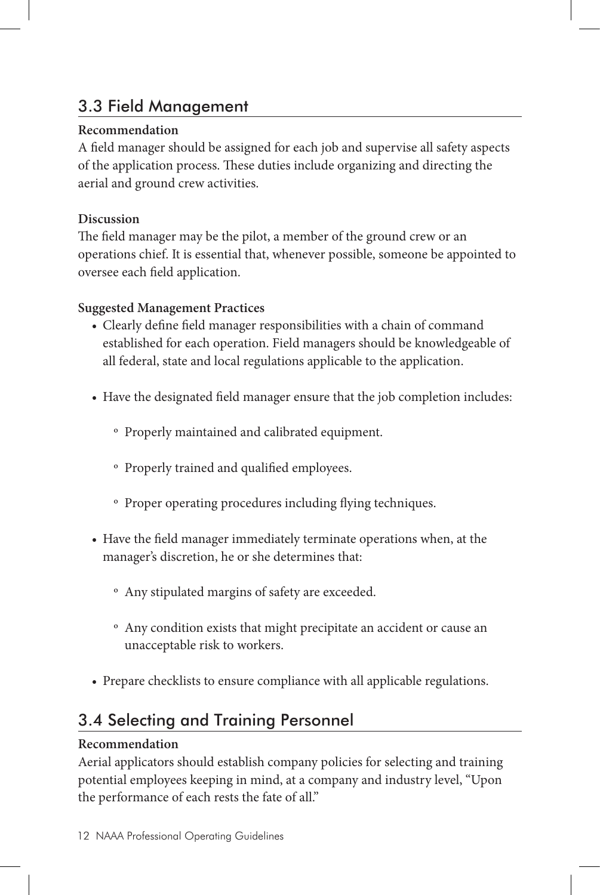## 3.3 Field Management

**Recommendation**

A field manager should be assigned for each job and supervise all safety aspects of the application process. These duties include organizing and directing the aerial and ground crew activities.

**Discussion**

The field manager may be the pilot, a member of the ground crew or an operations chief. It is essential that, whenever possible, someone be appointed to oversee each field application.

**Suggested Management Practices**

- Clearly define field manager responsibilities with a chain of command established for each operation. Field managers should be knowledgeable of all federal, state and local regulations applicable to the application.
- Have the designated field manager ensure that the job completion includes:
  - Properly maintained and calibrated equipment.
  - Properly trained and qualified employees.
  - Proper operating procedures including flying techniques.
- Have the field manager immediately terminate operations when, at the manager's discretion, he or she determines that:
  - Any stipulated margins of safety are exceeded.
  - Any condition exists that might precipitate an accident or cause an unacceptable risk to workers.
- Prepare checklists to ensure compliance with all applicable regulations.

## 3.4 Selecting and Training Personnel

**Recommendation**

Aerial applicators should establish company policies for selecting and training potential employees keeping in mind, at a company and industry level, "Upon the performance of each rests the fate of all."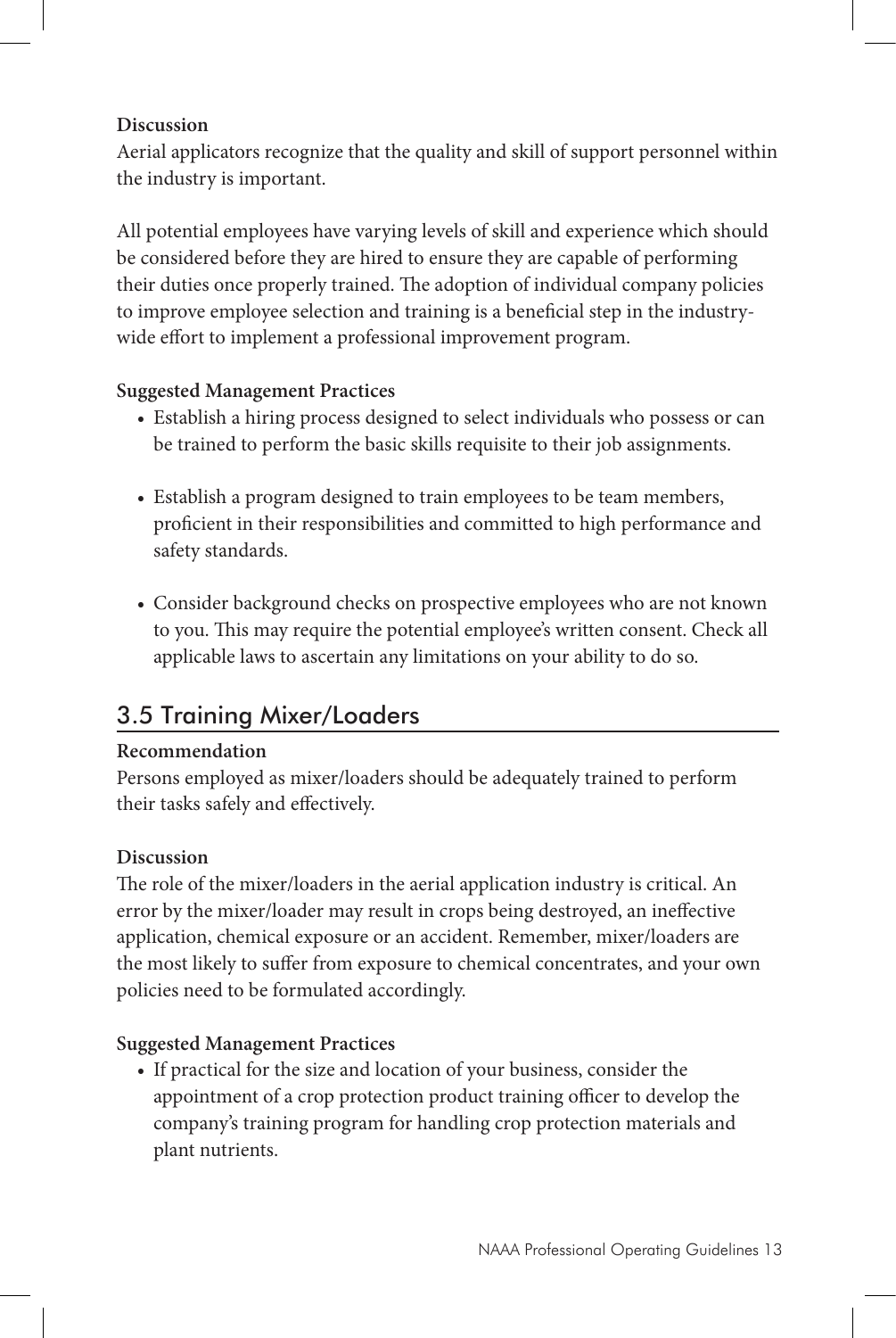**Discussion**

Aerial applicators recognize that the quality and skill of support personnel within the industry is important.

All potential employees have varying levels of skill and experience which should be considered before they are hired to ensure they are capable of performing their duties once properly trained. The adoption of individual company policies to improve employee selection and training is a beneficial step in the industry-wide effort to implement a professional improvement program.

**Suggested Management Practices**

- Establish a hiring process designed to select individuals who possess or can be trained to perform the basic skills requisite to their job assignments.
- Establish a program designed to train employees to be team members, proficient in their responsibilities and committed to high performance and safety standards.
- Consider background checks on prospective employees who are not known to you. This may require the potential employee's written consent. Check all applicable laws to ascertain any limitations on your ability to do so.

## 3.5 Training Mixer/Loaders

**Recommendation**

Persons employed as mixer/loaders should be adequately trained to perform their tasks safely and effectively.

**Discussion**

The role of the mixer/loaders in the aerial application industry is critical. An error by the mixer/loader may result in crops being destroyed, an ineffective application, chemical exposure or an accident. Remember, mixer/loaders are the most likely to suffer from exposure to chemical concentrates, and your own policies need to be formulated accordingly.

**Suggested Management Practices**

- If practical for the size and location of your business, consider the appointment of a crop protection product training officer to develop the company's training program for handling crop protection materials and plant nutrients.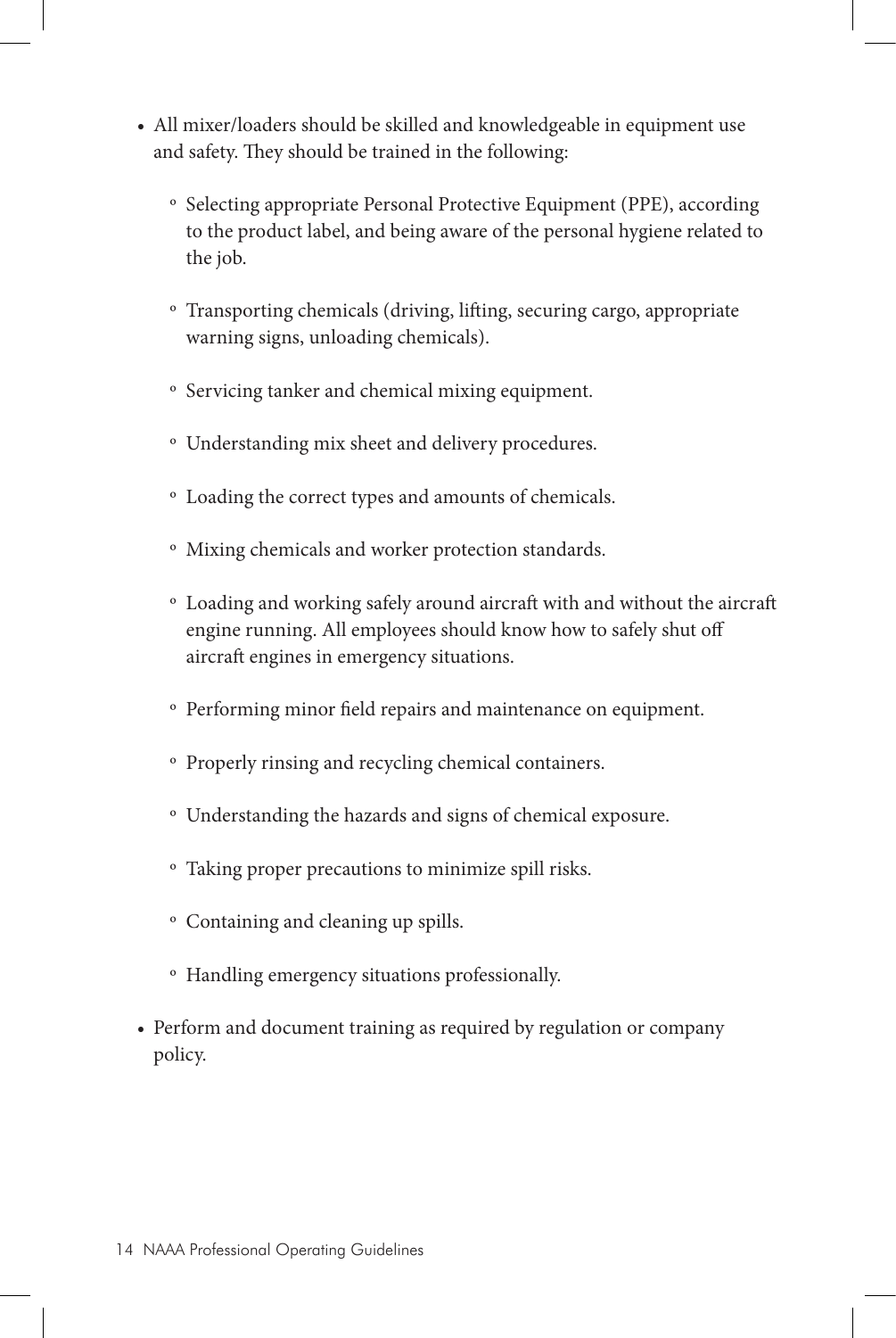- All mixer/loaders should be skilled and knowledgeable in equipment use and safety. They should be trained in the following:
  - Selecting appropriate Personal Protective Equipment (PPE), according to the product label, and being aware of the personal hygiene related to the job.
  - Transporting chemicals (driving, lifting, securing cargo, appropriate warning signs, unloading chemicals).
  - Servicing tanker and chemical mixing equipment.
  - Understanding mix sheet and delivery procedures.
  - Loading the correct types and amounts of chemicals.
  - Mixing chemicals and worker protection standards.
  - Loading and working safely around aircraft with and without the aircraft engine running. All employees should know how to safely shut off aircraft engines in emergency situations.
  - Performing minor field repairs and maintenance on equipment.
  - Properly rinsing and recycling chemical containers.
  - Understanding the hazards and signs of chemical exposure.
  - Taking proper precautions to minimize spill risks.
  - Containing and cleaning up spills.
  - Handling emergency situations professionally.
- Perform and document training as required by regulation or company policy.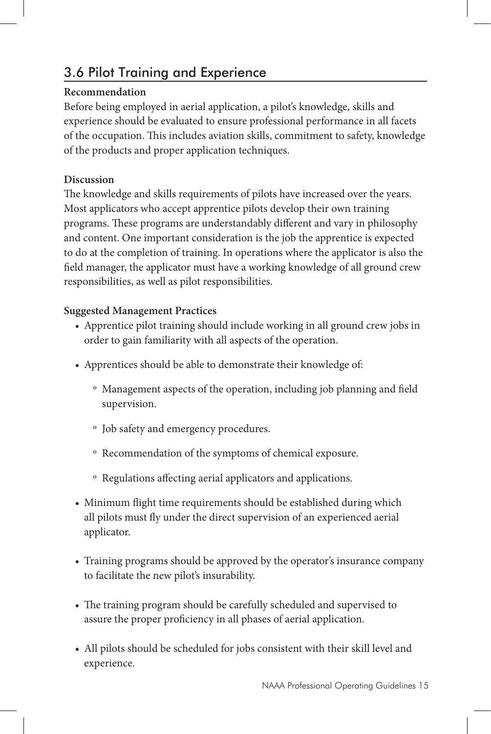## 3.6 Pilot Training and Experience

**Recommendation**

Before being employed in aerial application, a pilot's knowledge, skills and experience should be evaluated to ensure professional performance in all facets of the occupation. This includes aviation skills, commitment to safety, knowledge of the products and proper application techniques.

**Discussion**

The knowledge and skills requirements of pilots have increased over the years. Most applicators who accept apprentice pilots develop their own training programs. These programs are understandably different and vary in philosophy and content. One important consideration is the job the apprentice is expected to do at the completion of training. In operations where the applicator is also the field manager, the applicator must have a working knowledge of all ground crew responsibilities, as well as pilot responsibilities.

**Suggested Management Practices**

- Apprentice pilot training should include working in all ground crew jobs in order to gain familiarity with all aspects of the operation.
- Apprentices should be able to demonstrate their knowledge of:
  - Management aspects of the operation, including job planning and field supervision.
  - Job safety and emergency procedures.
  - Recommendation of the symptoms of chemical exposure.
  - Regulations affecting aerial applicators and applications.
- Minimum flight time requirements should be established during which all pilots must fly under the direct supervision of an experienced aerial applicator.
- Training programs should be approved by the operator's insurance company to facilitate the new pilot's insurability.
- The training program should be carefully scheduled and supervised to assure the proper proficiency in all phases of aerial application.
- All pilots should be scheduled for jobs consistent with their skill level and experience.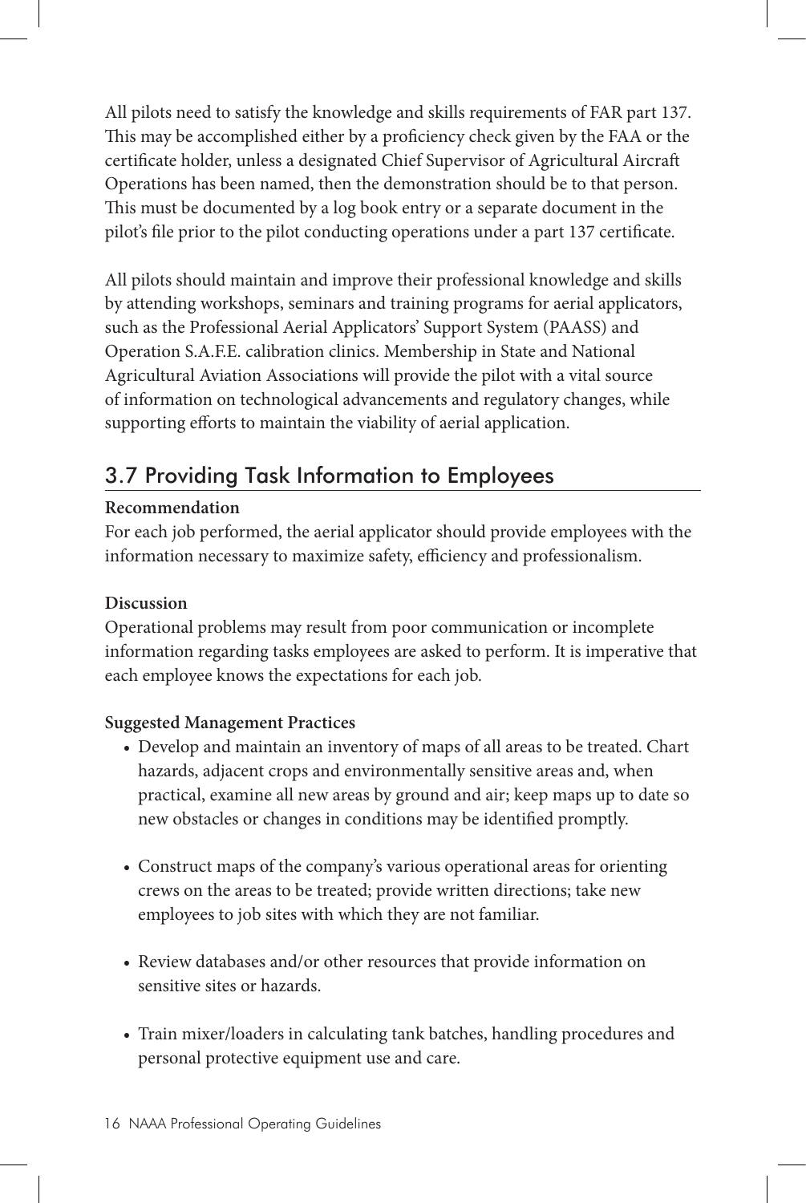All pilots need to satisfy the knowledge and skills requirements of FAR part 137. This may be accomplished either by a proficiency check given by the FAA or the certificate holder, unless a designated Chief Supervisor of Agricultural Aircraft Operations has been named, then the demonstration should be to that person. This must be documented by a log book entry or a separate document in the pilot's file prior to the pilot conducting operations under a part 137 certificate.

All pilots should maintain and improve their professional knowledge and skills by attending workshops, seminars and training programs for aerial applicators, such as the Professional Aerial Applicators' Support System (PAASS) and Operation S.A.F.E. calibration clinics. Membership in State and National Agricultural Aviation Associations will provide the pilot with a vital source of information on technological advancements and regulatory changes, while supporting efforts to maintain the viability of aerial application.

## 3.7 Providing Task Information to Employees

**Recommendation**

For each job performed, the aerial applicator should provide employees with the information necessary to maximize safety, efficiency and professionalism.

**Discussion**

Operational problems may result from poor communication or incomplete information regarding tasks employees are asked to perform. It is imperative that each employee knows the expectations for each job.

**Suggested Management Practices**

- Develop and maintain an inventory of maps of all areas to be treated. Chart hazards, adjacent crops and environmentally sensitive areas and, when practical, examine all new areas by ground and air; keep maps up to date so new obstacles or changes in conditions may be identified promptly.
- Construct maps of the company's various operational areas for orienting crews on the areas to be treated; provide written directions; take new employees to job sites with which they are not familiar.
- Review databases and/or other resources that provide information on sensitive sites or hazards.
- Train mixer/loaders in calculating tank batches, handling procedures and personal protective equipment use and care.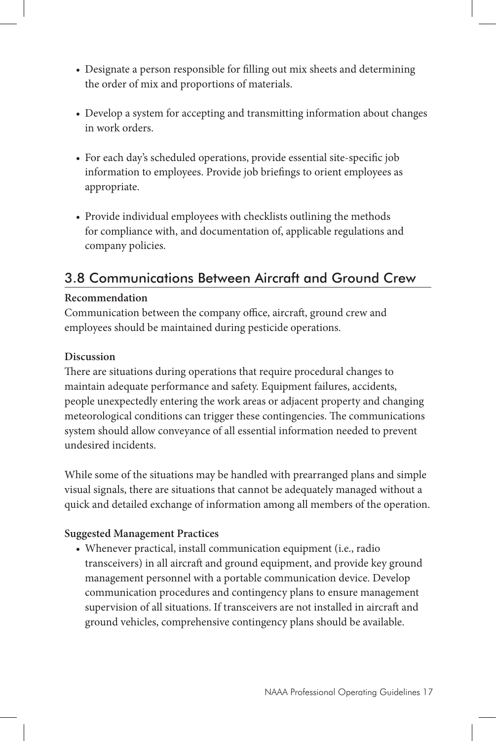- Designate a person responsible for filling out mix sheets and determining the order of mix and proportions of materials.

- Develop a system for accepting and transmitting information about changes in work orders.

- For each day's scheduled operations, provide essential site-specific job information to employees. Provide job briefings to orient employees as appropriate.

- Provide individual employees with checklists outlining the methods for compliance with, and documentation of, applicable regulations and company policies.

## 3.8 Communications Between Aircraft and Ground Crew

**Recommendation**

Communication between the company office, aircraft, ground crew and employees should be maintained during pesticide operations.

**Discussion**

There are situations during operations that require procedural changes to maintain adequate performance and safety. Equipment failures, accidents, people unexpectedly entering the work areas or adjacent property and changing meteorological conditions can trigger these contingencies. The communications system should allow conveyance of all essential information needed to prevent undesired incidents.

While some of the situations may be handled with prearranged plans and simple visual signals, there are situations that cannot be adequately managed without a quick and detailed exchange of information among all members of the operation.

**Suggested Management Practices**

- Whenever practical, install communication equipment (i.e., radio transceivers) in all aircraft and ground equipment, and provide key ground management personnel with a portable communication device. Develop communication procedures and contingency plans to ensure management supervision of all situations. If transceivers are not installed in aircraft and ground vehicles, comprehensive contingency plans should be available.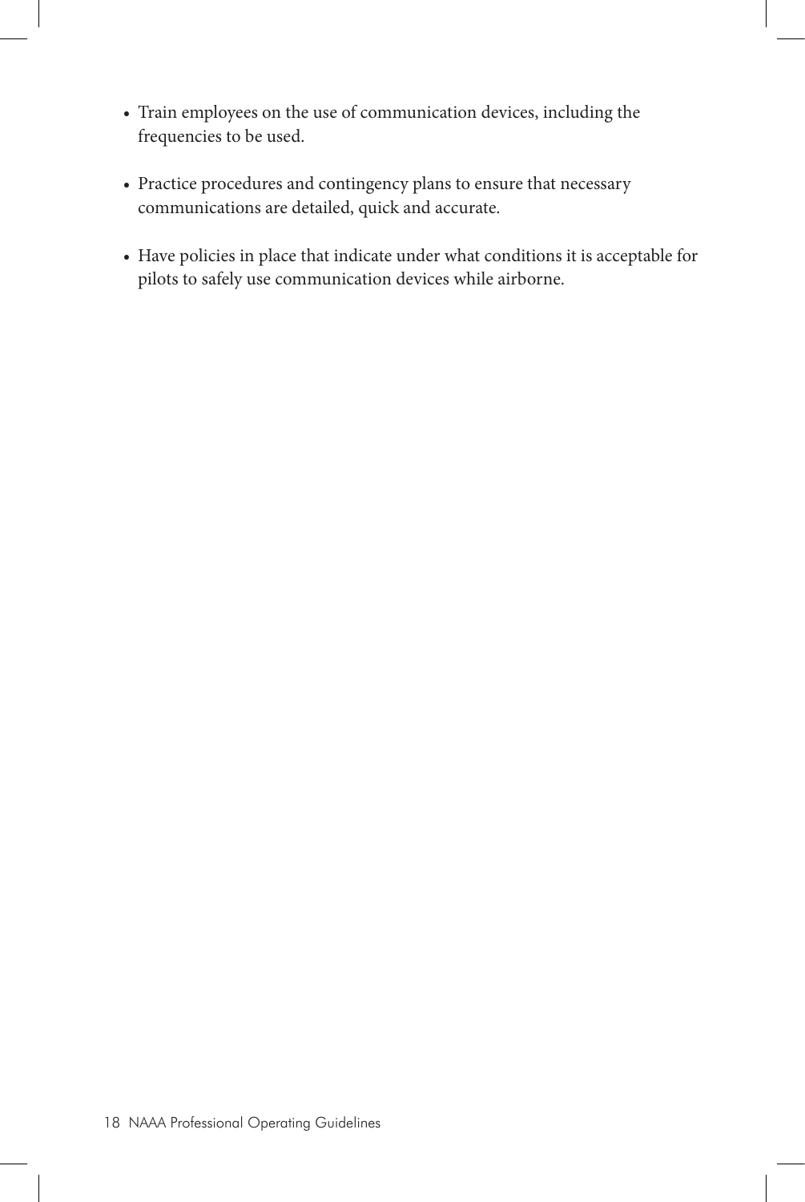- Train employees on the use of communication devices, including the frequencies to be used.
- Practice procedures and contingency plans to ensure that necessary communications are detailed, quick and accurate.
- Have policies in place that indicate under what conditions it is acceptable for pilots to safely use communication devices while airborne.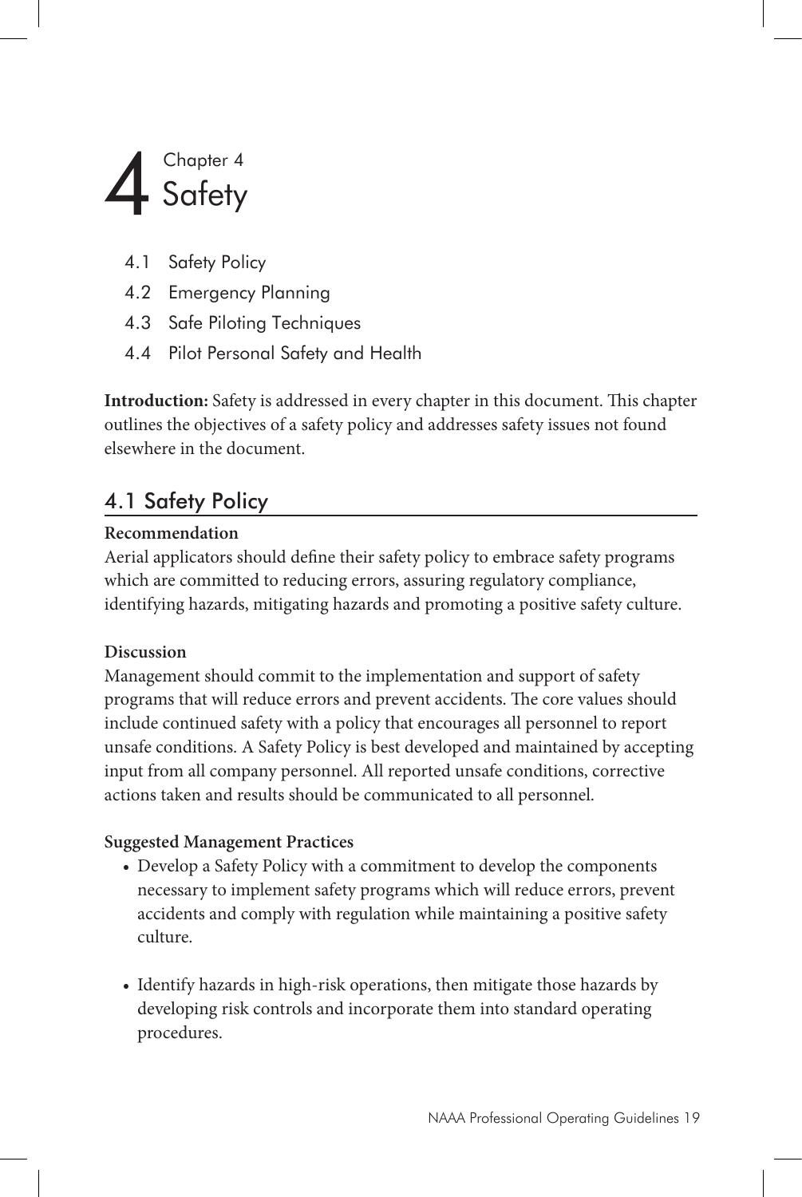# 4 Chapter 4 Safety

- 4.1 Safety Policy
- 4.2 Emergency Planning
- 4.3 Safe Piloting Techniques
- 4.4 Pilot Personal Safety and Health

**Introduction:** Safety is addressed in every chapter in this document. This chapter outlines the objectives of a safety policy and addresses safety issues not found elsewhere in the document.

## 4.1 Safety Policy

**Recommendation**
Aerial applicators should define their safety policy to embrace safety programs which are committed to reducing errors, assuring regulatory compliance, identifying hazards, mitigating hazards and promoting a positive safety culture.

**Discussion**
Management should commit to the implementation and support of safety programs that will reduce errors and prevent accidents. The core values should include continued safety with a policy that encourages all personnel to report unsafe conditions. A Safety Policy is best developed and maintained by accepting input from all company personnel. All reported unsafe conditions, corrective actions taken and results should be communicated to all personnel.

**Suggested Management Practices**

- Develop a Safety Policy with a commitment to develop the components necessary to implement safety programs which will reduce errors, prevent accidents and comply with regulation while maintaining a positive safety culture.
- Identify hazards in high-risk operations, then mitigate those hazards by developing risk controls and incorporate them into standard operating procedures.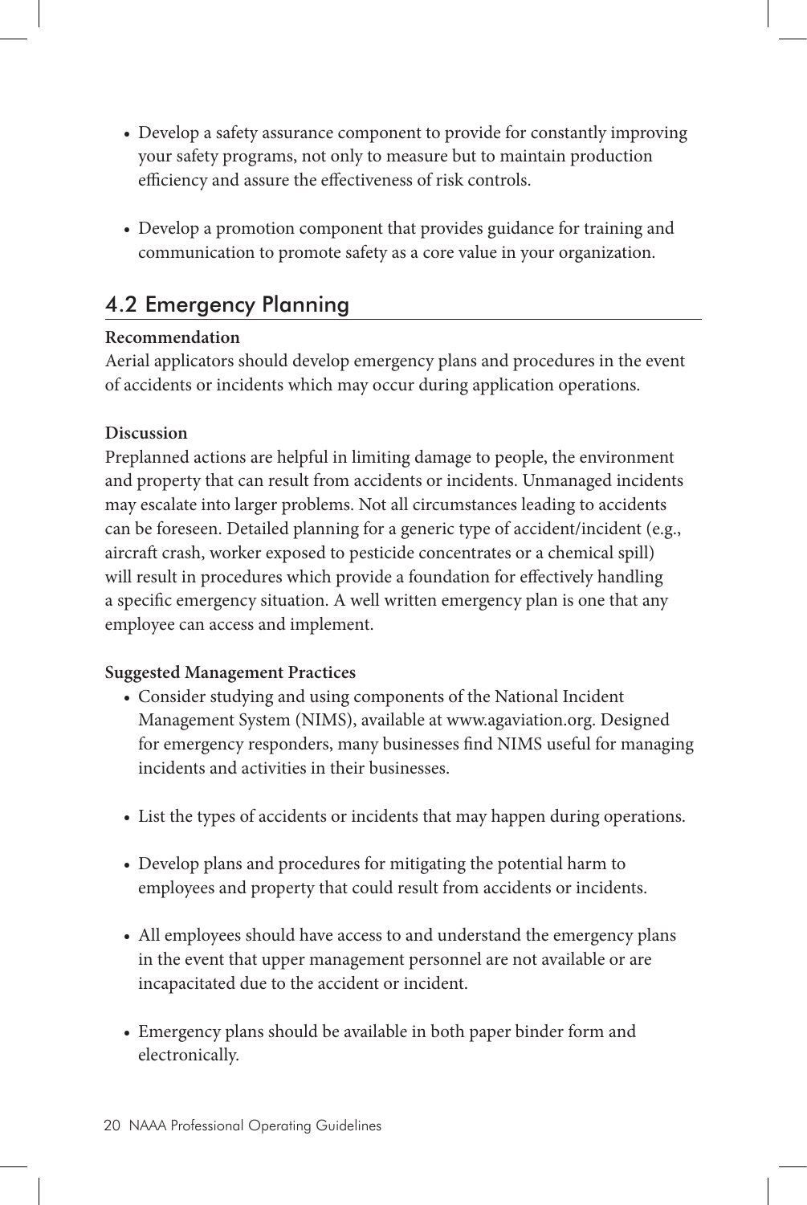- Develop a safety assurance component to provide for constantly improving your safety programs, not only to measure but to maintain production efficiency and assure the effectiveness of risk controls.

- Develop a promotion component that provides guidance for training and communication to promote safety as a core value in your organization.

## 4.2 Emergency Planning

**Recommendation**
Aerial applicators should develop emergency plans and procedures in the event of accidents or incidents which may occur during application operations.

**Discussion**
Preplanned actions are helpful in limiting damage to people, the environment and property that can result from accidents or incidents. Unmanaged incidents may escalate into larger problems. Not all circumstances leading to accidents can be foreseen. Detailed planning for a generic type of accident/incident (e.g., aircraft crash, worker exposed to pesticide concentrates or a chemical spill) will result in procedures which provide a foundation for effectively handling a specific emergency situation. A well written emergency plan is one that any employee can access and implement.

**Suggested Management Practices**

- Consider studying and using components of the National Incident Management System (NIMS), available at www.agaviation.org. Designed for emergency responders, many businesses find NIMS useful for managing incidents and activities in their businesses.

- List the types of accidents or incidents that may happen during operations.

- Develop plans and procedures for mitigating the potential harm to employees and property that could result from accidents or incidents.

- All employees should have access to and understand the emergency plans in the event that upper management personnel are not available or are incapacitated due to the accident or incident.

- Emergency plans should be available in both paper binder form and electronically.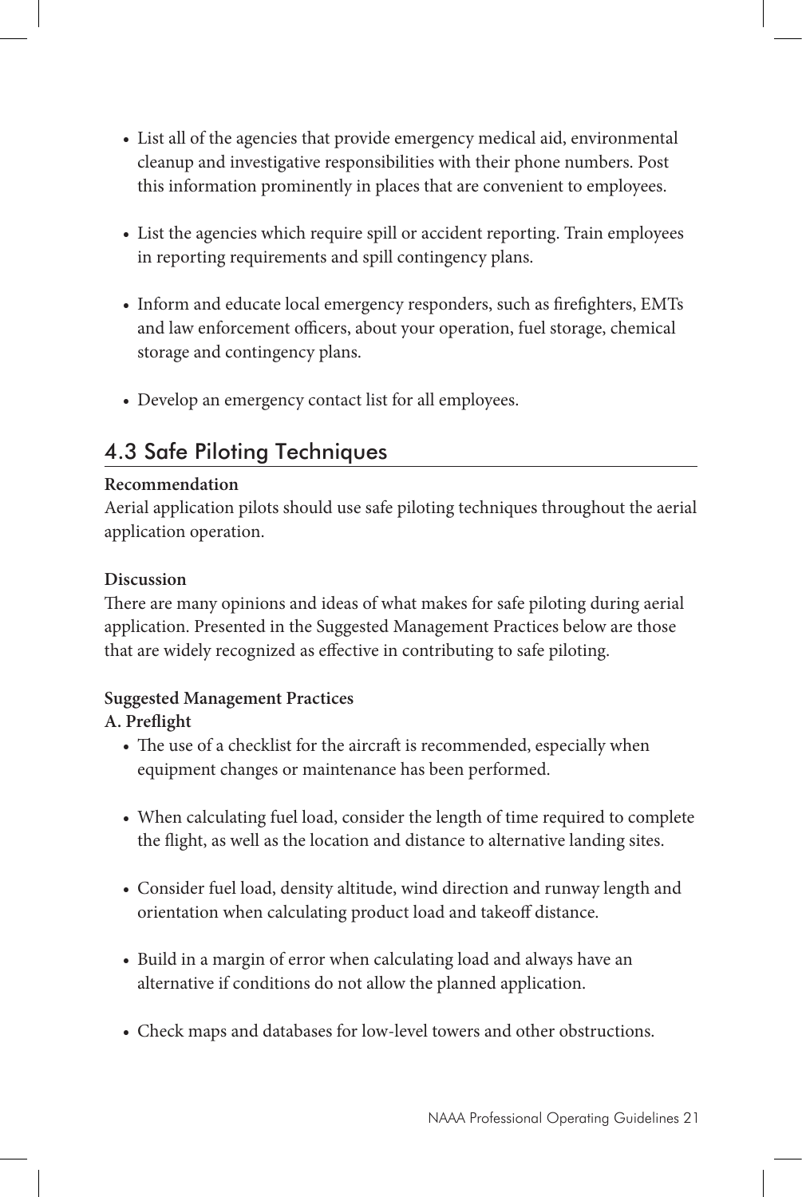- List all of the agencies that provide emergency medical aid, environmental cleanup and investigative responsibilities with their phone numbers. Post this information prominently in places that are convenient to employees.

- List the agencies which require spill or accident reporting. Train employees in reporting requirements and spill contingency plans.

- Inform and educate local emergency responders, such as firefighters, EMTs and law enforcement officers, about your operation, fuel storage, chemical storage and contingency plans.

- Develop an emergency contact list for all employees.

## 4.3 Safe Piloting Techniques

**Recommendation**

Aerial application pilots should use safe piloting techniques throughout the aerial application operation.

**Discussion**

There are many opinions and ideas of what makes for safe piloting during aerial application. Presented in the Suggested Management Practices below are those that are widely recognized as effective in contributing to safe piloting.

**Suggested Management Practices**

**A. Preflight**

- The use of a checklist for the aircraft is recommended, especially when equipment changes or maintenance has been performed.

- When calculating fuel load, consider the length of time required to complete the flight, as well as the location and distance to alternative landing sites.

- Consider fuel load, density altitude, wind direction and runway length and orientation when calculating product load and takeoff distance.

- Build in a margin of error when calculating load and always have an alternative if conditions do not allow the planned application.

- Check maps and databases for low-level towers and other obstructions.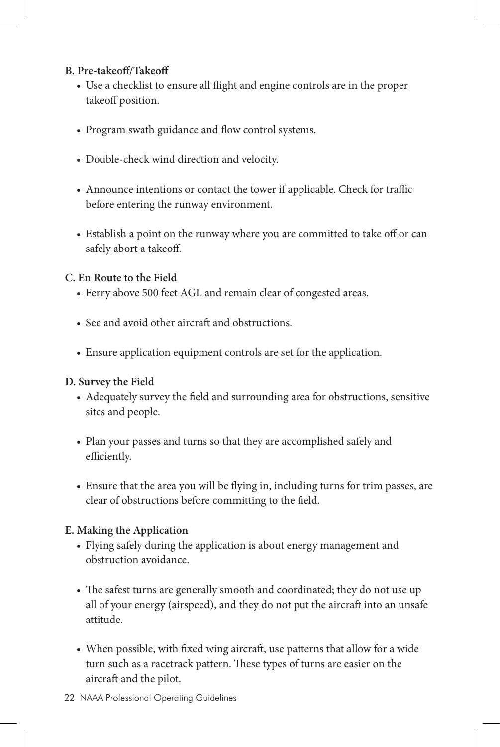**B. Pre-takeoff/Takeoff**

- Use a checklist to ensure all flight and engine controls are in the proper takeoff position.
- Program swath guidance and flow control systems.
- Double-check wind direction and velocity.
- Announce intentions or contact the tower if applicable. Check for traffic before entering the runway environment.
- Establish a point on the runway where you are committed to take off or can safely abort a takeoff.

**C. En Route to the Field**

- Ferry above 500 feet AGL and remain clear of congested areas.
- See and avoid other aircraft and obstructions.
- Ensure application equipment controls are set for the application.

**D. Survey the Field**

- Adequately survey the field and surrounding area for obstructions, sensitive sites and people.
- Plan your passes and turns so that they are accomplished safely and efficiently.
- Ensure that the area you will be flying in, including turns for trim passes, are clear of obstructions before committing to the field.

**E. Making the Application**

- Flying safely during the application is about energy management and obstruction avoidance.
- The safest turns are generally smooth and coordinated; they do not use up all of your energy (airspeed), and they do not put the aircraft into an unsafe attitude.
- When possible, with fixed wing aircraft, use patterns that allow for a wide turn such as a racetrack pattern. These types of turns are easier on the aircraft and the pilot.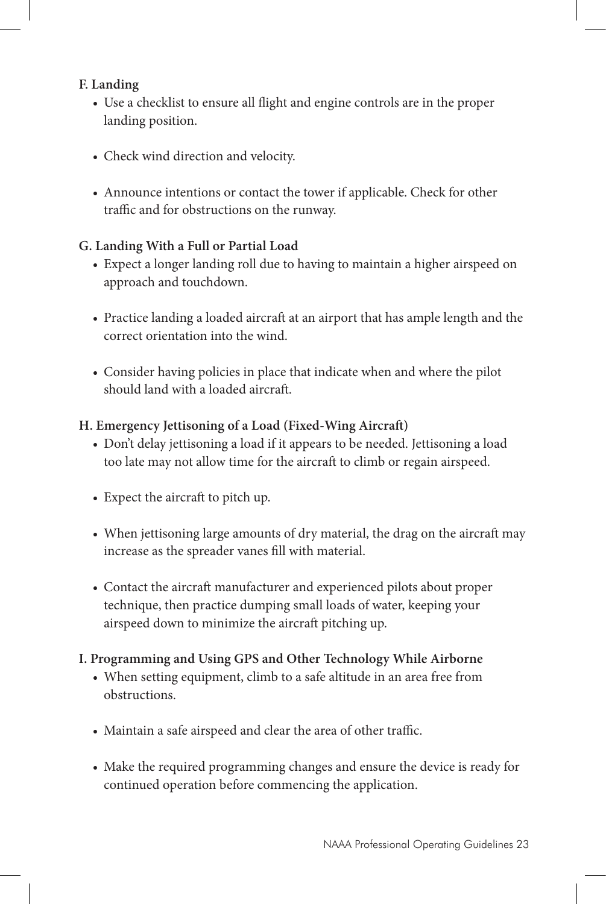**F. Landing**

- Use a checklist to ensure all flight and engine controls are in the proper landing position.
- Check wind direction and velocity.
- Announce intentions or contact the tower if applicable. Check for other traffic and for obstructions on the runway.

**G. Landing With a Full or Partial Load**

- Expect a longer landing roll due to having to maintain a higher airspeed on approach and touchdown.
- Practice landing a loaded aircraft at an airport that has ample length and the correct orientation into the wind.
- Consider having policies in place that indicate when and where the pilot should land with a loaded aircraft.

**H. Emergency Jettisoning of a Load (Fixed-Wing Aircraft)**

- Don't delay jettisoning a load if it appears to be needed. Jettisoning a load too late may not allow time for the aircraft to climb or regain airspeed.
- Expect the aircraft to pitch up.
- When jettisoning large amounts of dry material, the drag on the aircraft may increase as the spreader vanes fill with material.
- Contact the aircraft manufacturer and experienced pilots about proper technique, then practice dumping small loads of water, keeping your airspeed down to minimize the aircraft pitching up.

**I. Programming and Using GPS and Other Technology While Airborne**

- When setting equipment, climb to a safe altitude in an area free from obstructions.
- Maintain a safe airspeed and clear the area of other traffic.
- Make the required programming changes and ensure the device is ready for continued operation before commencing the application.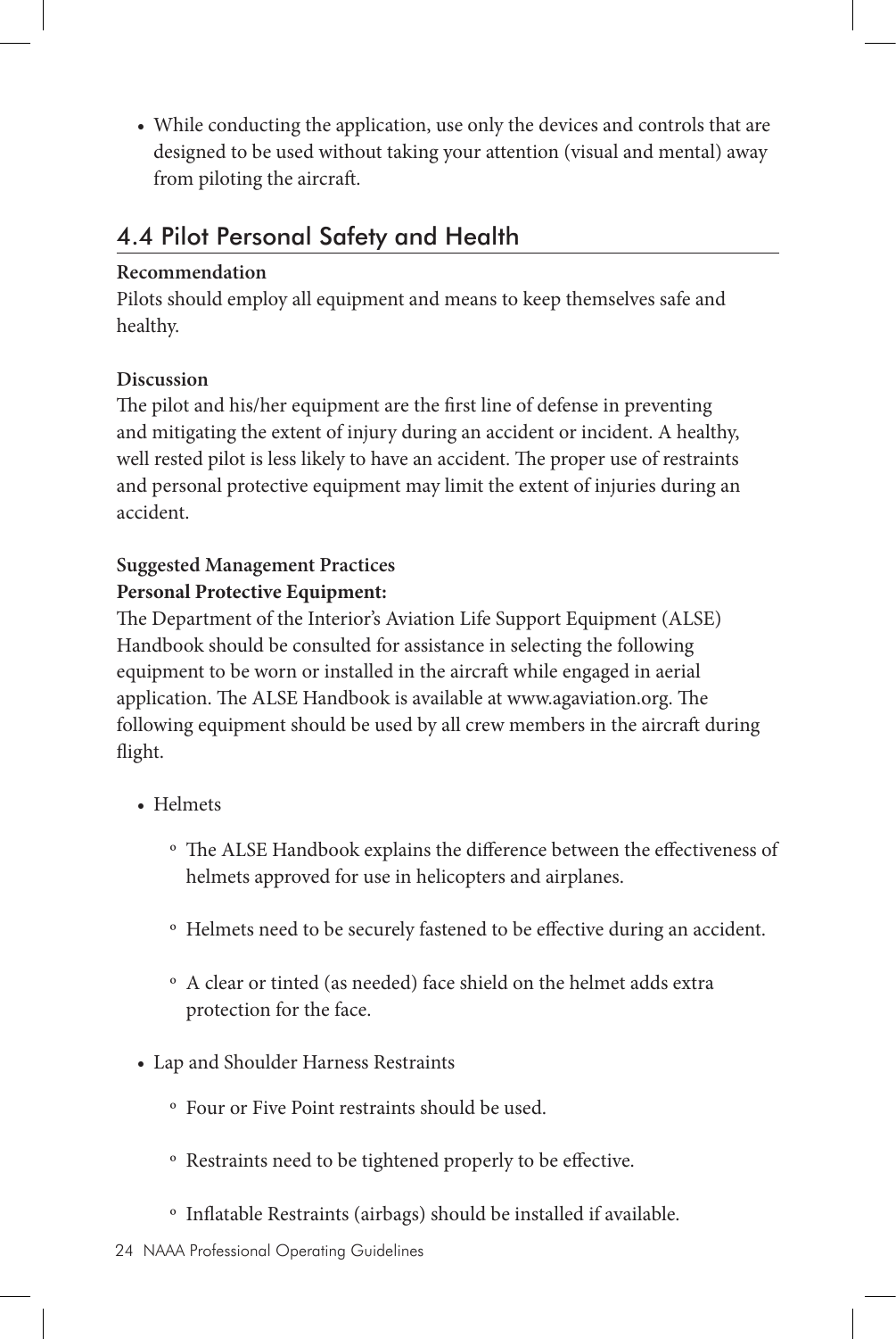- While conducting the application, use only the devices and controls that are designed to be used without taking your attention (visual and mental) away from piloting the aircraft.

## 4.4 Pilot Personal Safety and Health

**Recommendation**

Pilots should employ all equipment and means to keep themselves safe and healthy.

**Discussion**

The pilot and his/her equipment are the first line of defense in preventing and mitigating the extent of injury during an accident or incident. A healthy, well rested pilot is less likely to have an accident. The proper use of restraints and personal protective equipment may limit the extent of injuries during an accident.

**Suggested Management Practices**

**Personal Protective Equipment:**

The Department of the Interior's Aviation Life Support Equipment (ALSE) Handbook should be consulted for assistance in selecting the following equipment to be worn or installed in the aircraft while engaged in aerial application. The ALSE Handbook is available at www.agaviation.org. The following equipment should be used by all crew members in the aircraft during flight.

- Helmets
  - The ALSE Handbook explains the difference between the effectiveness of helmets approved for use in helicopters and airplanes.
  - Helmets need to be securely fastened to be effective during an accident.
  - A clear or tinted (as needed) face shield on the helmet adds extra protection for the face.
- Lap and Shoulder Harness Restraints
  - Four or Five Point restraints should be used.
  - Restraints need to be tightened properly to be effective.
  - Inflatable Restraints (airbags) should be installed if available.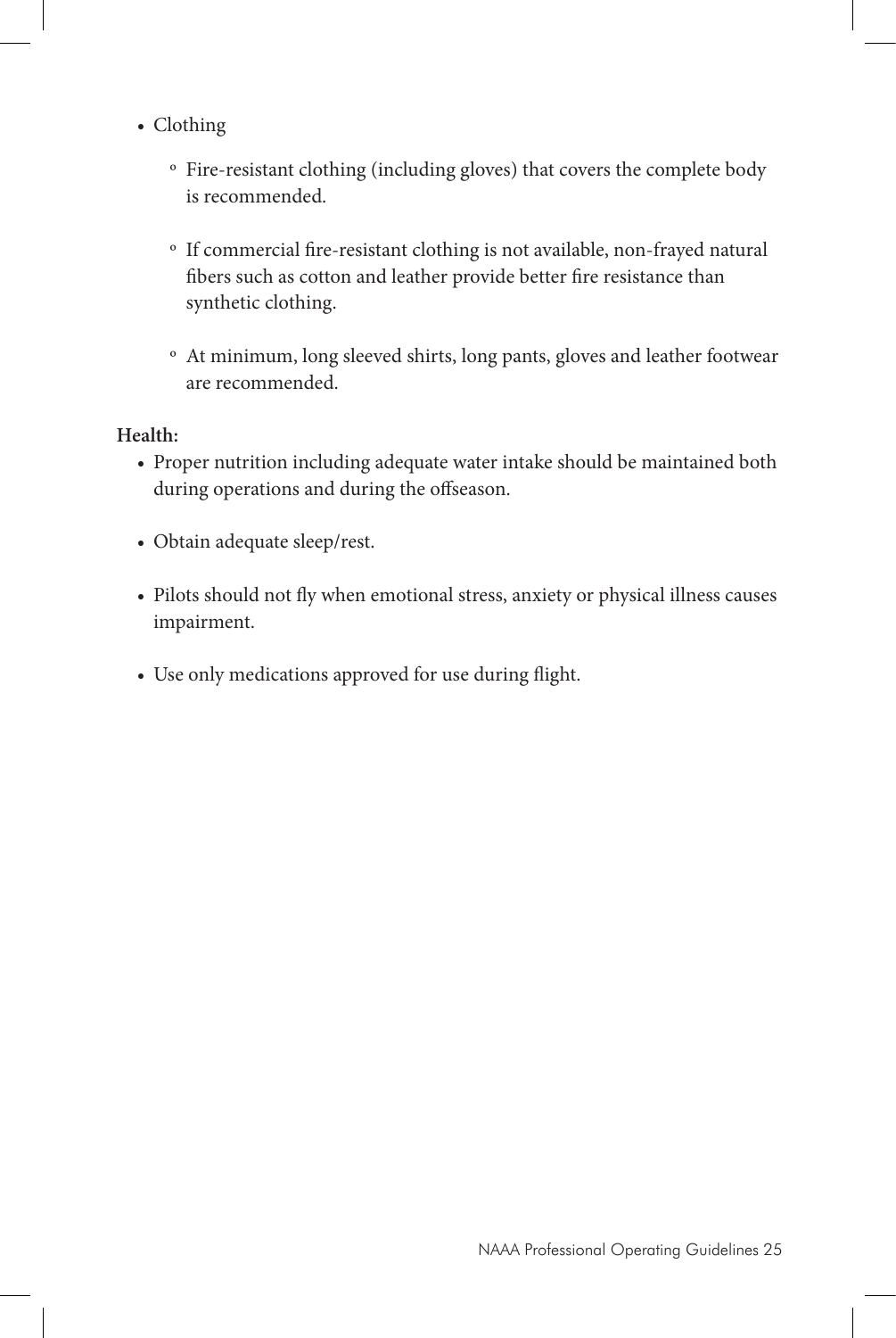- Clothing
  - Fire-resistant clothing (including gloves) that covers the complete body is recommended.
  - If commercial fire-resistant clothing is not available, non-frayed natural fibers such as cotton and leather provide better fire resistance than synthetic clothing.
  - At minimum, long sleeved shirts, long pants, gloves and leather footwear are recommended.

**Health:**

- Proper nutrition including adequate water intake should be maintained both during operations and during the offseason.
- Obtain adequate sleep/rest.
- Pilots should not fly when emotional stress, anxiety or physical illness causes impairment.
- Use only medications approved for use during flight.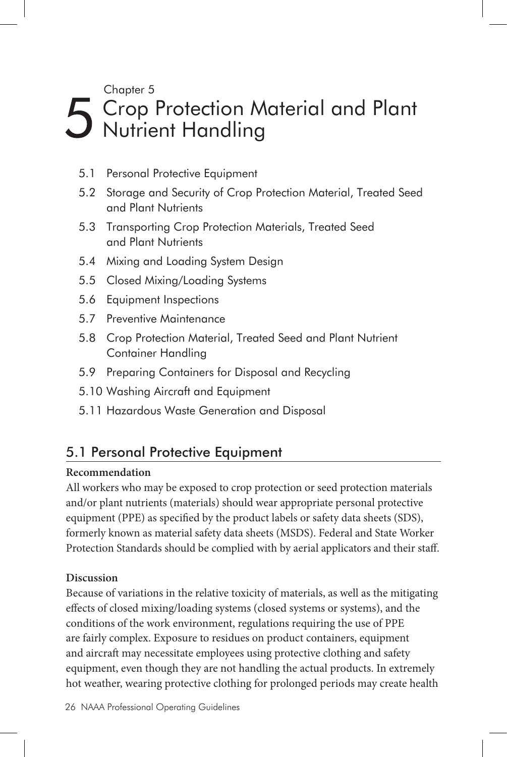Chapter 5

# 5 Crop Protection Material and Plant Nutrient Handling

- 5.1 Personal Protective Equipment
- 5.2 Storage and Security of Crop Protection Material, Treated Seed and Plant Nutrients
- 5.3 Transporting Crop Protection Materials, Treated Seed and Plant Nutrients
- 5.4 Mixing and Loading System Design
- 5.5 Closed Mixing/Loading Systems
- 5.6 Equipment Inspections
- 5.7 Preventive Maintenance
- 5.8 Crop Protection Material, Treated Seed and Plant Nutrient Container Handling
- 5.9 Preparing Containers for Disposal and Recycling
- 5.10 Washing Aircraft and Equipment
- 5.11 Hazardous Waste Generation and Disposal

## 5.1 Personal Protective Equipment

**Recommendation**

All workers who may be exposed to crop protection or seed protection materials and/or plant nutrients (materials) should wear appropriate personal protective equipment (PPE) as specified by the product labels or safety data sheets (SDS), formerly known as material safety data sheets (MSDS). Federal and State Worker Protection Standards should be complied with by aerial applicators and their staff.

**Discussion**

Because of variations in the relative toxicity of materials, as well as the mitigating effects of closed mixing/loading systems (closed systems or systems), and the conditions of the work environment, regulations requiring the use of PPE are fairly complex. Exposure to residues on product containers, equipment and aircraft may necessitate employees using protective clothing and safety equipment, even though they are not handling the actual products. In extremely hot weather, wearing protective clothing for prolonged periods may create health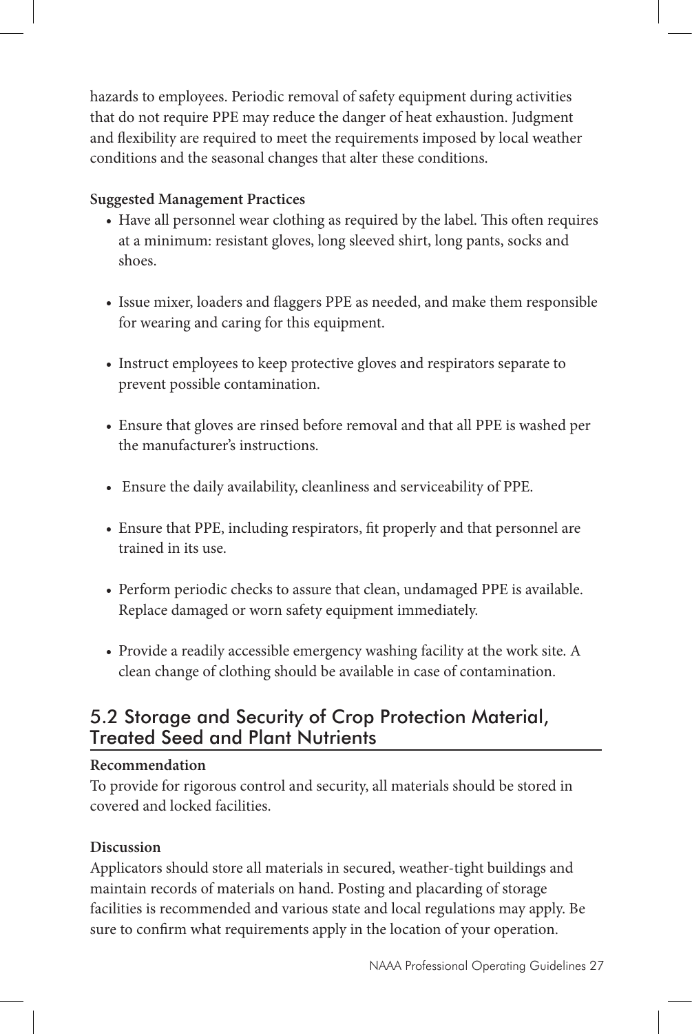hazards to employees. Periodic removal of safety equipment during activities that do not require PPE may reduce the danger of heat exhaustion. Judgment and flexibility are required to meet the requirements imposed by local weather conditions and the seasonal changes that alter these conditions.

**Suggested Management Practices**

- Have all personnel wear clothing as required by the label. This often requires at a minimum: resistant gloves, long sleeved shirt, long pants, socks and shoes.
- Issue mixer, loaders and flaggers PPE as needed, and make them responsible for wearing and caring for this equipment.
- Instruct employees to keep protective gloves and respirators separate to prevent possible contamination.
- Ensure that gloves are rinsed before removal and that all PPE is washed per the manufacturer's instructions.
- Ensure the daily availability, cleanliness and serviceability of PPE.
- Ensure that PPE, including respirators, fit properly and that personnel are trained in its use.
- Perform periodic checks to assure that clean, undamaged PPE is available. Replace damaged or worn safety equipment immediately.
- Provide a readily accessible emergency washing facility at the work site. A clean change of clothing should be available in case of contamination.

## 5.2 Storage and Security of Crop Protection Material, Treated Seed and Plant Nutrients

**Recommendation**

To provide for rigorous control and security, all materials should be stored in covered and locked facilities.

**Discussion**

Applicators should store all materials in secured, weather-tight buildings and maintain records of materials on hand. Posting and placarding of storage facilities is recommended and various state and local regulations may apply. Be sure to confirm what requirements apply in the location of your operation.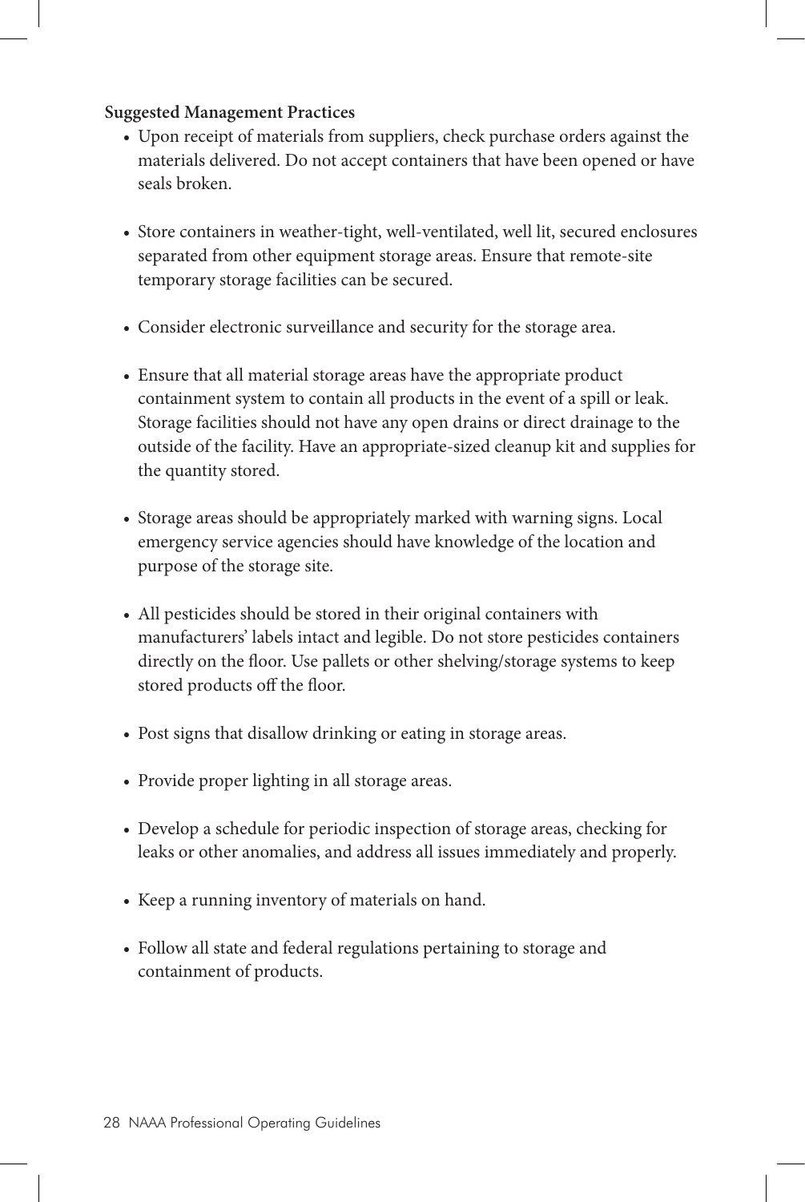**Suggested Management Practices**

- Upon receipt of materials from suppliers, check purchase orders against the materials delivered. Do not accept containers that have been opened or have seals broken.
- Store containers in weather-tight, well-ventilated, well lit, secured enclosures separated from other equipment storage areas. Ensure that remote-site temporary storage facilities can be secured.
- Consider electronic surveillance and security for the storage area.
- Ensure that all material storage areas have the appropriate product containment system to contain all products in the event of a spill or leak. Storage facilities should not have any open drains or direct drainage to the outside of the facility. Have an appropriate-sized cleanup kit and supplies for the quantity stored.
- Storage areas should be appropriately marked with warning signs. Local emergency service agencies should have knowledge of the location and purpose of the storage site.
- All pesticides should be stored in their original containers with manufacturers' labels intact and legible. Do not store pesticides containers directly on the floor. Use pallets or other shelving/storage systems to keep stored products off the floor.
- Post signs that disallow drinking or eating in storage areas.
- Provide proper lighting in all storage areas.
- Develop a schedule for periodic inspection of storage areas, checking for leaks or other anomalies, and address all issues immediately and properly.
- Keep a running inventory of materials on hand.
- Follow all state and federal regulations pertaining to storage and containment of products.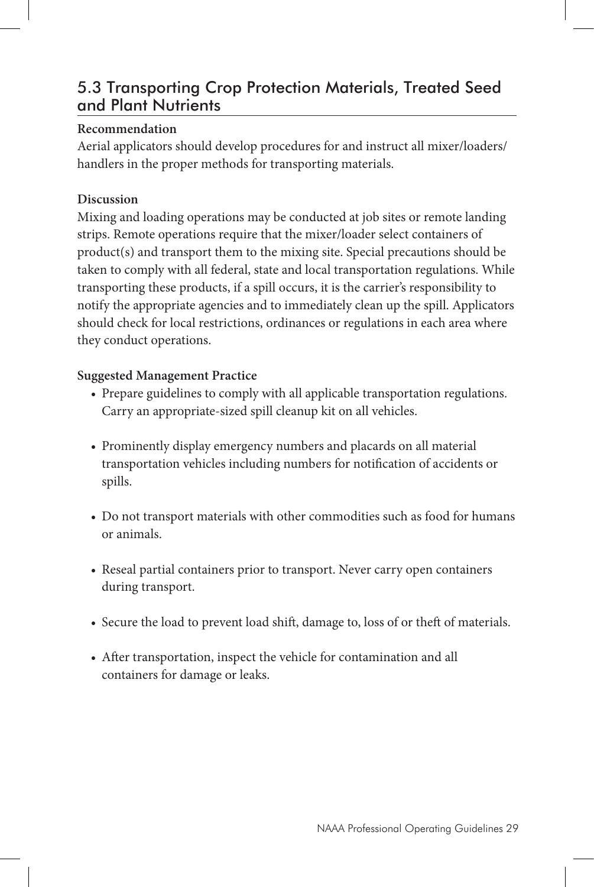## 5.3 Transporting Crop Protection Materials, Treated Seed and Plant Nutrients

**Recommendation**

Aerial applicators should develop procedures for and instruct all mixer/loaders/handlers in the proper methods for transporting materials.

**Discussion**

Mixing and loading operations may be conducted at job sites or remote landing strips. Remote operations require that the mixer/loader select containers of product(s) and transport them to the mixing site. Special precautions should be taken to comply with all federal, state and local transportation regulations. While transporting these products, if a spill occurs, it is the carrier's responsibility to notify the appropriate agencies and to immediately clean up the spill. Applicators should check for local restrictions, ordinances or regulations in each area where they conduct operations.

**Suggested Management Practice**

- Prepare guidelines to comply with all applicable transportation regulations. Carry an appropriate-sized spill cleanup kit on all vehicles.
- Prominently display emergency numbers and placards on all material transportation vehicles including numbers for notification of accidents or spills.
- Do not transport materials with other commodities such as food for humans or animals.
- Reseal partial containers prior to transport. Never carry open containers during transport.
- Secure the load to prevent load shift, damage to, loss of or theft of materials.
- After transportation, inspect the vehicle for contamination and all containers for damage or leaks.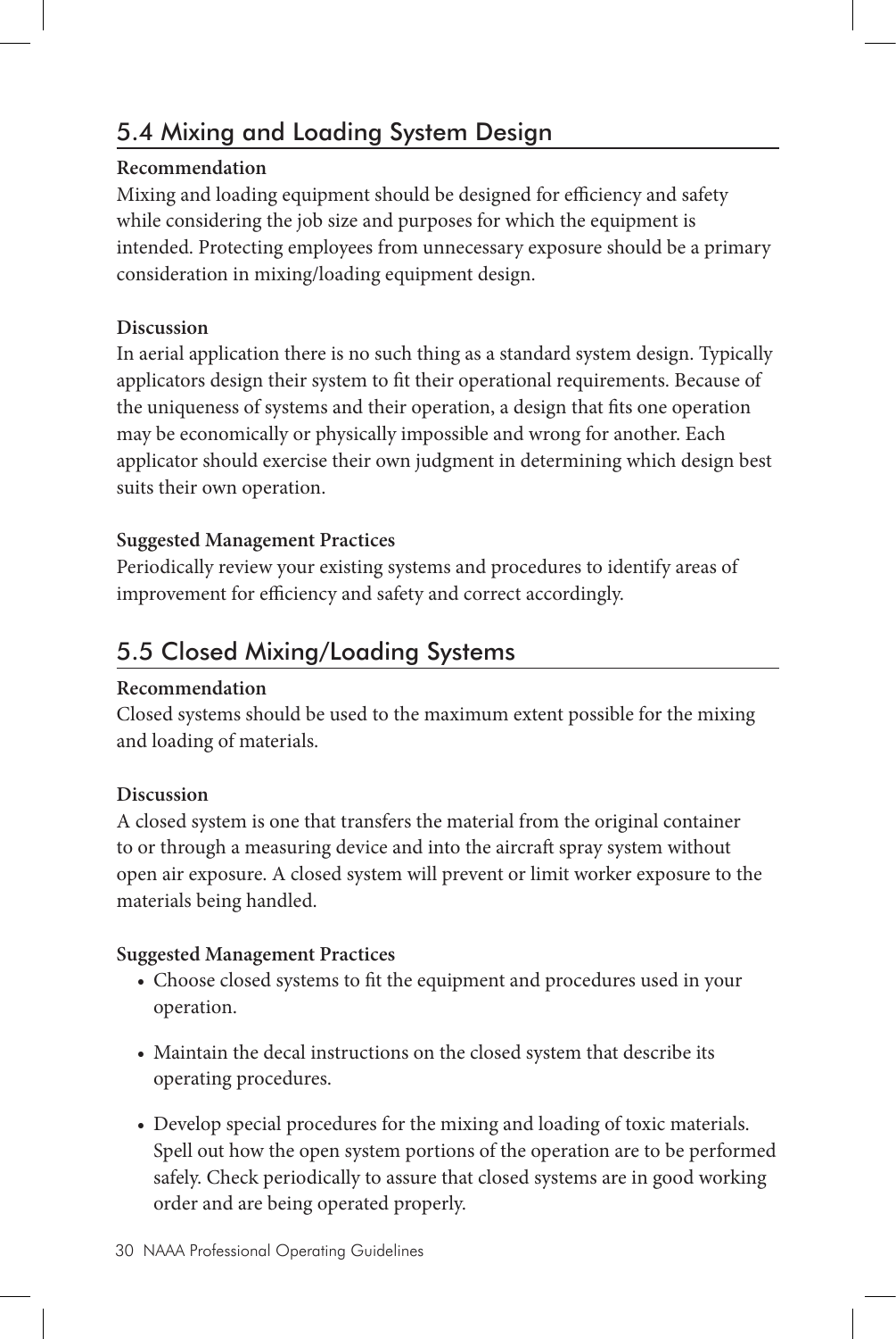## 5.4 Mixing and Loading System Design

**Recommendation**

Mixing and loading equipment should be designed for efficiency and safety while considering the job size and purposes for which the equipment is intended. Protecting employees from unnecessary exposure should be a primary consideration in mixing/loading equipment design.

**Discussion**

In aerial application there is no such thing as a standard system design. Typically applicators design their system to fit their operational requirements. Because of the uniqueness of systems and their operation, a design that fits one operation may be economically or physically impossible and wrong for another. Each applicator should exercise their own judgment in determining which design best suits their own operation.

**Suggested Management Practices**

Periodically review your existing systems and procedures to identify areas of improvement for efficiency and safety and correct accordingly.

## 5.5 Closed Mixing/Loading Systems

**Recommendation**

Closed systems should be used to the maximum extent possible for the mixing and loading of materials.

**Discussion**

A closed system is one that transfers the material from the original container to or through a measuring device and into the aircraft spray system without open air exposure. A closed system will prevent or limit worker exposure to the materials being handled.

**Suggested Management Practices**

- Choose closed systems to fit the equipment and procedures used in your operation.
- Maintain the decal instructions on the closed system that describe its operating procedures.
- Develop special procedures for the mixing and loading of toxic materials. Spell out how the open system portions of the operation are to be performed safely. Check periodically to assure that closed systems are in good working order and are being operated properly.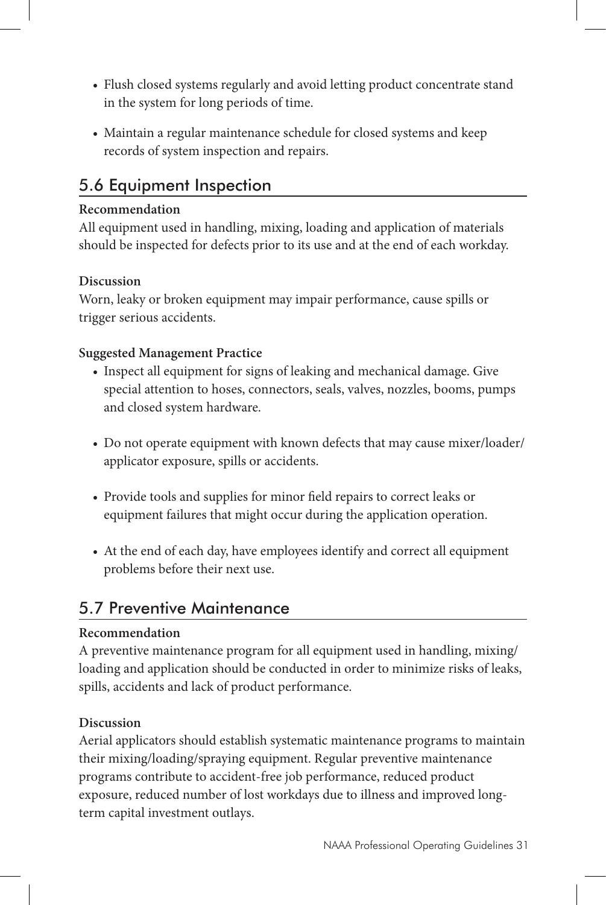- Flush closed systems regularly and avoid letting product concentrate stand in the system for long periods of time.
- Maintain a regular maintenance schedule for closed systems and keep records of system inspection and repairs.

## 5.6 Equipment Inspection

**Recommendation**
All equipment used in handling, mixing, loading and application of materials should be inspected for defects prior to its use and at the end of each workday.

**Discussion**
Worn, leaky or broken equipment may impair performance, cause spills or trigger serious accidents.

**Suggested Management Practice**

- Inspect all equipment for signs of leaking and mechanical damage. Give special attention to hoses, connectors, seals, valves, nozzles, booms, pumps and closed system hardware.
- Do not operate equipment with known defects that may cause mixer/loader/applicator exposure, spills or accidents.
- Provide tools and supplies for minor field repairs to correct leaks or equipment failures that might occur during the application operation.
- At the end of each day, have employees identify and correct all equipment problems before their next use.

## 5.7 Preventive Maintenance

**Recommendation**
A preventive maintenance program for all equipment used in handling, mixing/loading and application should be conducted in order to minimize risks of leaks, spills, accidents and lack of product performance.

**Discussion**
Aerial applicators should establish systematic maintenance programs to maintain their mixing/loading/spraying equipment. Regular preventive maintenance programs contribute to accident-free job performance, reduced product exposure, reduced number of lost workdays due to illness and improved long-term capital investment outlays.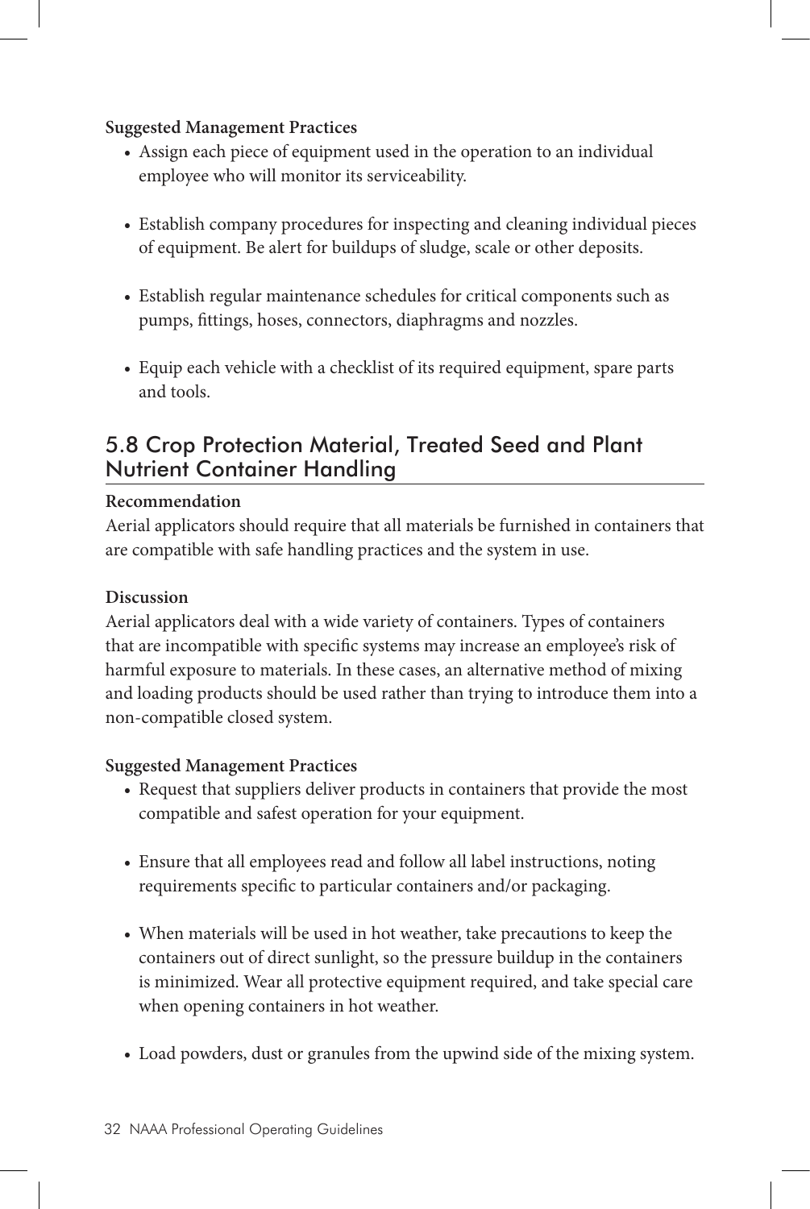**Suggested Management Practices**

- Assign each piece of equipment used in the operation to an individual employee who will monitor its serviceability.
- Establish company procedures for inspecting and cleaning individual pieces of equipment. Be alert for buildups of sludge, scale or other deposits.
- Establish regular maintenance schedules for critical components such as pumps, fittings, hoses, connectors, diaphragms and nozzles.
- Equip each vehicle with a checklist of its required equipment, spare parts and tools.

## 5.8 Crop Protection Material, Treated Seed and Plant Nutrient Container Handling

**Recommendation**

Aerial applicators should require that all materials be furnished in containers that are compatible with safe handling practices and the system in use.

**Discussion**

Aerial applicators deal with a wide variety of containers. Types of containers that are incompatible with specific systems may increase an employee's risk of harmful exposure to materials. In these cases, an alternative method of mixing and loading products should be used rather than trying to introduce them into a non-compatible closed system.

**Suggested Management Practices**

- Request that suppliers deliver products in containers that provide the most compatible and safest operation for your equipment.
- Ensure that all employees read and follow all label instructions, noting requirements specific to particular containers and/or packaging.
- When materials will be used in hot weather, take precautions to keep the containers out of direct sunlight, so the pressure buildup in the containers is minimized. Wear all protective equipment required, and take special care when opening containers in hot weather.
- Load powders, dust or granules from the upwind side of the mixing system.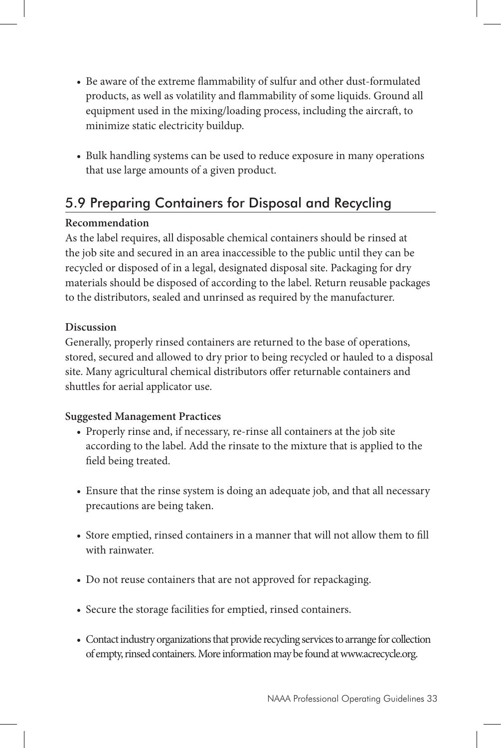- Be aware of the extreme flammability of sulfur and other dust-formulated products, as well as volatility and flammability of some liquids. Ground all equipment used in the mixing/loading process, including the aircraft, to minimize static electricity buildup.

- Bulk handling systems can be used to reduce exposure in many operations that use large amounts of a given product.

## 5.9 Preparing Containers for Disposal and Recycling

**Recommendation**

As the label requires, all disposable chemical containers should be rinsed at the job site and secured in an area inaccessible to the public until they can be recycled or disposed of in a legal, designated disposal site. Packaging for dry materials should be disposed of according to the label. Return reusable packages to the distributors, sealed and unrinsed as required by the manufacturer.

**Discussion**

Generally, properly rinsed containers are returned to the base of operations, stored, secured and allowed to dry prior to being recycled or hauled to a disposal site. Many agricultural chemical distributors offer returnable containers and shuttles for aerial applicator use.

**Suggested Management Practices**

- Properly rinse and, if necessary, re-rinse all containers at the job site according to the label. Add the rinsate to the mixture that is applied to the field being treated.

- Ensure that the rinse system is doing an adequate job, and that all necessary precautions are being taken.

- Store emptied, rinsed containers in a manner that will not allow them to fill with rainwater.

- Do not reuse containers that are not approved for repackaging.

- Secure the storage facilities for emptied, rinsed containers.

- Contact industry organizations that provide recycling services to arrange for collection of empty, rinsed containers. More information may be found at www.acrecycle.org.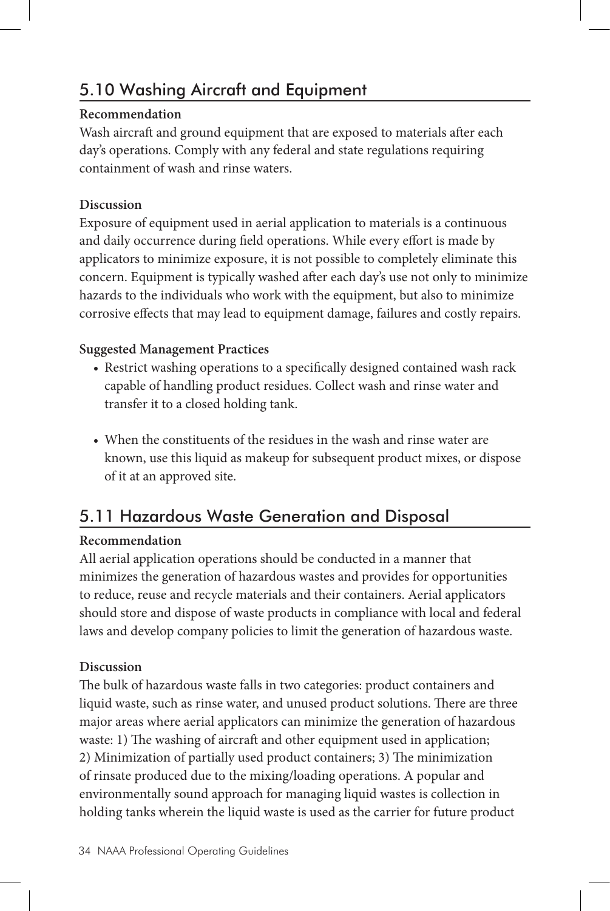## 5.10 Washing Aircraft and Equipment

**Recommendation**

Wash aircraft and ground equipment that are exposed to materials after each day's operations. Comply with any federal and state regulations requiring containment of wash and rinse waters.

**Discussion**

Exposure of equipment used in aerial application to materials is a continuous and daily occurrence during field operations. While every effort is made by applicators to minimize exposure, it is not possible to completely eliminate this concern. Equipment is typically washed after each day's use not only to minimize hazards to the individuals who work with the equipment, but also to minimize corrosive effects that may lead to equipment damage, failures and costly repairs.

**Suggested Management Practices**

- Restrict washing operations to a specifically designed contained wash rack capable of handling product residues. Collect wash and rinse water and transfer it to a closed holding tank.
- When the constituents of the residues in the wash and rinse water are known, use this liquid as makeup for subsequent product mixes, or dispose of it at an approved site.

## 5.11 Hazardous Waste Generation and Disposal

**Recommendation**

All aerial application operations should be conducted in a manner that minimizes the generation of hazardous wastes and provides for opportunities to reduce, reuse and recycle materials and their containers. Aerial applicators should store and dispose of waste products in compliance with local and federal laws and develop company policies to limit the generation of hazardous waste.

**Discussion**

The bulk of hazardous waste falls in two categories: product containers and liquid waste, such as rinse water, and unused product solutions. There are three major areas where aerial applicators can minimize the generation of hazardous waste: 1) The washing of aircraft and other equipment used in application; 2) Minimization of partially used product containers; 3) The minimization of rinsate produced due to the mixing/loading operations. A popular and environmentally sound approach for managing liquid wastes is collection in holding tanks wherein the liquid waste is used as the carrier for future product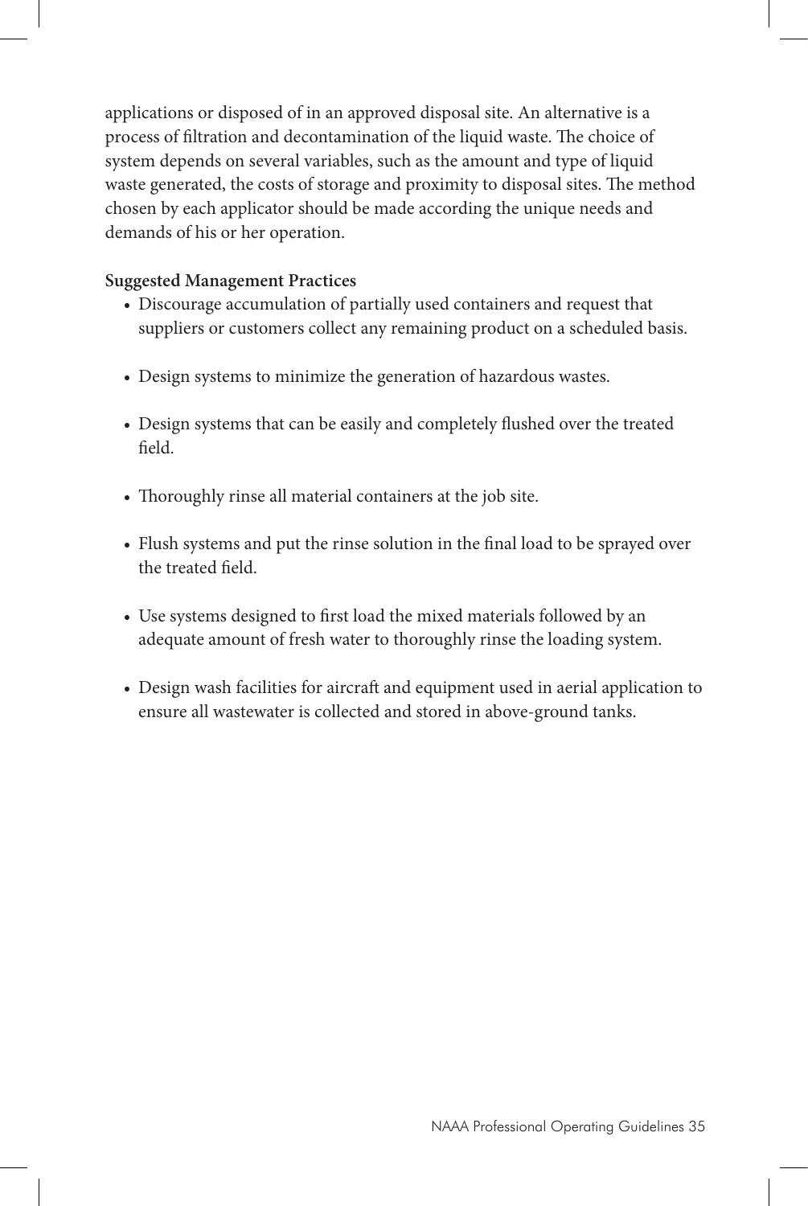applications or disposed of in an approved disposal site. An alternative is a process of filtration and decontamination of the liquid waste. The choice of system depends on several variables, such as the amount and type of liquid waste generated, the costs of storage and proximity to disposal sites. The method chosen by each applicator should be made according the unique needs and demands of his or her operation.

**Suggested Management Practices**

- Discourage accumulation of partially used containers and request that suppliers or customers collect any remaining product on a scheduled basis.
- Design systems to minimize the generation of hazardous wastes.
- Design systems that can be easily and completely flushed over the treated field.
- Thoroughly rinse all material containers at the job site.
- Flush systems and put the rinse solution in the final load to be sprayed over the treated field.
- Use systems designed to first load the mixed materials followed by an adequate amount of fresh water to thoroughly rinse the loading system.
- Design wash facilities for aircraft and equipment used in aerial application to ensure all wastewater is collected and stored in above-ground tanks.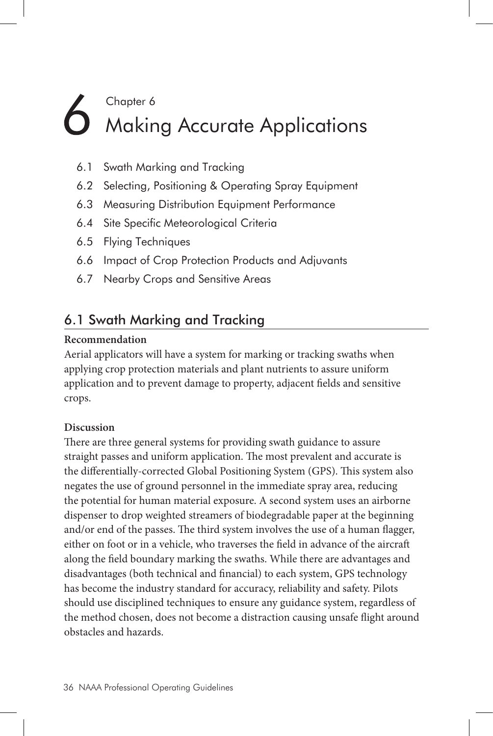# 6 Chapter 6 Making Accurate Applications

- 6.1 Swath Marking and Tracking
- 6.2 Selecting, Positioning & Operating Spray Equipment
- 6.3 Measuring Distribution Equipment Performance
- 6.4 Site Specific Meteorological Criteria
- 6.5 Flying Techniques
- 6.6 Impact of Crop Protection Products and Adjuvants
- 6.7 Nearby Crops and Sensitive Areas

## 6.1 Swath Marking and Tracking

**Recommendation**

Aerial applicators will have a system for marking or tracking swaths when applying crop protection materials and plant nutrients to assure uniform application and to prevent damage to property, adjacent fields and sensitive crops.

**Discussion**

There are three general systems for providing swath guidance to assure straight passes and uniform application. The most prevalent and accurate is the differentially-corrected Global Positioning System (GPS). This system also negates the use of ground personnel in the immediate spray area, reducing the potential for human material exposure. A second system uses an airborne dispenser to drop weighted streamers of biodegradable paper at the beginning and/or end of the passes. The third system involves the use of a human flagger, either on foot or in a vehicle, who traverses the field in advance of the aircraft along the field boundary marking the swaths. While there are advantages and disadvantages (both technical and financial) to each system, GPS technology has become the industry standard for accuracy, reliability and safety. Pilots should use disciplined techniques to ensure any guidance system, regardless of the method chosen, does not become a distraction causing unsafe flight around obstacles and hazards.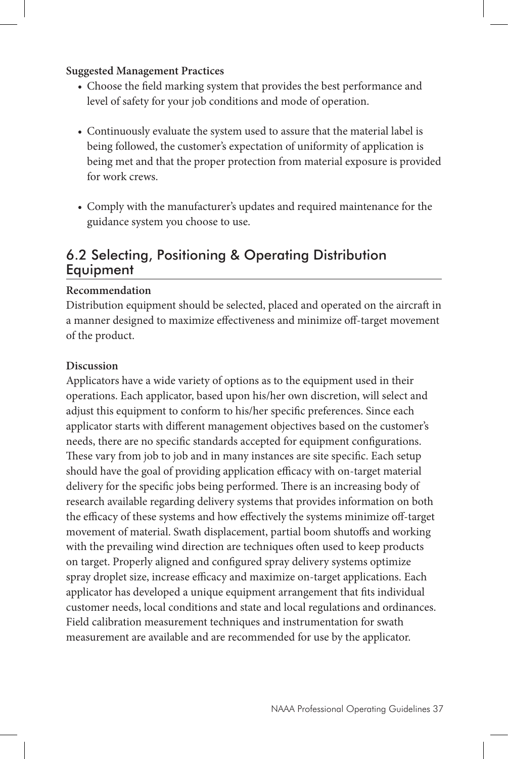**Suggested Management Practices**

- Choose the field marking system that provides the best performance and level of safety for your job conditions and mode of operation.
- Continuously evaluate the system used to assure that the material label is being followed, the customer's expectation of uniformity of application is being met and that the proper protection from material exposure is provided for work crews.
- Comply with the manufacturer's updates and required maintenance for the guidance system you choose to use.

## 6.2 Selecting, Positioning & Operating Distribution Equipment

**Recommendation**

Distribution equipment should be selected, placed and operated on the aircraft in a manner designed to maximize effectiveness and minimize off-target movement of the product.

**Discussion**

Applicators have a wide variety of options as to the equipment used in their operations. Each applicator, based upon his/her own discretion, will select and adjust this equipment to conform to his/her specific preferences. Since each applicator starts with different management objectives based on the customer's needs, there are no specific standards accepted for equipment configurations. These vary from job to job and in many instances are site specific. Each setup should have the goal of providing application efficacy with on-target material delivery for the specific jobs being performed. There is an increasing body of research available regarding delivery systems that provides information on both the efficacy of these systems and how effectively the systems minimize off-target movement of material. Swath displacement, partial boom shutoffs and working with the prevailing wind direction are techniques often used to keep products on target. Properly aligned and configured spray delivery systems optimize spray droplet size, increase efficacy and maximize on-target applications. Each applicator has developed a unique equipment arrangement that fits individual customer needs, local conditions and state and local regulations and ordinances. Field calibration measurement techniques and instrumentation for swath measurement are available and are recommended for use by the applicator.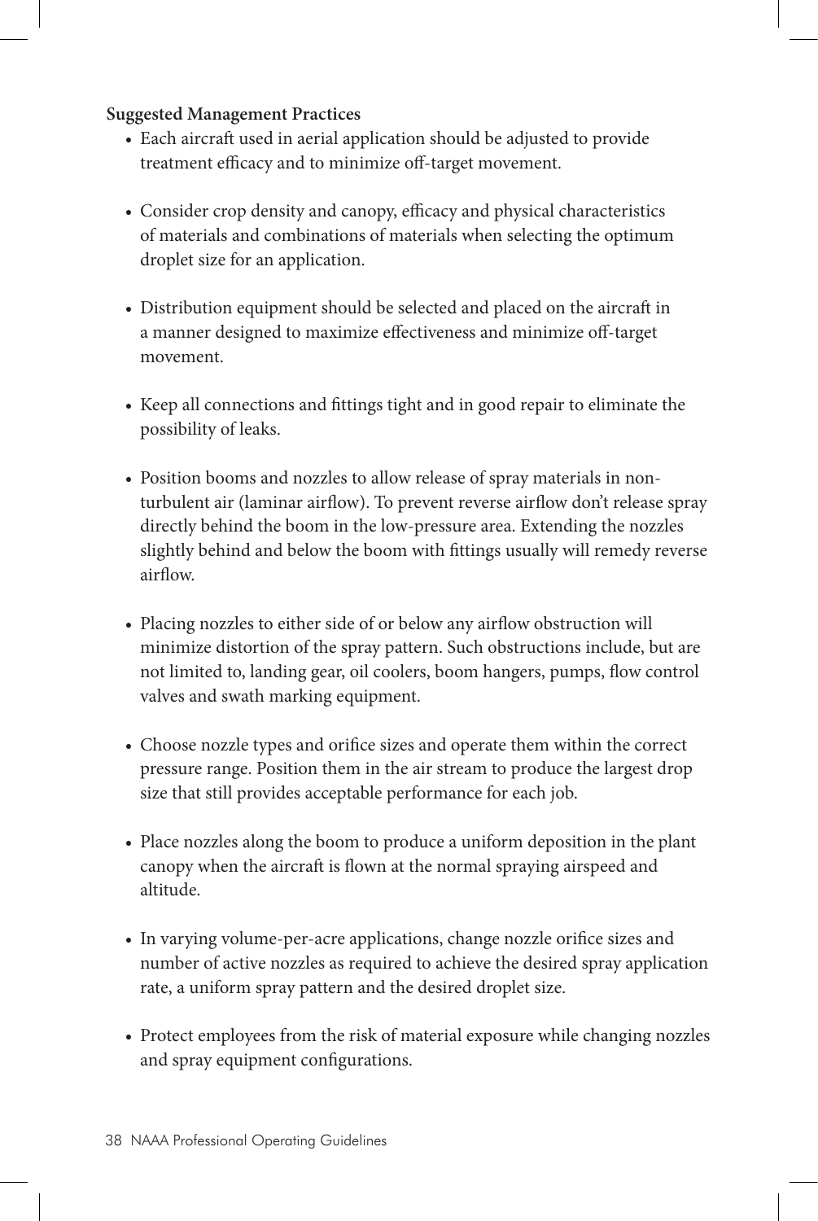**Suggested Management Practices**

- Each aircraft used in aerial application should be adjusted to provide treatment efficacy and to minimize off-target movement.
- Consider crop density and canopy, efficacy and physical characteristics of materials and combinations of materials when selecting the optimum droplet size for an application.
- Distribution equipment should be selected and placed on the aircraft in a manner designed to maximize effectiveness and minimize off-target movement.
- Keep all connections and fittings tight and in good repair to eliminate the possibility of leaks.
- Position booms and nozzles to allow release of spray materials in non-turbulent air (laminar airflow). To prevent reverse airflow don't release spray directly behind the boom in the low-pressure area. Extending the nozzles slightly behind and below the boom with fittings usually will remedy reverse airflow.
- Placing nozzles to either side of or below any airflow obstruction will minimize distortion of the spray pattern. Such obstructions include, but are not limited to, landing gear, oil coolers, boom hangers, pumps, flow control valves and swath marking equipment.
- Choose nozzle types and orifice sizes and operate them within the correct pressure range. Position them in the air stream to produce the largest drop size that still provides acceptable performance for each job.
- Place nozzles along the boom to produce a uniform deposition in the plant canopy when the aircraft is flown at the normal spraying airspeed and altitude.
- In varying volume-per-acre applications, change nozzle orifice sizes and number of active nozzles as required to achieve the desired spray application rate, a uniform spray pattern and the desired droplet size.
- Protect employees from the risk of material exposure while changing nozzles and spray equipment configurations.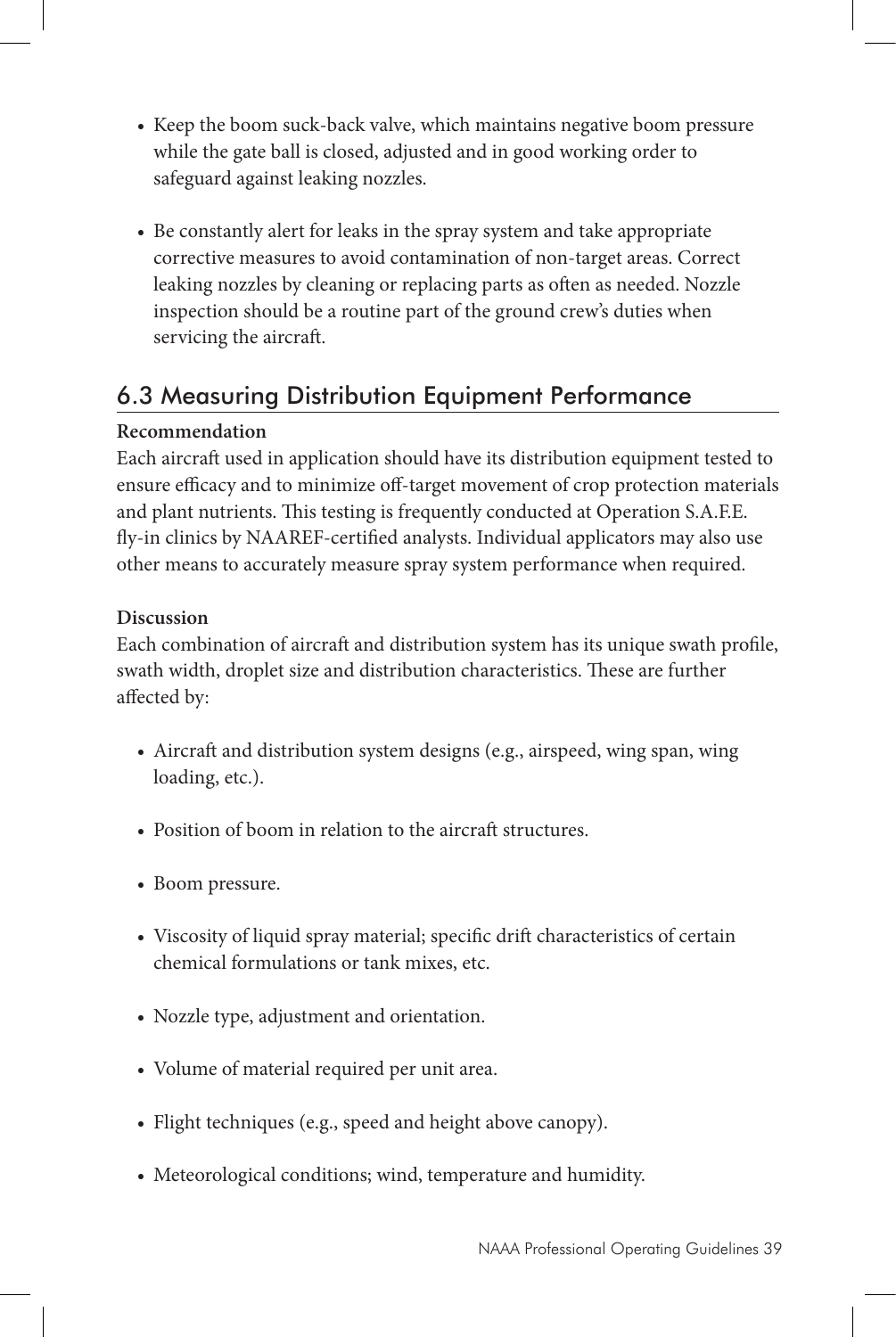- Keep the boom suck-back valve, which maintains negative boom pressure while the gate ball is closed, adjusted and in good working order to safeguard against leaking nozzles.

- Be constantly alert for leaks in the spray system and take appropriate corrective measures to avoid contamination of non-target areas. Correct leaking nozzles by cleaning or replacing parts as often as needed. Nozzle inspection should be a routine part of the ground crew's duties when servicing the aircraft.

## 6.3 Measuring Distribution Equipment Performance

**Recommendation**

Each aircraft used in application should have its distribution equipment tested to ensure efficacy and to minimize off-target movement of crop protection materials and plant nutrients. This testing is frequently conducted at Operation S.A.F.E. fly-in clinics by NAAREF-certified analysts. Individual applicators may also use other means to accurately measure spray system performance when required.

**Discussion**

Each combination of aircraft and distribution system has its unique swath profile, swath width, droplet size and distribution characteristics. These are further affected by:

- Aircraft and distribution system designs (e.g., airspeed, wing span, wing loading, etc.).

- Position of boom in relation to the aircraft structures.

- Boom pressure.

- Viscosity of liquid spray material; specific drift characteristics of certain chemical formulations or tank mixes, etc.

- Nozzle type, adjustment and orientation.

- Volume of material required per unit area.

- Flight techniques (e.g., speed and height above canopy).

- Meteorological conditions; wind, temperature and humidity.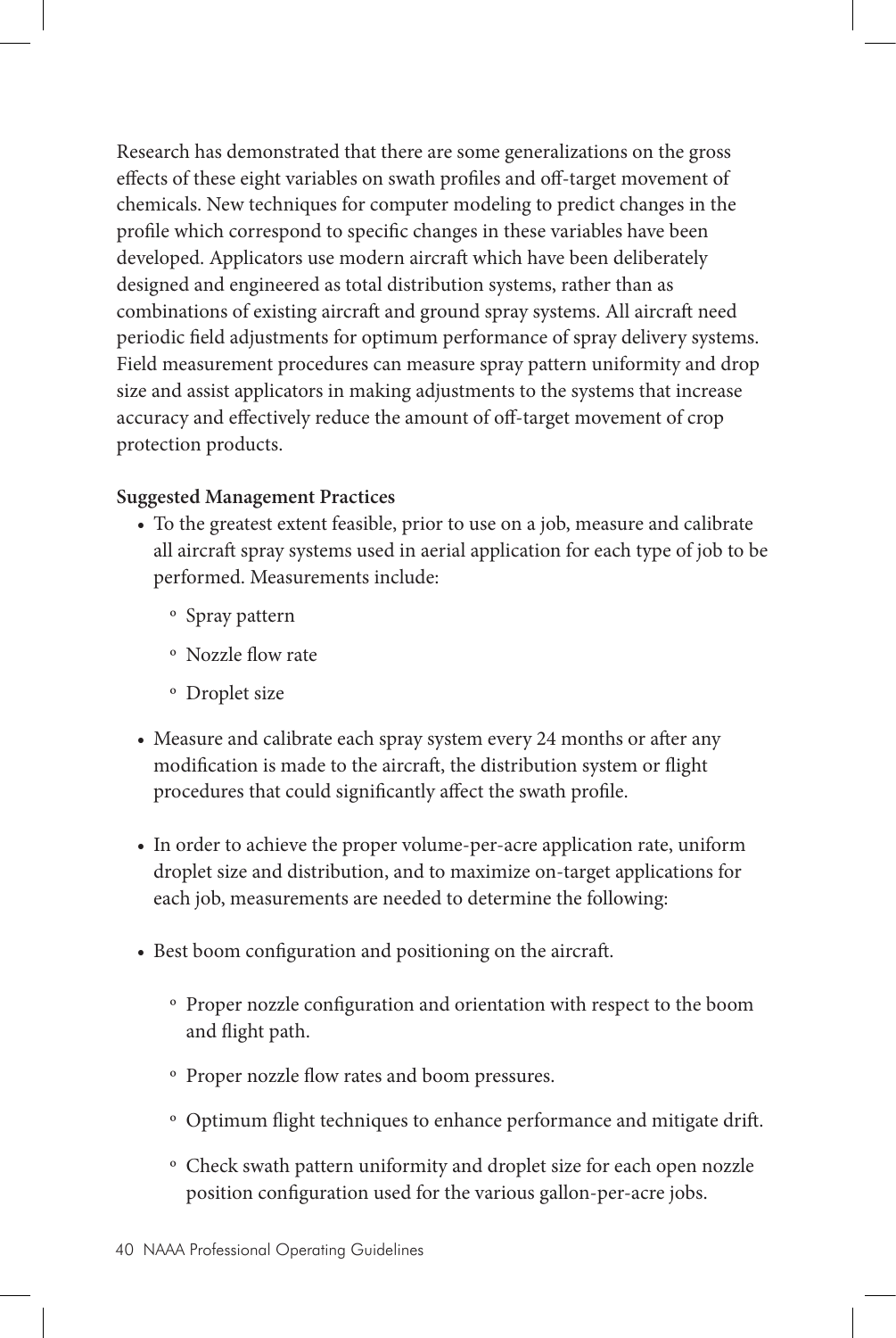Research has demonstrated that there are some generalizations on the gross effects of these eight variables on swath profiles and off-target movement of chemicals. New techniques for computer modeling to predict changes in the profile which correspond to specific changes in these variables have been developed. Applicators use modern aircraft which have been deliberately designed and engineered as total distribution systems, rather than as combinations of existing aircraft and ground spray systems. All aircraft need periodic field adjustments for optimum performance of spray delivery systems. Field measurement procedures can measure spray pattern uniformity and drop size and assist applicators in making adjustments to the systems that increase accuracy and effectively reduce the amount of off-target movement of crop protection products.

**Suggested Management Practices**

- To the greatest extent feasible, prior to use on a job, measure and calibrate all aircraft spray systems used in aerial application for each type of job to be performed. Measurements include:
  - Spray pattern
  - Nozzle flow rate
  - Droplet size
- Measure and calibrate each spray system every 24 months or after any modification is made to the aircraft, the distribution system or flight procedures that could significantly affect the swath profile.
- In order to achieve the proper volume-per-acre application rate, uniform droplet size and distribution, and to maximize on-target applications for each job, measurements are needed to determine the following:
- Best boom configuration and positioning on the aircraft.
  - Proper nozzle configuration and orientation with respect to the boom and flight path.
  - Proper nozzle flow rates and boom pressures.
  - Optimum flight techniques to enhance performance and mitigate drift.
  - Check swath pattern uniformity and droplet size for each open nozzle position configuration used for the various gallon-per-acre jobs.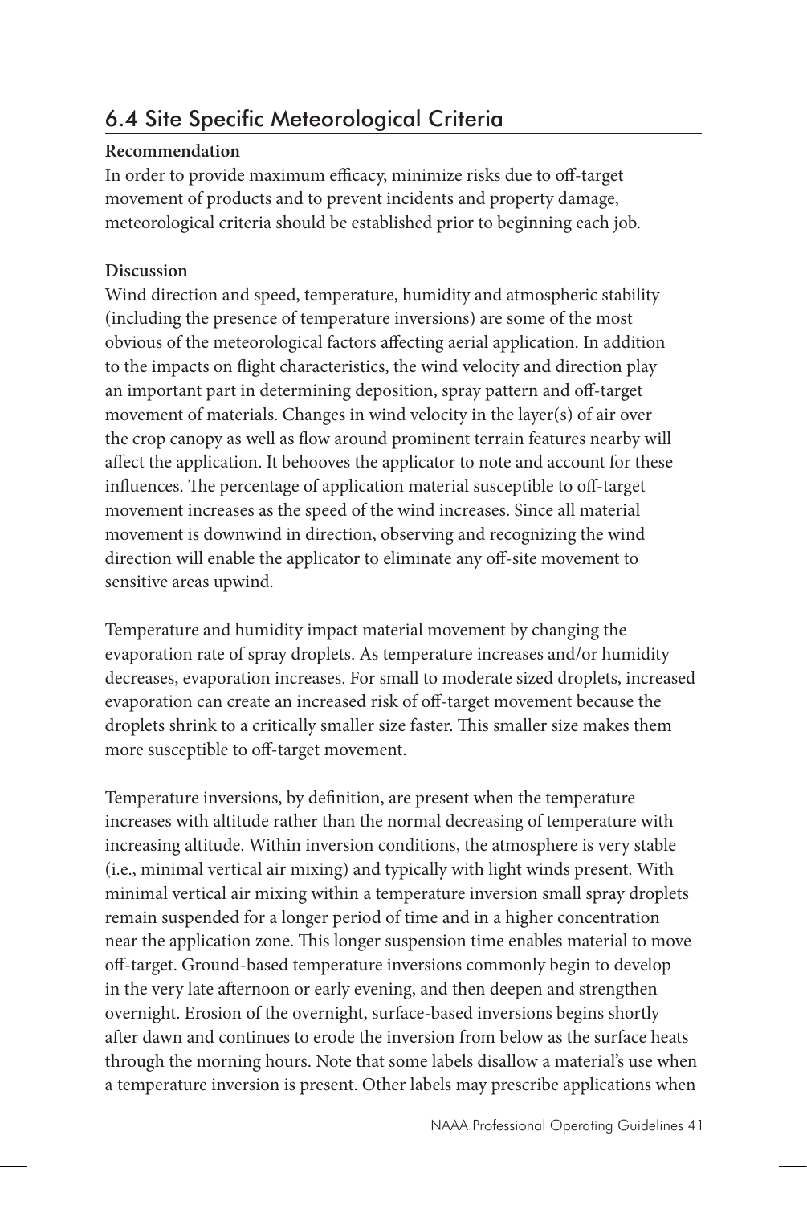## 6.4 Site Specific Meteorological Criteria

**Recommendation**

In order to provide maximum efficacy, minimize risks due to off-target movement of products and to prevent incidents and property damage, meteorological criteria should be established prior to beginning each job.

**Discussion**

Wind direction and speed, temperature, humidity and atmospheric stability (including the presence of temperature inversions) are some of the most obvious of the meteorological factors affecting aerial application. In addition to the impacts on flight characteristics, the wind velocity and direction play an important part in determining deposition, spray pattern and off-target movement of materials. Changes in wind velocity in the layer(s) of air over the crop canopy as well as flow around prominent terrain features nearby will affect the application. It behooves the applicator to note and account for these influences. The percentage of application material susceptible to off-target movement increases as the speed of the wind increases. Since all material movement is downwind in direction, observing and recognizing the wind direction will enable the applicator to eliminate any off-site movement to sensitive areas upwind.

Temperature and humidity impact material movement by changing the evaporation rate of spray droplets. As temperature increases and/or humidity decreases, evaporation increases. For small to moderate sized droplets, increased evaporation can create an increased risk of off-target movement because the droplets shrink to a critically smaller size faster. This smaller size makes them more susceptible to off-target movement.

Temperature inversions, by definition, are present when the temperature increases with altitude rather than the normal decreasing of temperature with increasing altitude. Within inversion conditions, the atmosphere is very stable (i.e., minimal vertical air mixing) and typically with light winds present. With minimal vertical air mixing within a temperature inversion small spray droplets remain suspended for a longer period of time and in a higher concentration near the application zone. This longer suspension time enables material to move off-target. Ground-based temperature inversions commonly begin to develop in the very late afternoon or early evening, and then deepen and strengthen overnight. Erosion of the overnight, surface-based inversions begins shortly after dawn and continues to erode the inversion from below as the surface heats through the morning hours. Note that some labels disallow a material's use when a temperature inversion is present. Other labels may prescribe applications when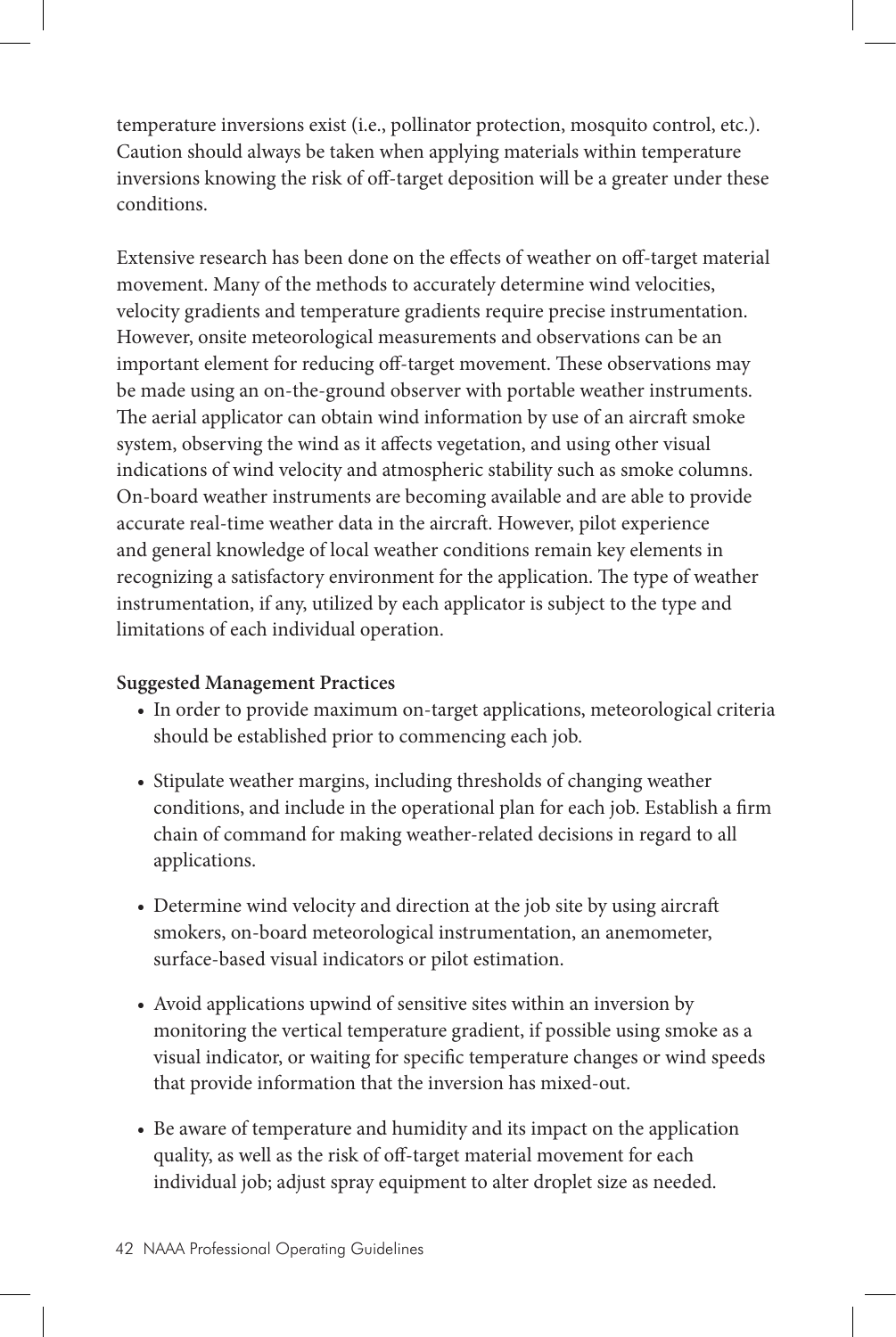temperature inversions exist (i.e., pollinator protection, mosquito control, etc.). Caution should always be taken when applying materials within temperature inversions knowing the risk of off-target deposition will be a greater under these conditions.

Extensive research has been done on the effects of weather on off-target material movement. Many of the methods to accurately determine wind velocities, velocity gradients and temperature gradients require precise instrumentation. However, onsite meteorological measurements and observations can be an important element for reducing off-target movement. These observations may be made using an on-the-ground observer with portable weather instruments. The aerial applicator can obtain wind information by use of an aircraft smoke system, observing the wind as it affects vegetation, and using other visual indications of wind velocity and atmospheric stability such as smoke columns. On-board weather instruments are becoming available and are able to provide accurate real-time weather data in the aircraft. However, pilot experience and general knowledge of local weather conditions remain key elements in recognizing a satisfactory environment for the application. The type of weather instrumentation, if any, utilized by each applicator is subject to the type and limitations of each individual operation.

**Suggested Management Practices**

- In order to provide maximum on-target applications, meteorological criteria should be established prior to commencing each job.
- Stipulate weather margins, including thresholds of changing weather conditions, and include in the operational plan for each job. Establish a firm chain of command for making weather-related decisions in regard to all applications.
- Determine wind velocity and direction at the job site by using aircraft smokers, on-board meteorological instrumentation, an anemometer, surface-based visual indicators or pilot estimation.
- Avoid applications upwind of sensitive sites within an inversion by monitoring the vertical temperature gradient, if possible using smoke as a visual indicator, or waiting for specific temperature changes or wind speeds that provide information that the inversion has mixed-out.
- Be aware of temperature and humidity and its impact on the application quality, as well as the risk of off-target material movement for each individual job; adjust spray equipment to alter droplet size as needed.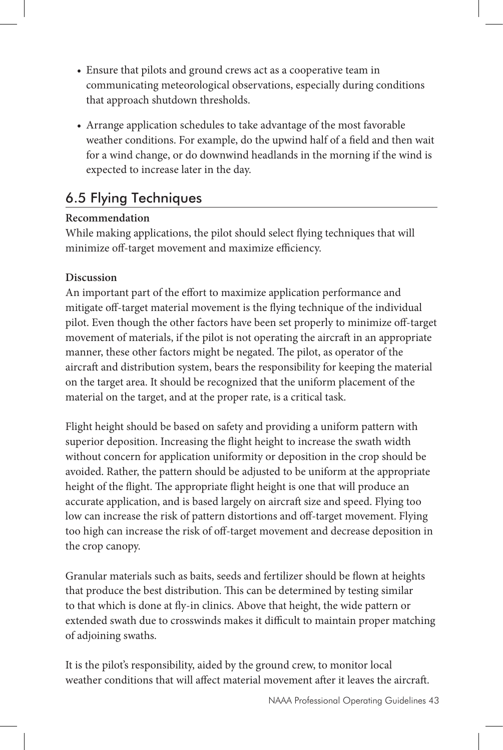- Ensure that pilots and ground crews act as a cooperative team in communicating meteorological observations, especially during conditions that approach shutdown thresholds.
- Arrange application schedules to take advantage of the most favorable weather conditions. For example, do the upwind half of a field and then wait for a wind change, or do downwind headlands in the morning if the wind is expected to increase later in the day.

## 6.5 Flying Techniques

**Recommendation**

While making applications, the pilot should select flying techniques that will minimize off-target movement and maximize efficiency.

**Discussion**

An important part of the effort to maximize application performance and mitigate off-target material movement is the flying technique of the individual pilot. Even though the other factors have been set properly to minimize off-target movement of materials, if the pilot is not operating the aircraft in an appropriate manner, these other factors might be negated. The pilot, as operator of the aircraft and distribution system, bears the responsibility for keeping the material on the target area. It should be recognized that the uniform placement of the material on the target, and at the proper rate, is a critical task.

Flight height should be based on safety and providing a uniform pattern with superior deposition. Increasing the flight height to increase the swath width without concern for application uniformity or deposition in the crop should be avoided. Rather, the pattern should be adjusted to be uniform at the appropriate height of the flight. The appropriate flight height is one that will produce an accurate application, and is based largely on aircraft size and speed. Flying too low can increase the risk of pattern distortions and off-target movement. Flying too high can increase the risk of off-target movement and decrease deposition in the crop canopy.

Granular materials such as baits, seeds and fertilizer should be flown at heights that produce the best distribution. This can be determined by testing similar to that which is done at fly-in clinics. Above that height, the wide pattern or extended swath due to crosswinds makes it difficult to maintain proper matching of adjoining swaths.

It is the pilot's responsibility, aided by the ground crew, to monitor local weather conditions that will affect material movement after it leaves the aircraft.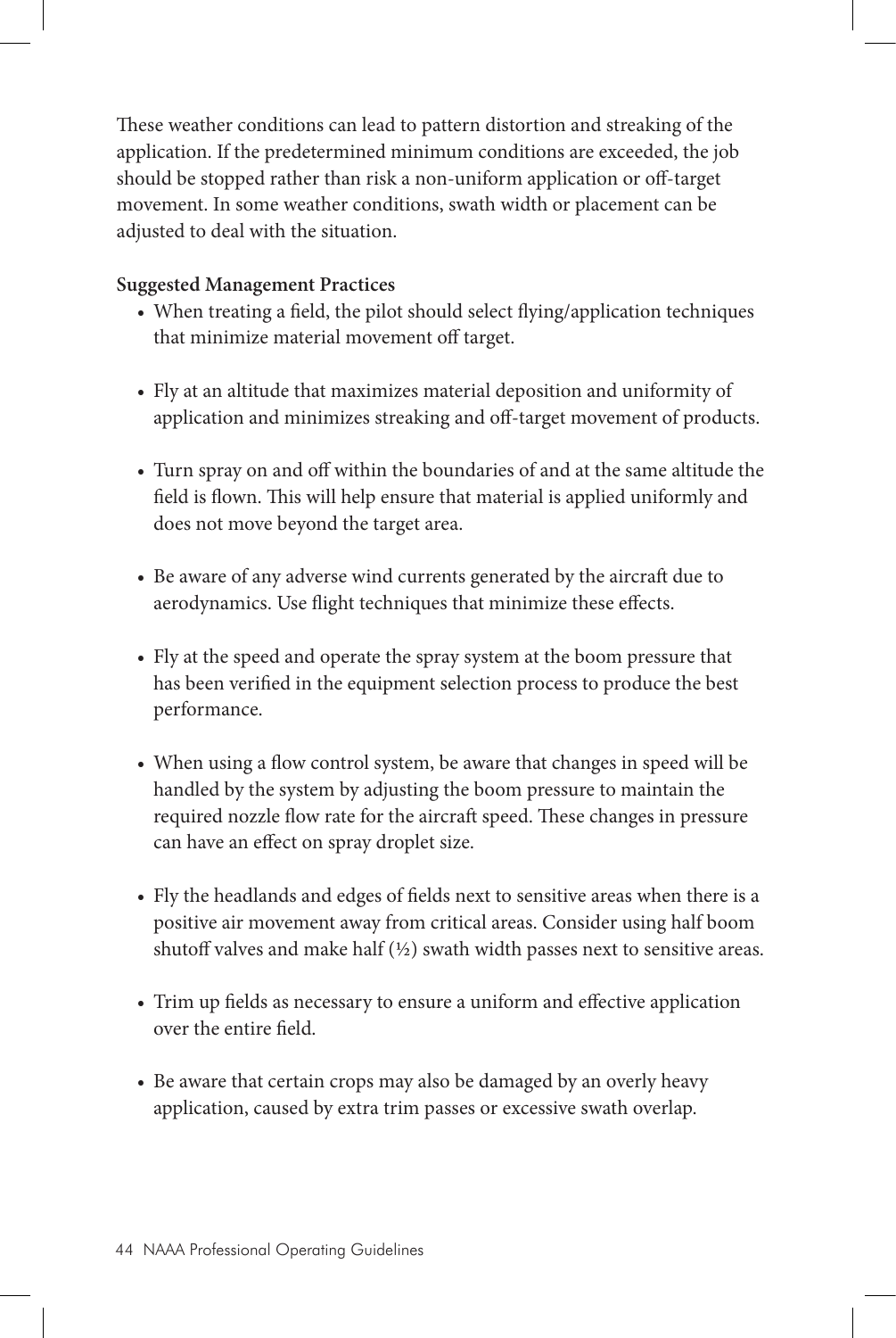These weather conditions can lead to pattern distortion and streaking of the application. If the predetermined minimum conditions are exceeded, the job should be stopped rather than risk a non-uniform application or off-target movement. In some weather conditions, swath width or placement can be adjusted to deal with the situation.

**Suggested Management Practices**

- When treating a field, the pilot should select flying/application techniques that minimize material movement off target.
- Fly at an altitude that maximizes material deposition and uniformity of application and minimizes streaking and off-target movement of products.
- Turn spray on and off within the boundaries of and at the same altitude the field is flown. This will help ensure that material is applied uniformly and does not move beyond the target area.
- Be aware of any adverse wind currents generated by the aircraft due to aerodynamics. Use flight techniques that minimize these effects.
- Fly at the speed and operate the spray system at the boom pressure that has been verified in the equipment selection process to produce the best performance.
- When using a flow control system, be aware that changes in speed will be handled by the system by adjusting the boom pressure to maintain the required nozzle flow rate for the aircraft speed. These changes in pressure can have an effect on spray droplet size.
- Fly the headlands and edges of fields next to sensitive areas when there is a positive air movement away from critical areas. Consider using half boom shutoff valves and make half (½) swath width passes next to sensitive areas.
- Trim up fields as necessary to ensure a uniform and effective application over the entire field.
- Be aware that certain crops may also be damaged by an overly heavy application, caused by extra trim passes or excessive swath overlap.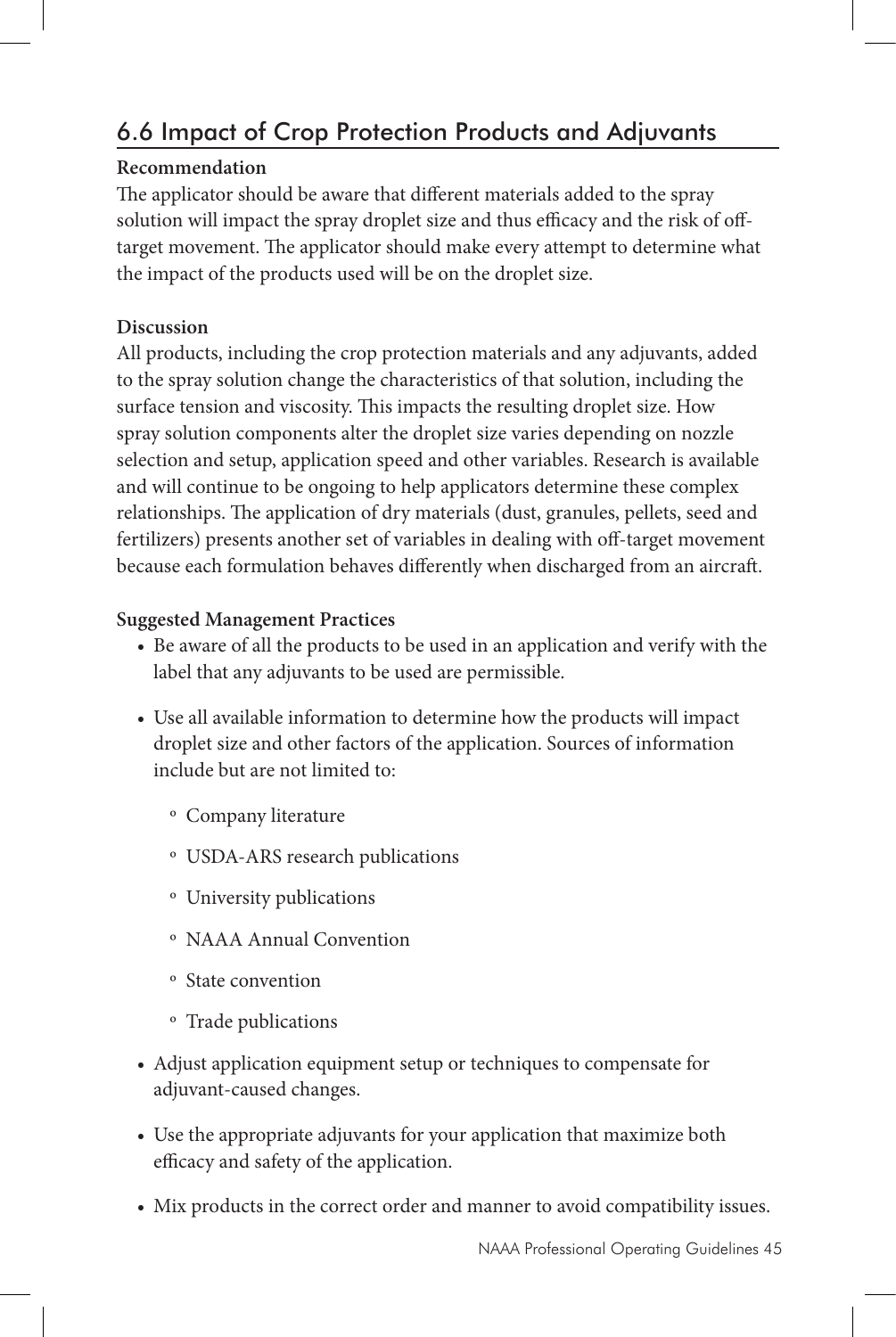## 6.6 Impact of Crop Protection Products and Adjuvants

**Recommendation**

The applicator should be aware that different materials added to the spray solution will impact the spray droplet size and thus efficacy and the risk of off-target movement. The applicator should make every attempt to determine what the impact of the products used will be on the droplet size.

**Discussion**

All products, including the crop protection materials and any adjuvants, added to the spray solution change the characteristics of that solution, including the surface tension and viscosity. This impacts the resulting droplet size. How spray solution components alter the droplet size varies depending on nozzle selection and setup, application speed and other variables. Research is available and will continue to be ongoing to help applicators determine these complex relationships. The application of dry materials (dust, granules, pellets, seed and fertilizers) presents another set of variables in dealing with off-target movement because each formulation behaves differently when discharged from an aircraft.

**Suggested Management Practices**

- Be aware of all the products to be used in an application and verify with the label that any adjuvants to be used are permissible.
- Use all available information to determine how the products will impact droplet size and other factors of the application. Sources of information include but are not limited to:
  - Company literature
  - USDA-ARS research publications
  - University publications
  - NAAA Annual Convention
  - State convention
  - Trade publications
- Adjust application equipment setup or techniques to compensate for adjuvant-caused changes.
- Use the appropriate adjuvants for your application that maximize both efficacy and safety of the application.
- Mix products in the correct order and manner to avoid compatibility issues.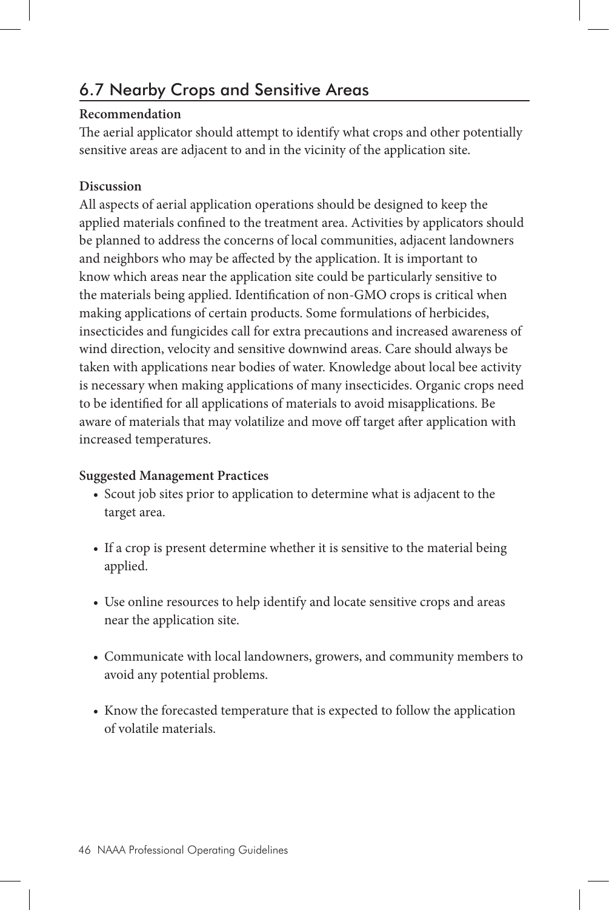## 6.7 Nearby Crops and Sensitive Areas

**Recommendation**

The aerial applicator should attempt to identify what crops and other potentially sensitive areas are adjacent to and in the vicinity of the application site.

**Discussion**

All aspects of aerial application operations should be designed to keep the applied materials confined to the treatment area. Activities by applicators should be planned to address the concerns of local communities, adjacent landowners and neighbors who may be affected by the application. It is important to know which areas near the application site could be particularly sensitive to the materials being applied. Identification of non-GMO crops is critical when making applications of certain products. Some formulations of herbicides, insecticides and fungicides call for extra precautions and increased awareness of wind direction, velocity and sensitive downwind areas. Care should always be taken with applications near bodies of water. Knowledge about local bee activity is necessary when making applications of many insecticides. Organic crops need to be identified for all applications of materials to avoid misapplications. Be aware of materials that may volatilize and move off target after application with increased temperatures.

**Suggested Management Practices**

- Scout job sites prior to application to determine what is adjacent to the target area.
- If a crop is present determine whether it is sensitive to the material being applied.
- Use online resources to help identify and locate sensitive crops and areas near the application site.
- Communicate with local landowners, growers, and community members to avoid any potential problems.
- Know the forecasted temperature that is expected to follow the application of volatile materials.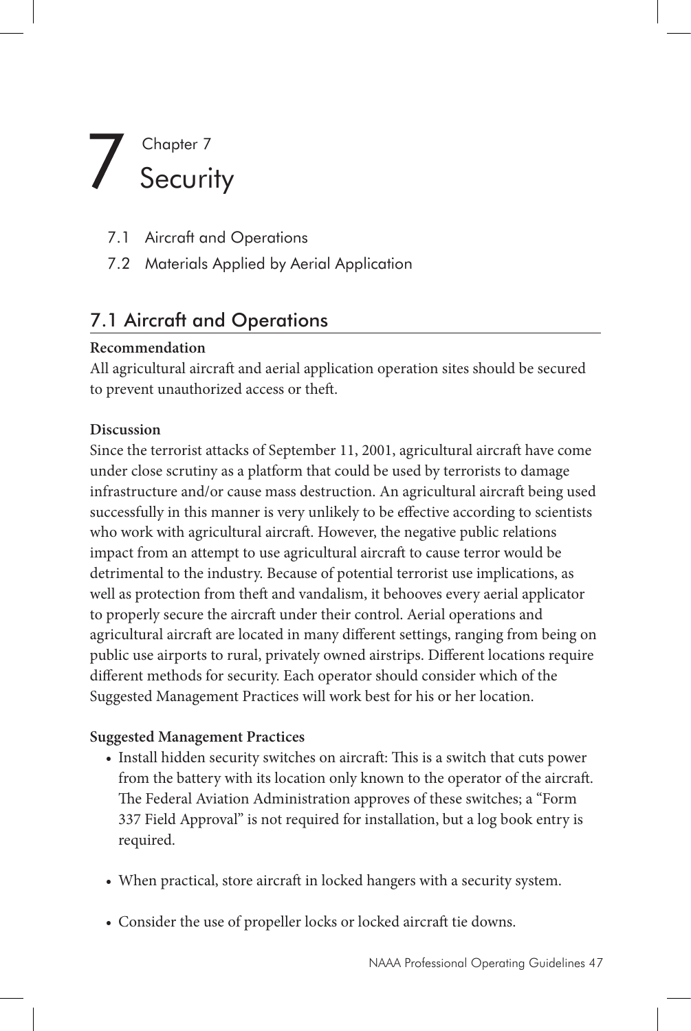# 7 Chapter 7 Security

- 7.1 Aircraft and Operations
- 7.2 Materials Applied by Aerial Application

## 7.1 Aircraft and Operations

**Recommendation**

All agricultural aircraft and aerial application operation sites should be secured to prevent unauthorized access or theft.

**Discussion**

Since the terrorist attacks of September 11, 2001, agricultural aircraft have come under close scrutiny as a platform that could be used by terrorists to damage infrastructure and/or cause mass destruction. An agricultural aircraft being used successfully in this manner is very unlikely to be effective according to scientists who work with agricultural aircraft. However, the negative public relations impact from an attempt to use agricultural aircraft to cause terror would be detrimental to the industry. Because of potential terrorist use implications, as well as protection from theft and vandalism, it behooves every aerial applicator to properly secure the aircraft under their control. Aerial operations and agricultural aircraft are located in many different settings, ranging from being on public use airports to rural, privately owned airstrips. Different locations require different methods for security. Each operator should consider which of the Suggested Management Practices will work best for his or her location.

**Suggested Management Practices**

- Install hidden security switches on aircraft: This is a switch that cuts power from the battery with its location only known to the operator of the aircraft. The Federal Aviation Administration approves of these switches; a "Form 337 Field Approval" is not required for installation, but a log book entry is required.
- When practical, store aircraft in locked hangers with a security system.
- Consider the use of propeller locks or locked aircraft tie downs.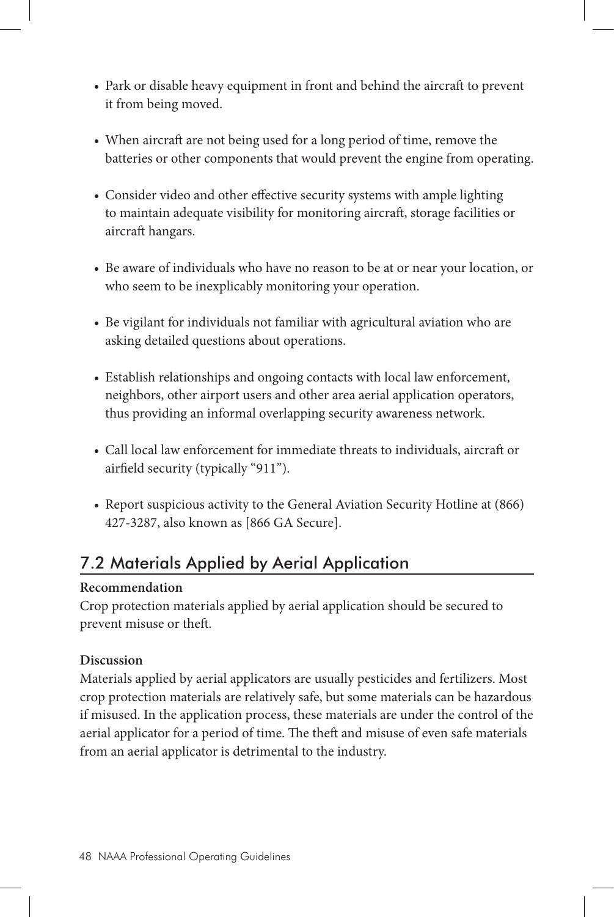- Park or disable heavy equipment in front and behind the aircraft to prevent it from being moved.

- When aircraft are not being used for a long period of time, remove the batteries or other components that would prevent the engine from operating.

- Consider video and other effective security systems with ample lighting to maintain adequate visibility for monitoring aircraft, storage facilities or aircraft hangars.

- Be aware of individuals who have no reason to be at or near your location, or who seem to be inexplicably monitoring your operation.

- Be vigilant for individuals not familiar with agricultural aviation who are asking detailed questions about operations.

- Establish relationships and ongoing contacts with local law enforcement, neighbors, other airport users and other area aerial application operators, thus providing an informal overlapping security awareness network.

- Call local law enforcement for immediate threats to individuals, aircraft or airfield security (typically "911").

- Report suspicious activity to the General Aviation Security Hotline at (866) 427-3287, also known as [866 GA Secure].

## 7.2 Materials Applied by Aerial Application

**Recommendation**

Crop protection materials applied by aerial application should be secured to prevent misuse or theft.

**Discussion**

Materials applied by aerial applicators are usually pesticides and fertilizers. Most crop protection materials are relatively safe, but some materials can be hazardous if misused. In the application process, these materials are under the control of the aerial applicator for a period of time. The theft and misuse of even safe materials from an aerial applicator is detrimental to the industry.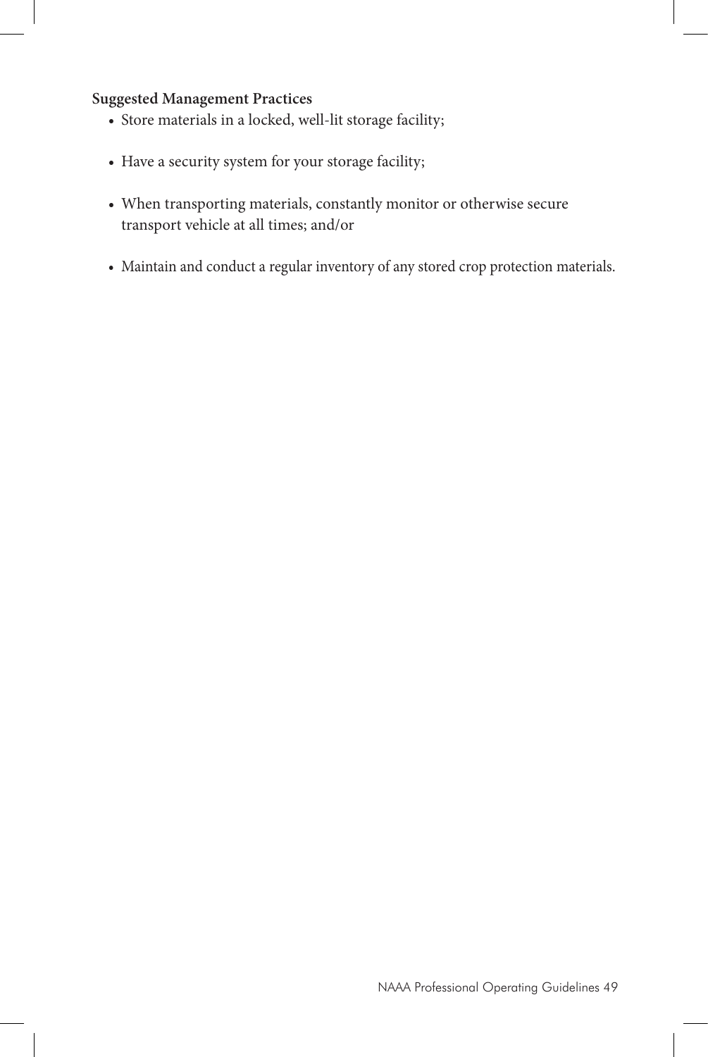**Suggested Management Practices**

- Store materials in a locked, well-lit storage facility;
- Have a security system for your storage facility;
- When transporting materials, constantly monitor or otherwise secure transport vehicle at all times; and/or
- Maintain and conduct a regular inventory of any stored crop protection materials.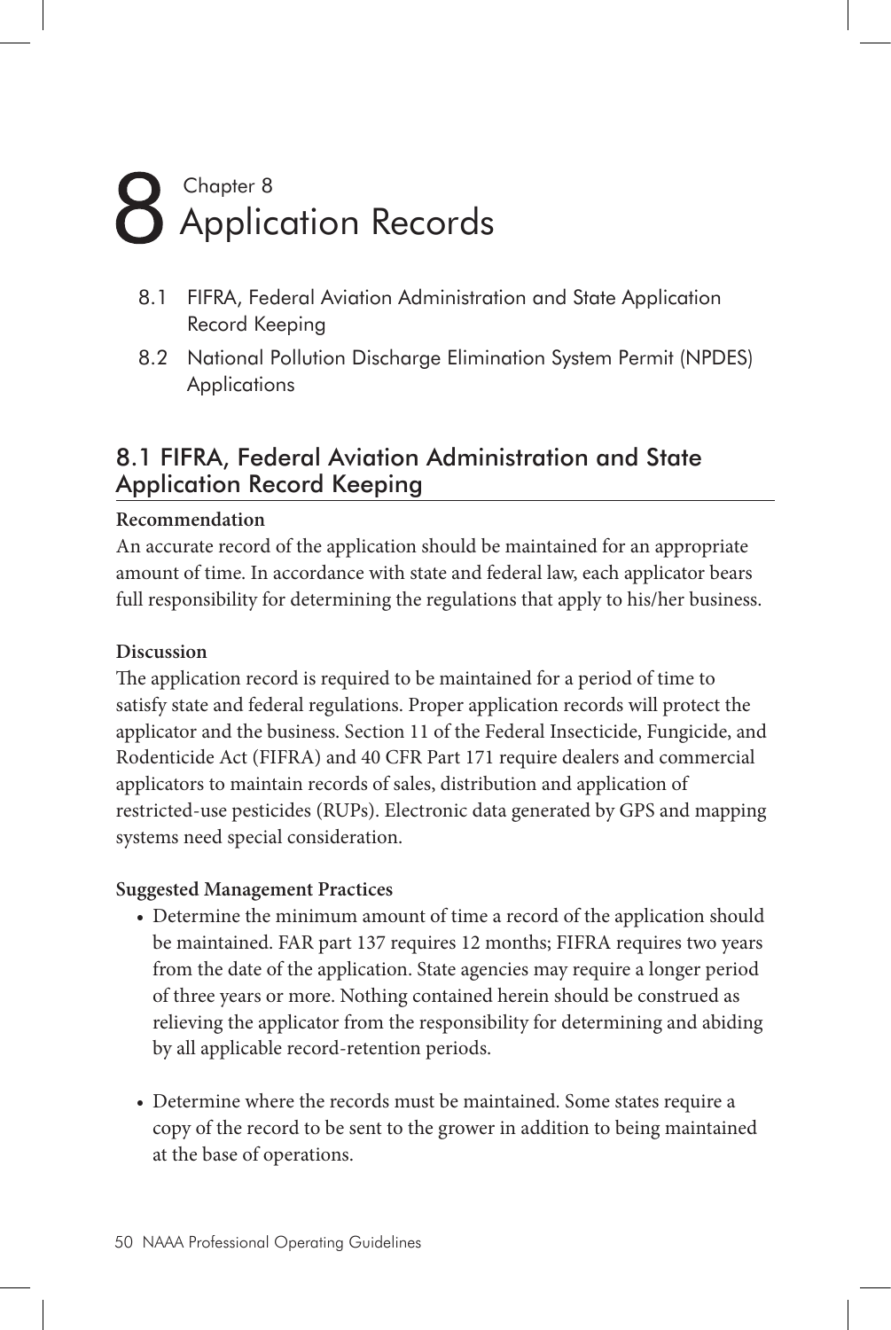# 8 Chapter 8 Application Records

8.1 FIFRA, Federal Aviation Administration and State Application Record Keeping

8.2 National Pollution Discharge Elimination System Permit (NPDES) Applications

## 8.1 FIFRA, Federal Aviation Administration and State Application Record Keeping

**Recommendation**

An accurate record of the application should be maintained for an appropriate amount of time. In accordance with state and federal law, each applicator bears full responsibility for determining the regulations that apply to his/her business.

**Discussion**

The application record is required to be maintained for a period of time to satisfy state and federal regulations. Proper application records will protect the applicator and the business. Section 11 of the Federal Insecticide, Fungicide, and Rodenticide Act (FIFRA) and 40 CFR Part 171 require dealers and commercial applicators to maintain records of sales, distribution and application of restricted-use pesticides (RUPs). Electronic data generated by GPS and mapping systems need special consideration.

**Suggested Management Practices**

- Determine the minimum amount of time a record of the application should be maintained. FAR part 137 requires 12 months; FIFRA requires two years from the date of the application. State agencies may require a longer period of three years or more. Nothing contained herein should be construed as relieving the applicator from the responsibility for determining and abiding by all applicable record-retention periods.

- Determine where the records must be maintained. Some states require a copy of the record to be sent to the grower in addition to being maintained at the base of operations.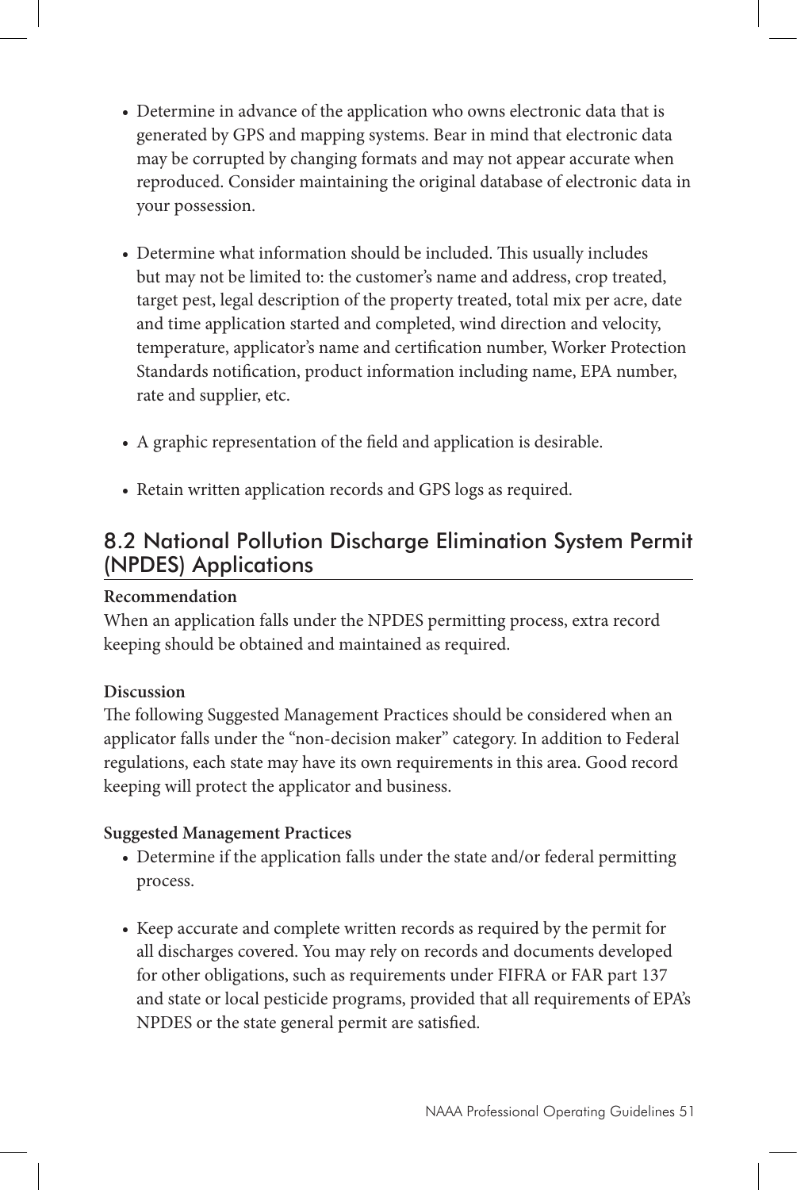- Determine in advance of the application who owns electronic data that is generated by GPS and mapping systems. Bear in mind that electronic data may be corrupted by changing formats and may not appear accurate when reproduced. Consider maintaining the original database of electronic data in your possession.

- Determine what information should be included. This usually includes but may not be limited to: the customer's name and address, crop treated, target pest, legal description of the property treated, total mix per acre, date and time application started and completed, wind direction and velocity, temperature, applicator's name and certification number, Worker Protection Standards notification, product information including name, EPA number, rate and supplier, etc.

- A graphic representation of the field and application is desirable.

- Retain written application records and GPS logs as required.

## 8.2 National Pollution Discharge Elimination System Permit (NPDES) Applications

**Recommendation**

When an application falls under the NPDES permitting process, extra record keeping should be obtained and maintained as required.

**Discussion**

The following Suggested Management Practices should be considered when an applicator falls under the "non-decision maker" category. In addition to Federal regulations, each state may have its own requirements in this area. Good record keeping will protect the applicator and business.

**Suggested Management Practices**

- Determine if the application falls under the state and/or federal permitting process.

- Keep accurate and complete written records as required by the permit for all discharges covered. You may rely on records and documents developed for other obligations, such as requirements under FIFRA or FAR part 137 and state or local pesticide programs, provided that all requirements of EPA's NPDES or the state general permit are satisfied.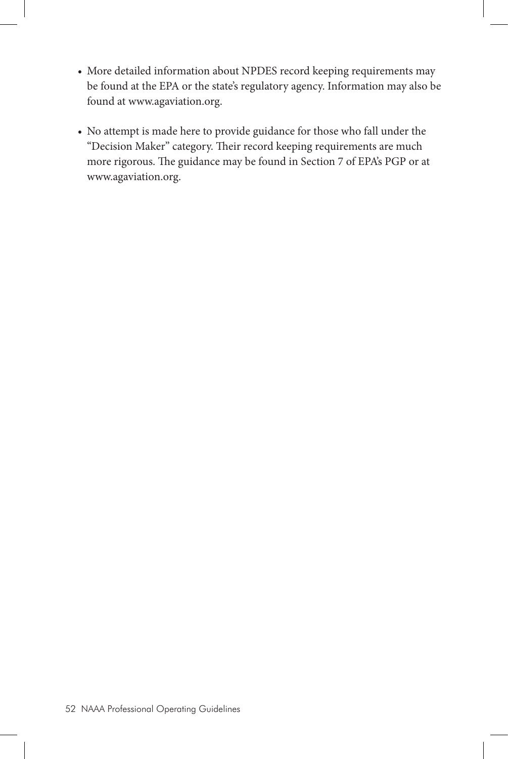- More detailed information about NPDES record keeping requirements may be found at the EPA or the state's regulatory agency. Information may also be found at www.agaviation.org.

- No attempt is made here to provide guidance for those who fall under the "Decision Maker" category. Their record keeping requirements are much more rigorous. The guidance may be found in Section 7 of EPA's PGP or at www.agaviation.org.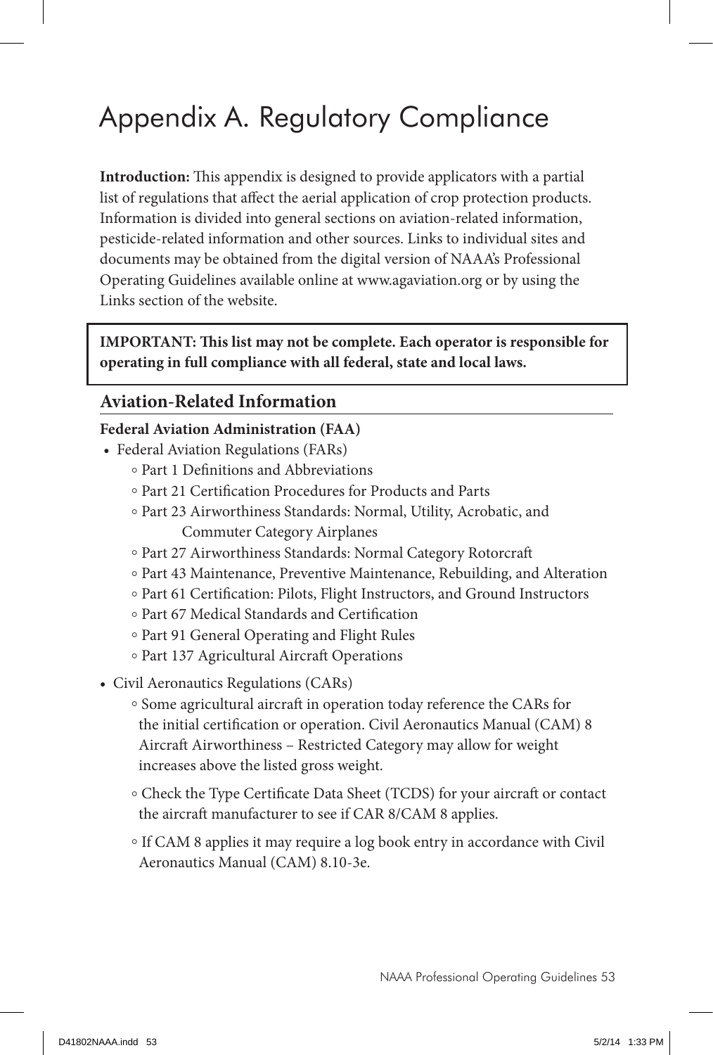# Appendix A. Regulatory Compliance

**Introduction:** This appendix is designed to provide applicators with a partial list of regulations that affect the aerial application of crop protection products. Information is divided into general sections on aviation-related information, pesticide-related information and other sources. Links to individual sites and documents may be obtained from the digital version of NAAA's Professional Operating Guidelines available online at www.agaviation.org or by using the Links section of the website.

> **IMPORTANT: This list may not be complete. Each operator is responsible for operating in full compliance with all federal, state and local laws.**

## Aviation-Related Information

### Federal Aviation Administration (FAA)

- Federal Aviation Regulations (FARs)
  - Part 1 Definitions and Abbreviations
  - Part 21 Certification Procedures for Products and Parts
  - Part 23 Airworthiness Standards: Normal, Utility, Acrobatic, and Commuter Category Airplanes
  - Part 27 Airworthiness Standards: Normal Category Rotorcraft
  - Part 43 Maintenance, Preventive Maintenance, Rebuilding, and Alteration
  - Part 61 Certification: Pilots, Flight Instructors, and Ground Instructors
  - Part 67 Medical Standards and Certification
  - Part 91 General Operating and Flight Rules
  - Part 137 Agricultural Aircraft Operations
- Civil Aeronautics Regulations (CARs)
  - Some agricultural aircraft in operation today reference the CARs for the initial certification or operation. Civil Aeronautics Manual (CAM) 8 Aircraft Airworthiness – Restricted Category may allow for weight increases above the listed gross weight.
  - Check the Type Certificate Data Sheet (TCDS) for your aircraft or contact the aircraft manufacturer to see if CAR 8/CAM 8 applies.
  - If CAM 8 applies it may require a log book entry in accordance with Civil Aeronautics Manual (CAM) 8.10-3e.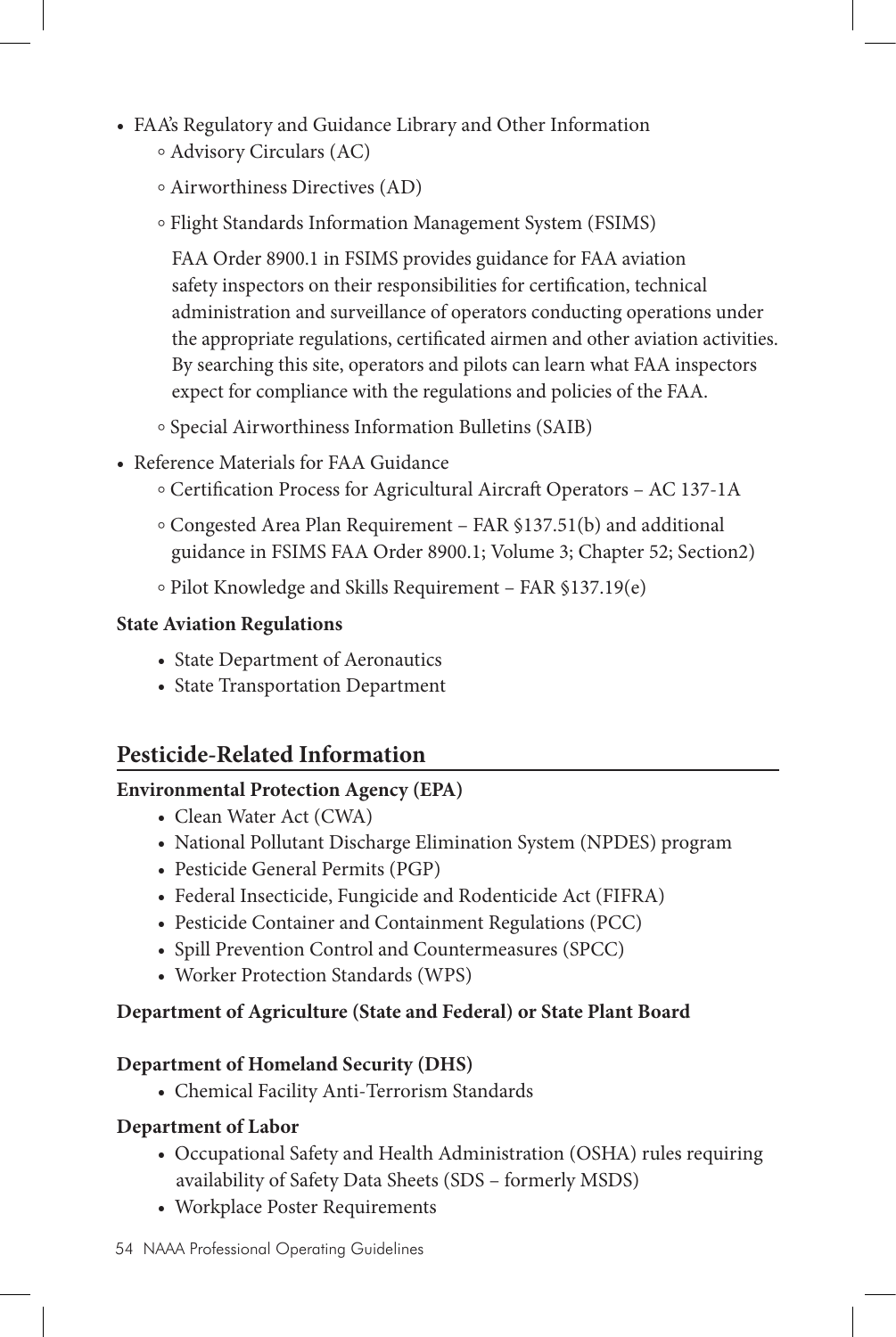- FAA's Regulatory and Guidance Library and Other Information
  - Advisory Circulars (AC)
  - Airworthiness Directives (AD)
  - Flight Standards Information Management System (FSIMS)

    FAA Order 8900.1 in FSIMS provides guidance for FAA aviation safety inspectors on their responsibilities for certification, technical administration and surveillance of operators conducting operations under the appropriate regulations, certificated airmen and other aviation activities. By searching this site, operators and pilots can learn what FAA inspectors expect for compliance with the regulations and policies of the FAA.
  - Special Airworthiness Information Bulletins (SAIB)
- Reference Materials for FAA Guidance
  - Certification Process for Agricultural Aircraft Operators – AC 137-1A
  - Congested Area Plan Requirement – FAR §137.51(b) and additional guidance in FSIMS FAA Order 8900.1; Volume 3; Chapter 52; Section2)
  - Pilot Knowledge and Skills Requirement – FAR §137.19(e)

**State Aviation Regulations**

- State Department of Aeronautics
- State Transportation Department

## Pesticide-Related Information

**Environmental Protection Agency (EPA)**

- Clean Water Act (CWA)
- National Pollutant Discharge Elimination System (NPDES) program
- Pesticide General Permits (PGP)
- Federal Insecticide, Fungicide and Rodenticide Act (FIFRA)
- Pesticide Container and Containment Regulations (PCC)
- Spill Prevention Control and Countermeasures (SPCC)
- Worker Protection Standards (WPS)

**Department of Agriculture (State and Federal) or State Plant Board**

**Department of Homeland Security (DHS)**

- Chemical Facility Anti-Terrorism Standards

**Department of Labor**

- Occupational Safety and Health Administration (OSHA) rules requiring availability of Safety Data Sheets (SDS – formerly MSDS)
- Workplace Poster Requirements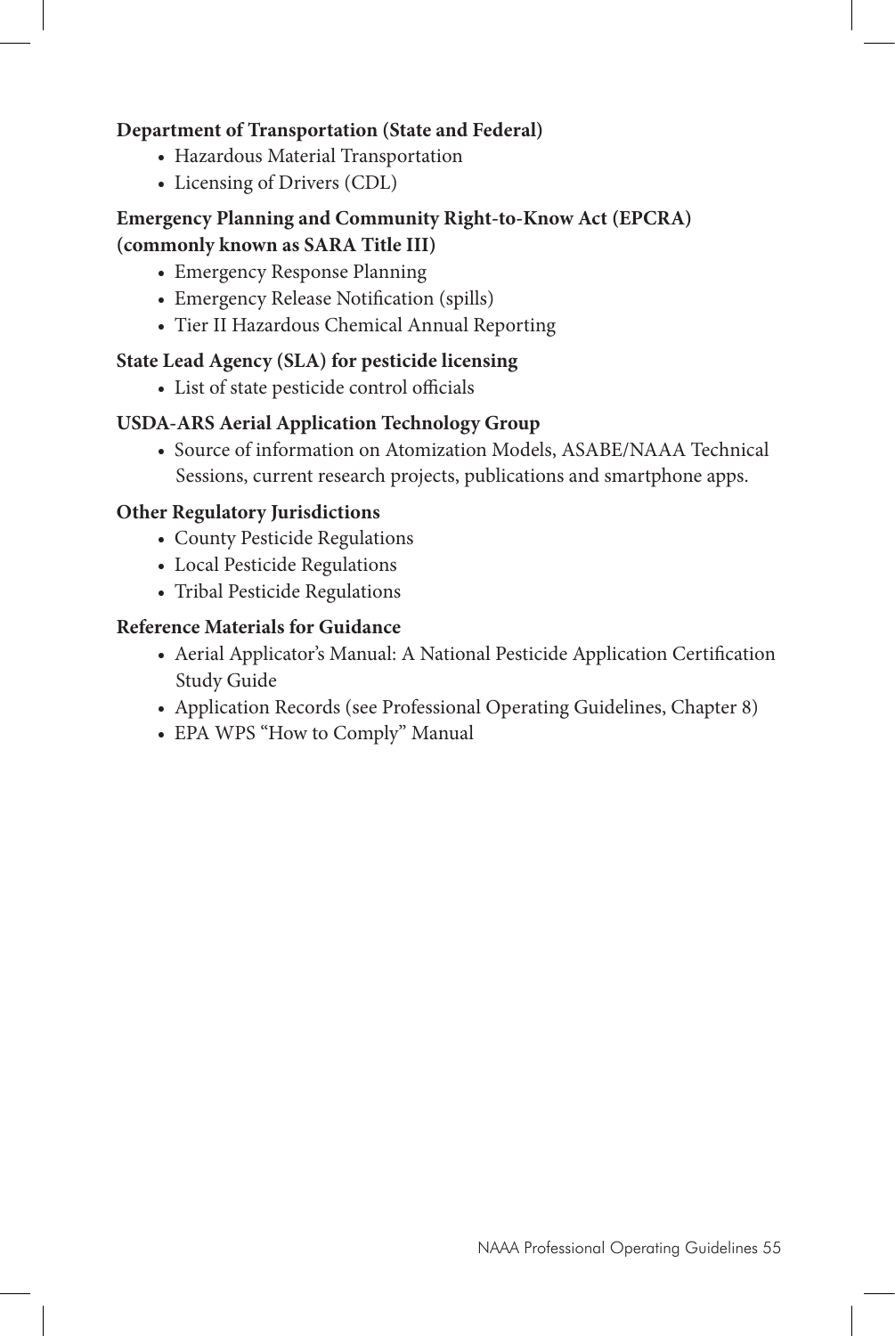**Department of Transportation (State and Federal)**

- Hazardous Material Transportation
- Licensing of Drivers (CDL)

**Emergency Planning and Community Right-to-Know Act (EPCRA) (commonly known as SARA Title III)**

- Emergency Response Planning
- Emergency Release Notification (spills)
- Tier II Hazardous Chemical Annual Reporting

**State Lead Agency (SLA) for pesticide licensing**

- List of state pesticide control officials

**USDA-ARS Aerial Application Technology Group**

- Source of information on Atomization Models, ASABE/NAAA Technical Sessions, current research projects, publications and smartphone apps.

**Other Regulatory Jurisdictions**

- County Pesticide Regulations
- Local Pesticide Regulations
- Tribal Pesticide Regulations

**Reference Materials for Guidance**

- Aerial Applicator's Manual: A National Pesticide Application Certification Study Guide
- Application Records (see Professional Operating Guidelines, Chapter 8)
- EPA WPS "How to Comply" Manual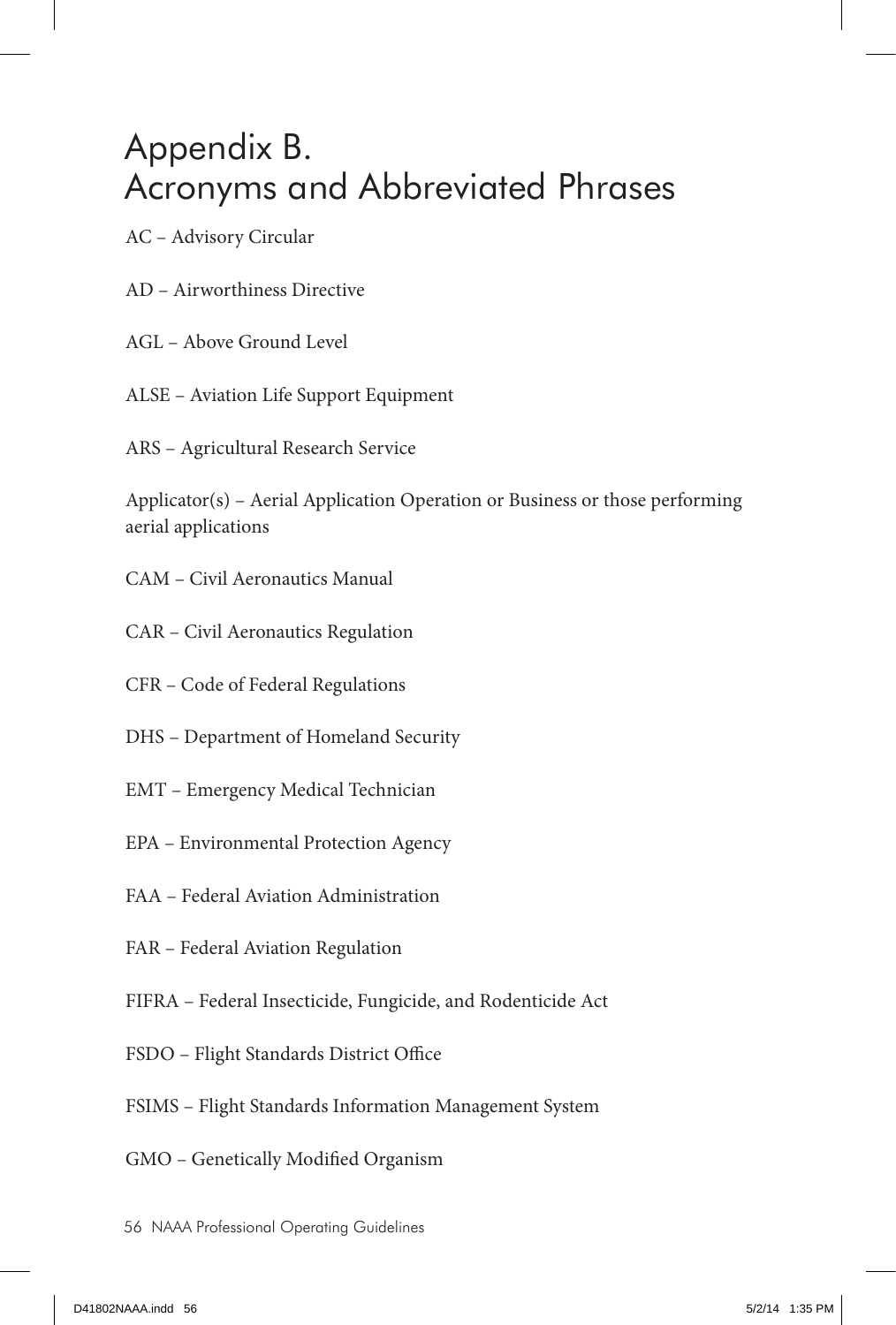# Appendix B. Acronyms and Abbreviated Phrases

AC – Advisory Circular

AD – Airworthiness Directive

AGL – Above Ground Level

ALSE – Aviation Life Support Equipment

ARS – Agricultural Research Service

Applicator(s) – Aerial Application Operation or Business or those performing aerial applications

CAM – Civil Aeronautics Manual

CAR – Civil Aeronautics Regulation

CFR – Code of Federal Regulations

DHS – Department of Homeland Security

EMT – Emergency Medical Technician

EPA – Environmental Protection Agency

FAA – Federal Aviation Administration

FAR – Federal Aviation Regulation

FIFRA – Federal Insecticide, Fungicide, and Rodenticide Act

FSDO – Flight Standards District Office

FSIMS – Flight Standards Information Management System

GMO – Genetically Modified Organism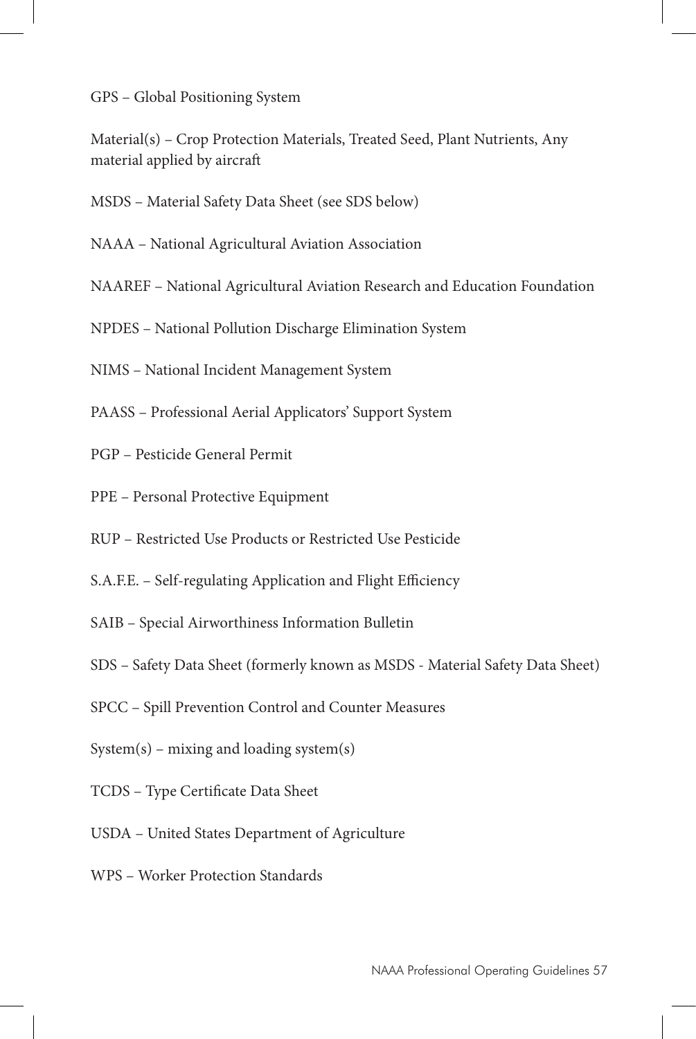GPS – Global Positioning System

Material(s) – Crop Protection Materials, Treated Seed, Plant Nutrients, Any material applied by aircraft

MSDS – Material Safety Data Sheet (see SDS below)

NAAA – National Agricultural Aviation Association

NAAREF – National Agricultural Aviation Research and Education Foundation

NPDES – National Pollution Discharge Elimination System

NIMS – National Incident Management System

PAASS – Professional Aerial Applicators' Support System

PGP – Pesticide General Permit

PPE – Personal Protective Equipment

RUP – Restricted Use Products or Restricted Use Pesticide

S.A.F.E. – Self-regulating Application and Flight Efficiency

SAIB – Special Airworthiness Information Bulletin

SDS – Safety Data Sheet (formerly known as MSDS - Material Safety Data Sheet)

SPCC – Spill Prevention Control and Counter Measures

System(s) – mixing and loading system(s)

TCDS – Type Certificate Data Sheet

USDA – United States Department of Agriculture

WPS – Worker Protection Standards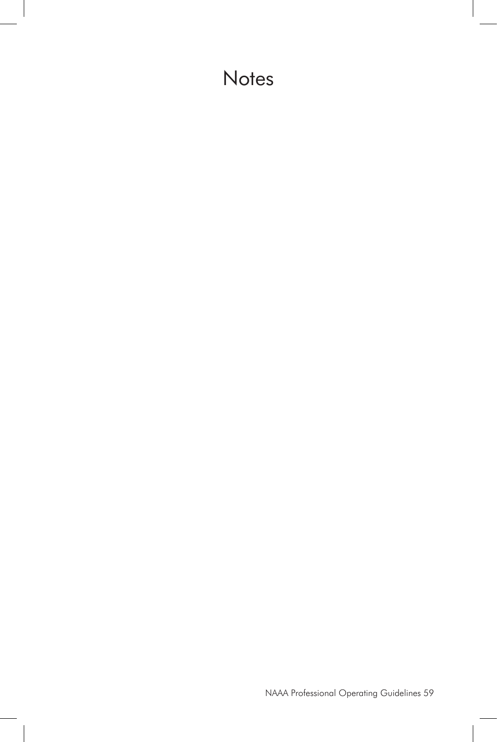# Notes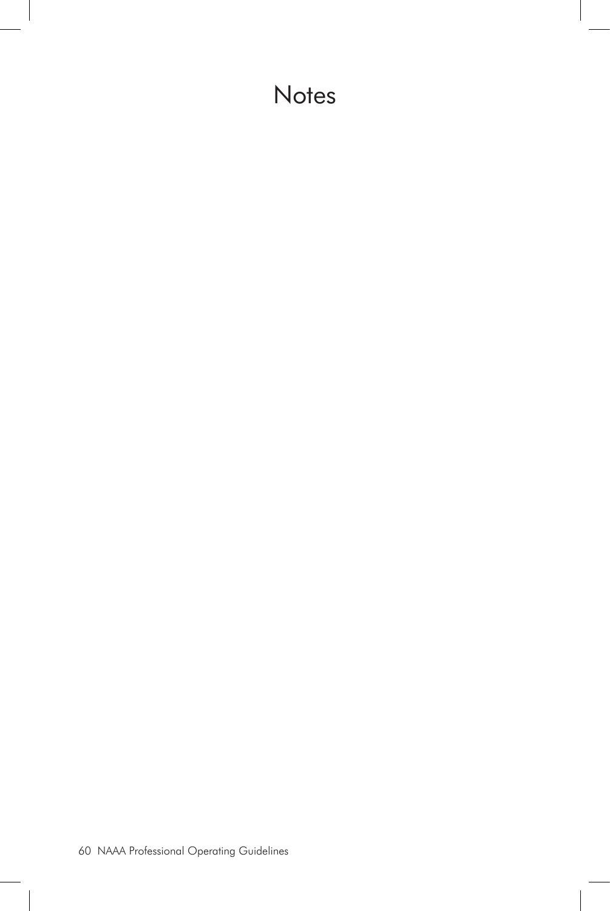# Notes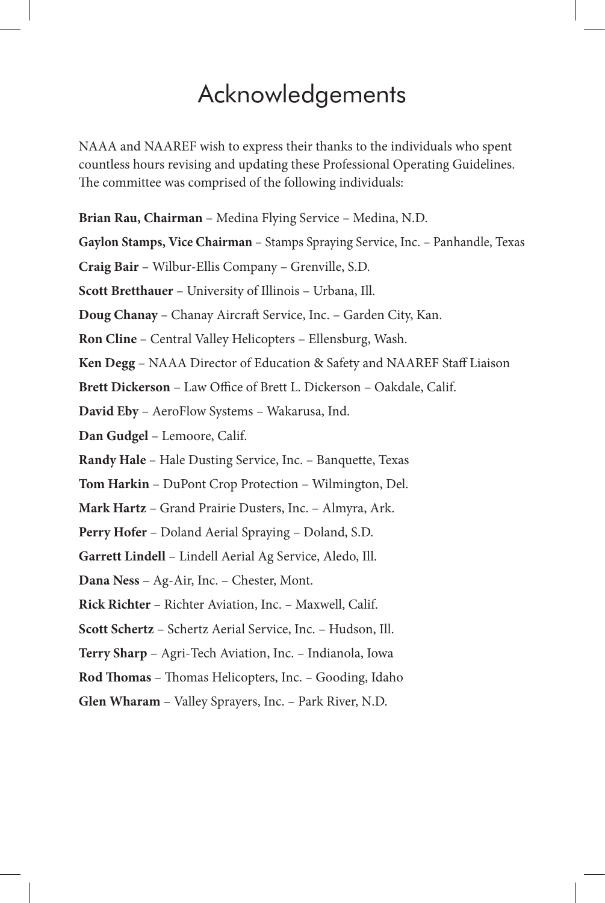# Acknowledgements

NAAA and NAAREF wish to express their thanks to the individuals who spent countless hours revising and updating these Professional Operating Guidelines. The committee was comprised of the following individuals:

**Brian Rau, Chairman** – Medina Flying Service – Medina, N.D.

**Gaylon Stamps, Vice Chairman** – Stamps Spraying Service, Inc. – Panhandle, Texas

**Craig Bair** – Wilbur-Ellis Company – Grenville, S.D.

**Scott Bretthauer** – University of Illinois – Urbana, Ill.

**Doug Chanay** – Chanay Aircraft Service, Inc. – Garden City, Kan.

**Ron Cline** – Central Valley Helicopters – Ellensburg, Wash.

**Ken Degg** – NAAA Director of Education & Safety and NAAREF Staff Liaison

**Brett Dickerson** – Law Office of Brett L. Dickerson – Oakdale, Calif.

**David Eby** – AeroFlow Systems – Wakarusa, Ind.

**Dan Gudgel** – Lemoore, Calif.

**Randy Hale** – Hale Dusting Service, Inc. – Banquette, Texas

**Tom Harkin** – DuPont Crop Protection – Wilmington, Del.

**Mark Hartz** – Grand Prairie Dusters, Inc. – Almyra, Ark.

**Perry Hofer** – Doland Aerial Spraying – Doland, S.D.

**Garrett Lindell** – Lindell Aerial Ag Service, Aledo, Ill.

**Dana Ness** – Ag-Air, Inc. – Chester, Mont.

**Rick Richter** – Richter Aviation, Inc. – Maxwell, Calif.

**Scott Schertz** – Schertz Aerial Service, Inc. – Hudson, Ill.

**Terry Sharp** – Agri-Tech Aviation, Inc. – Indianola, Iowa

**Rod Thomas** – Thomas Helicopters, Inc. – Gooding, Idaho

**Glen Wharam** – Valley Sprayers, Inc. – Park River, N.D.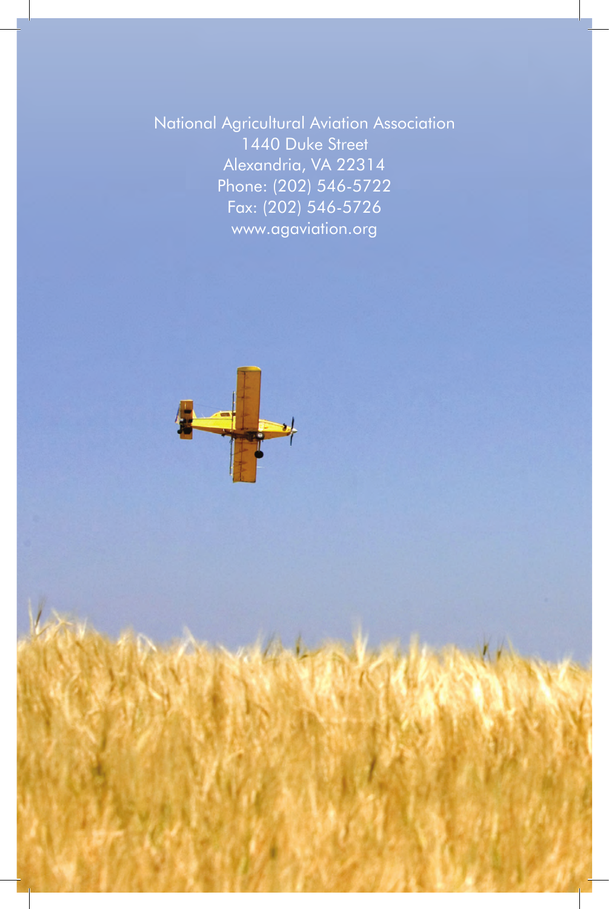National Agricultural Aviation Association
1440 Duke Street
Alexandria, VA 22314
Phone: (202) 546-5722
Fax: (202) 546-5726
www.agaviation.org